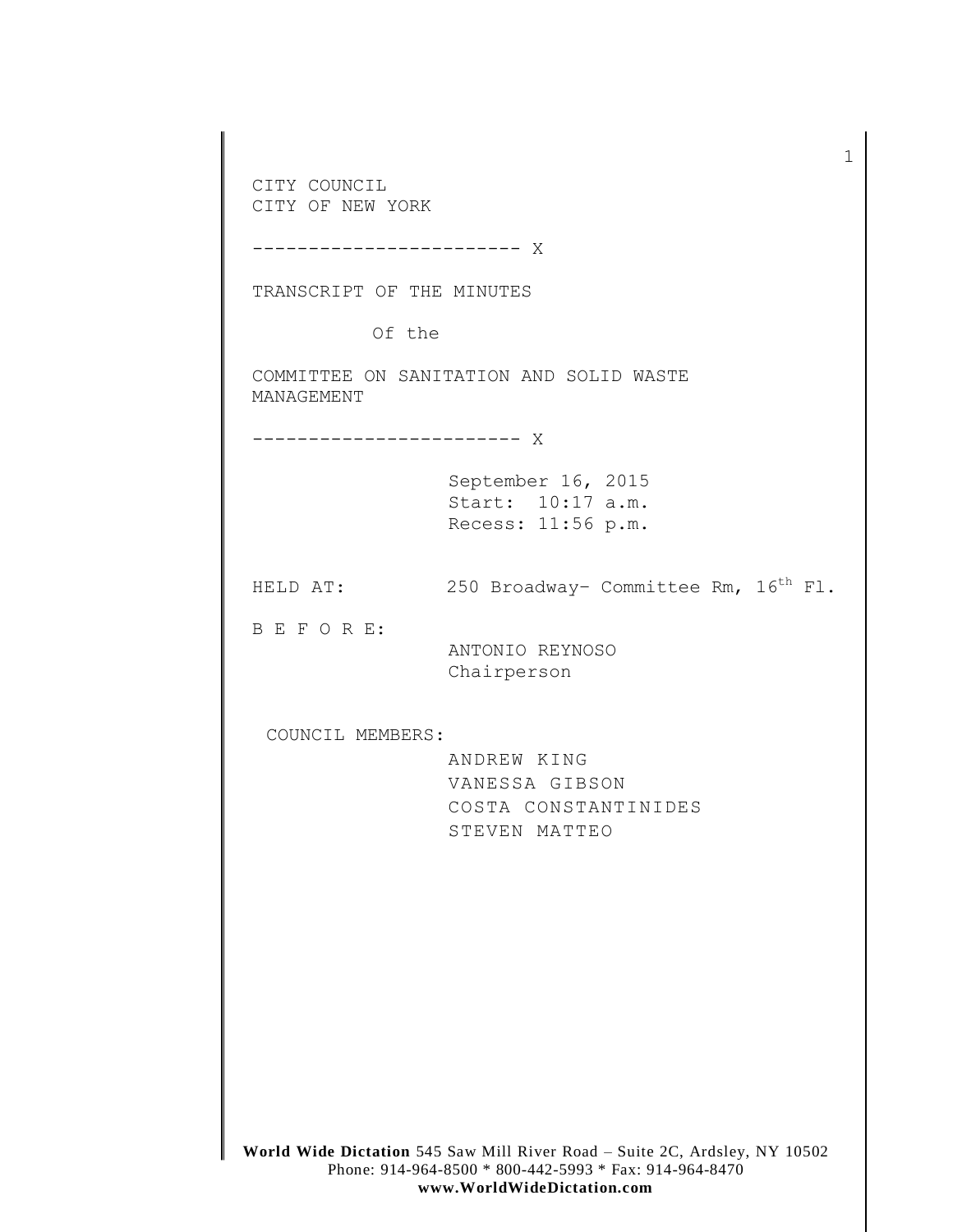CITY COUNCIL
CITY OF NEW YORK

------------------------ X

TRANSCRIPT OF THE MINUTES

Of the

COMMITTEE ON SANITATION AND SOLID WASTE MANAGEMENT

------------------------ X

September 16, 2015
Start: 10:17 a.m.
Recess: 11:56 p.m.

HELD AT: 250 Broadway– Committee Rm, 16th Fl.

B E F O R E:

ANTONIO REYNOSO
Chairperson

COUNCIL MEMBERS:

ANDREW KING
VANESSA GIBSON
COSTA CONSTANTINIDES
STEVEN MATTEO

**World Wide Dictation** 545 Saw Mill River Road – Suite 2C, Ardsley, NY 10502
Phone: 914-964-8500 * 800-442-5993 * Fax: 914-964-8470
**www.WorldWideDictation.com**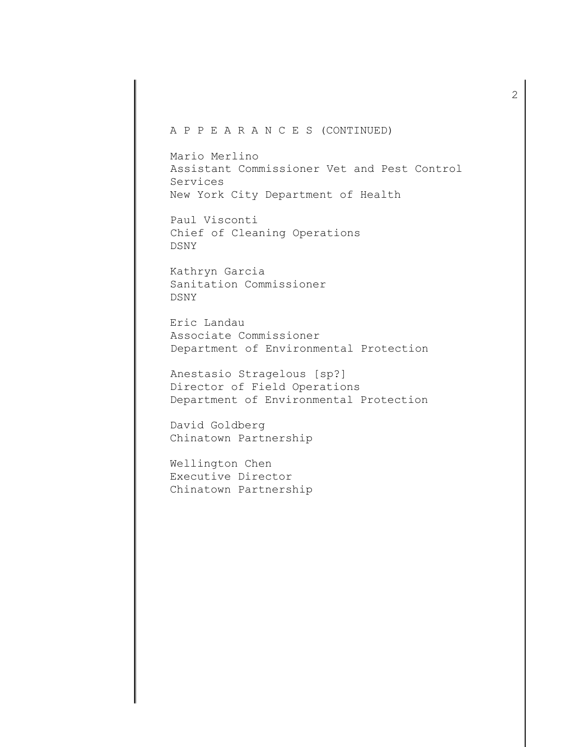A P P E A R A N C E S (CONTINUED)

Mario Merlino
Assistant Commissioner Vet and Pest Control Services
New York City Department of Health

Paul Visconti
Chief of Cleaning Operations
DSNY

Kathryn Garcia
Sanitation Commissioner
DSNY

Eric Landau
Associate Commissioner
Department of Environmental Protection

Anestasio Stragelous [sp?]
Director of Field Operations
Department of Environmental Protection

David Goldberg
Chinatown Partnership

Wellington Chen
Executive Director
Chinatown Partnership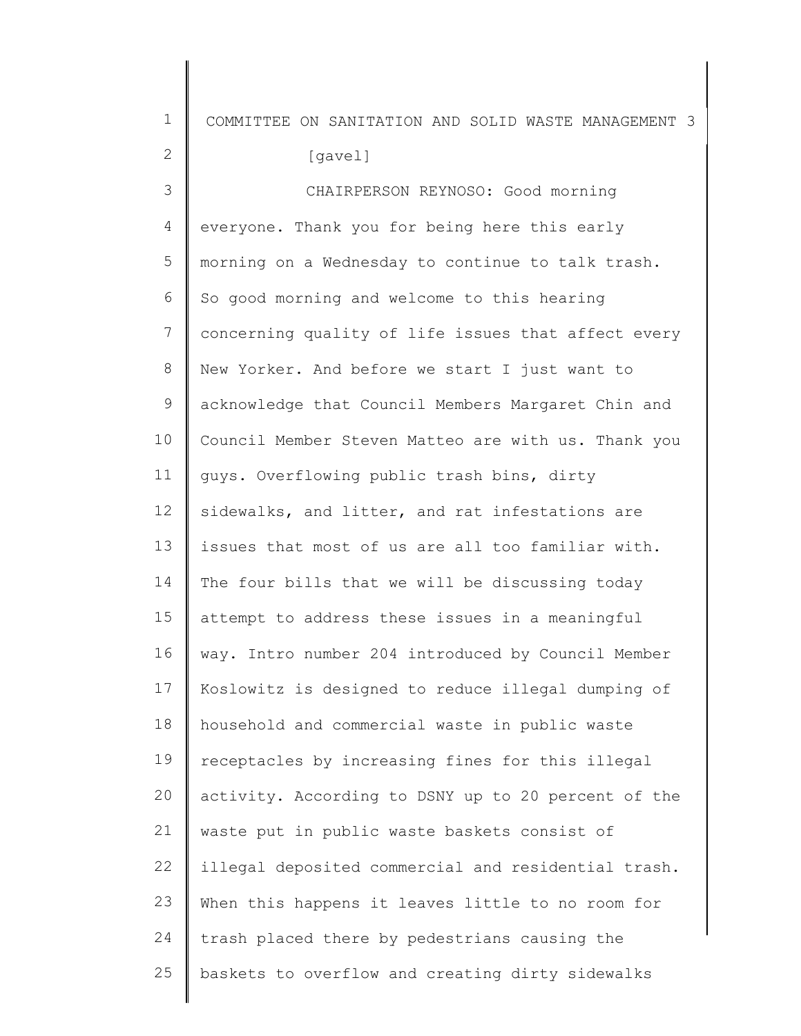[gavel]

CHAIRPERSON REYNOSO: Good morning everyone. Thank you for being here this early morning on a Wednesday to continue to talk trash. So good morning and welcome to this hearing concerning quality of life issues that affect every New Yorker. And before we start I just want to acknowledge that Council Members Margaret Chin and Council Member Steven Matteo are with us. Thank you guys. Overflowing public trash bins, dirty sidewalks, and litter, and rat infestations are issues that most of us are all too familiar with. The four bills that we will be discussing today attempt to address these issues in a meaningful way. Intro number 204 introduced by Council Member Koslowitz is designed to reduce illegal dumping of household and commercial waste in public waste receptacles by increasing fines for this illegal activity. According to DSNY up to 20 percent of the waste put in public waste baskets consist of illegal deposited commercial and residential trash. When this happens it leaves little to no room for trash placed there by pedestrians causing the baskets to overflow and creating dirty sidewalks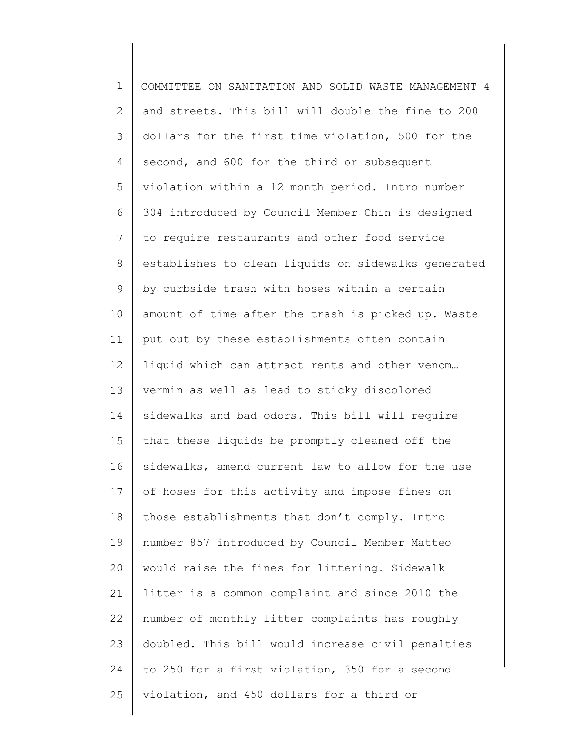and streets. This bill will double the fine to 200 dollars for the first time violation, 500 for the second, and 600 for the third or subsequent violation within a 12 month period. Intro number 304 introduced by Council Member Chin is designed to require restaurants and other food service establishes to clean liquids on sidewalks generated by curbside trash with hoses within a certain amount of time after the trash is picked up. Waste put out by these establishments often contain liquid which can attract rents and other venom… vermin as well as lead to sticky discolored sidewalks and bad odors. This bill will require that these liquids be promptly cleaned off the sidewalks, amend current law to allow for the use of hoses for this activity and impose fines on those establishments that don't comply. Intro number 857 introduced by Council Member Matteo would raise the fines for littering. Sidewalk litter is a common complaint and since 2010 the number of monthly litter complaints has roughly doubled. This bill would increase civil penalties to 250 for a first violation, 350 for a second violation, and 450 dollars for a third or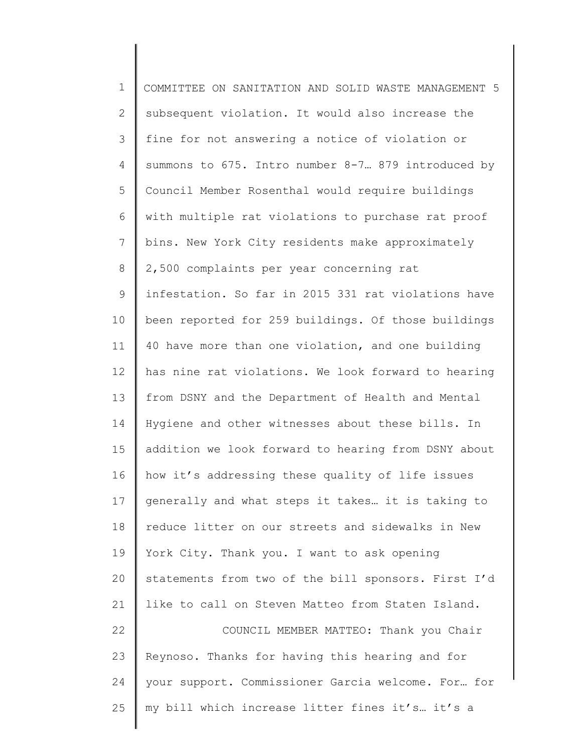subsequent violation. It would also increase the fine for not answering a notice of violation or summons to 675. Intro number 8-7… 879 introduced by Council Member Rosenthal would require buildings with multiple rat violations to purchase rat proof bins. New York City residents make approximately 2,500 complaints per year concerning rat infestation. So far in 2015 331 rat violations have been reported for 259 buildings. Of those buildings 40 have more than one violation, and one building has nine rat violations. We look forward to hearing from DSNY and the Department of Health and Mental Hygiene and other witnesses about these bills. In addition we look forward to hearing from DSNY about how it's addressing these quality of life issues generally and what steps it takes… it is taking to reduce litter on our streets and sidewalks in New York City. Thank you. I want to ask opening statements from two of the bill sponsors. First I'd like to call on Steven Matteo from Staten Island.

COUNCIL MEMBER MATTEO: Thank you Chair Reynoso. Thanks for having this hearing and for your support. Commissioner Garcia welcome. For… for my bill which increase litter fines it's… it's a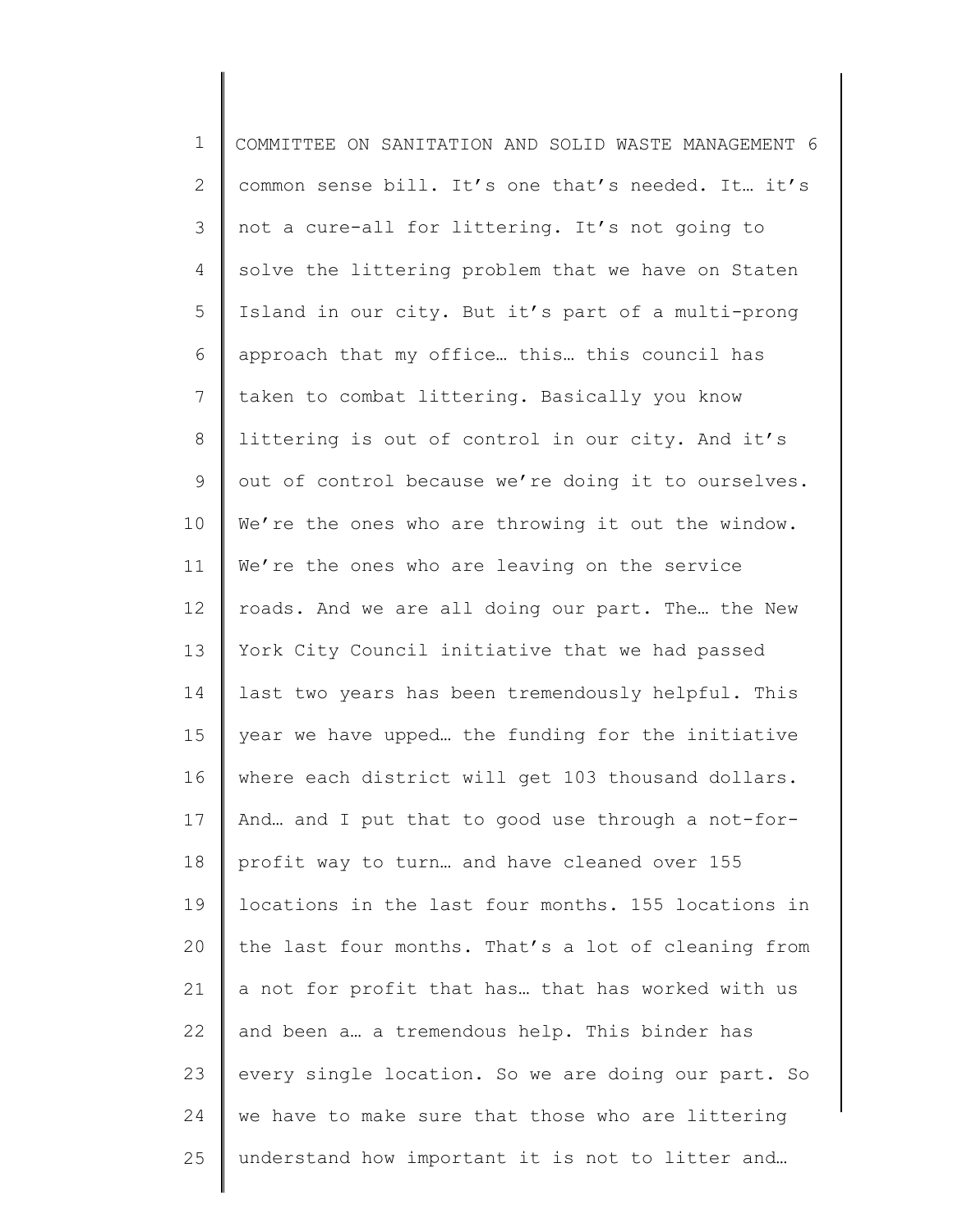common sense bill. It's one that's needed. It… it's not a cure-all for littering. It's not going to solve the littering problem that we have on Staten Island in our city. But it's part of a multi-prong approach that my office… this… this council has taken to combat littering. Basically you know littering is out of control in our city. And it's out of control because we're doing it to ourselves. We're the ones who are throwing it out the window. We're the ones who are leaving on the service roads. And we are all doing our part. The… the New York City Council initiative that we had passed last two years has been tremendously helpful. This year we have upped… the funding for the initiative where each district will get 103 thousand dollars. And… and I put that to good use through a not-for-profit way to turn… and have cleaned over 155 locations in the last four months. 155 locations in the last four months. That's a lot of cleaning from a not for profit that has… that has worked with us and been a… a tremendous help. This binder has every single location. So we are doing our part. So we have to make sure that those who are littering understand how important it is not to litter and…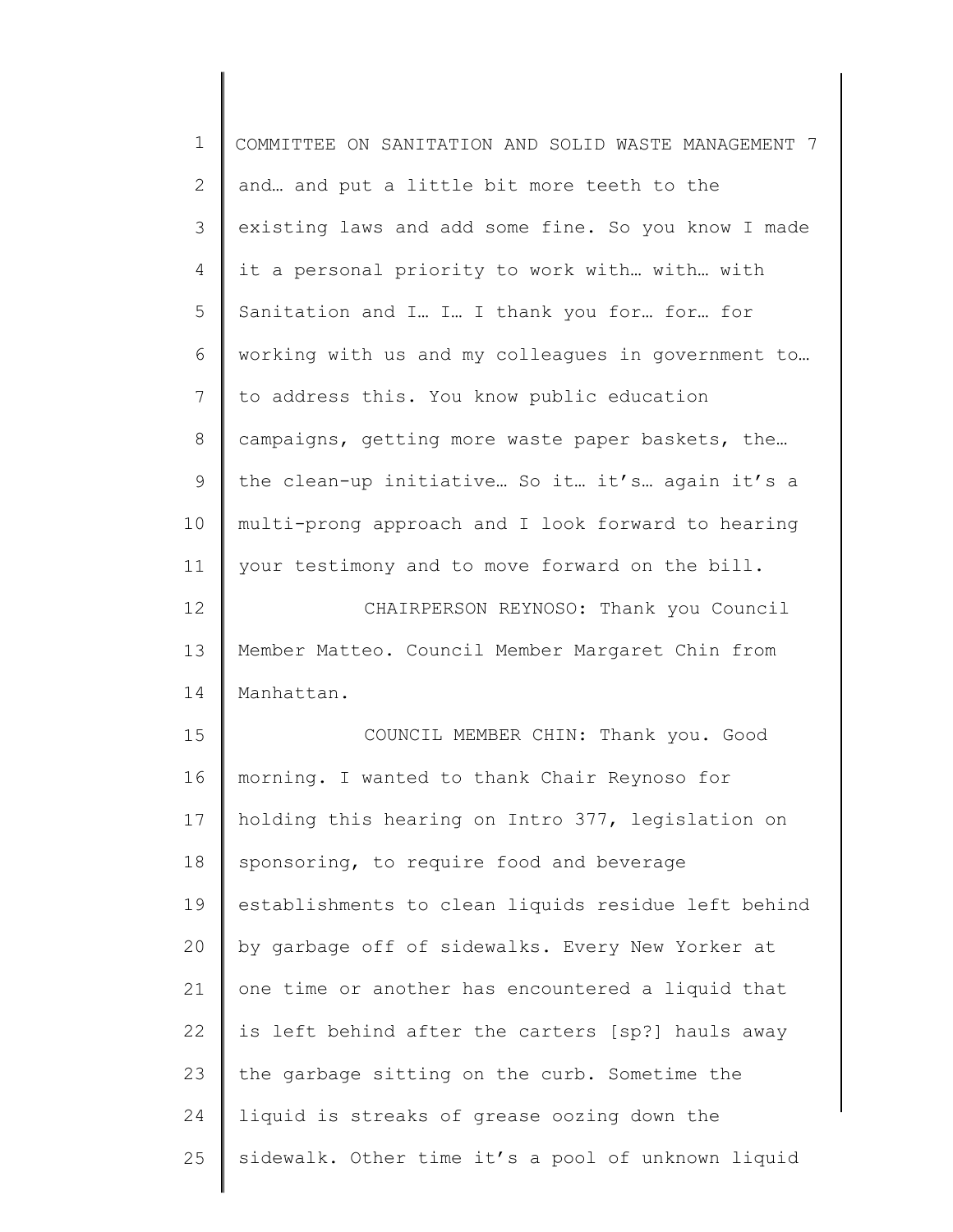and… and put a little bit more teeth to the existing laws and add some fine. So you know I made it a personal priority to work with… with… with Sanitation and I… I… I thank you for… for… for working with us and my colleagues in government to… to address this. You know public education campaigns, getting more waste paper baskets, the… the clean-up initiative… So it… it's… again it's a multi-prong approach and I look forward to hearing your testimony and to move forward on the bill.

CHAIRPERSON REYNOSO: Thank you Council Member Matteo. Council Member Margaret Chin from Manhattan.

COUNCIL MEMBER CHIN: Thank you. Good morning. I wanted to thank Chair Reynoso for holding this hearing on Intro 377, legislation on sponsoring, to require food and beverage establishments to clean liquids residue left behind by garbage off of sidewalks. Every New Yorker at one time or another has encountered a liquid that is left behind after the carters [sp?] hauls away the garbage sitting on the curb. Sometime the liquid is streaks of grease oozing down the sidewalk. Other time it's a pool of unknown liquid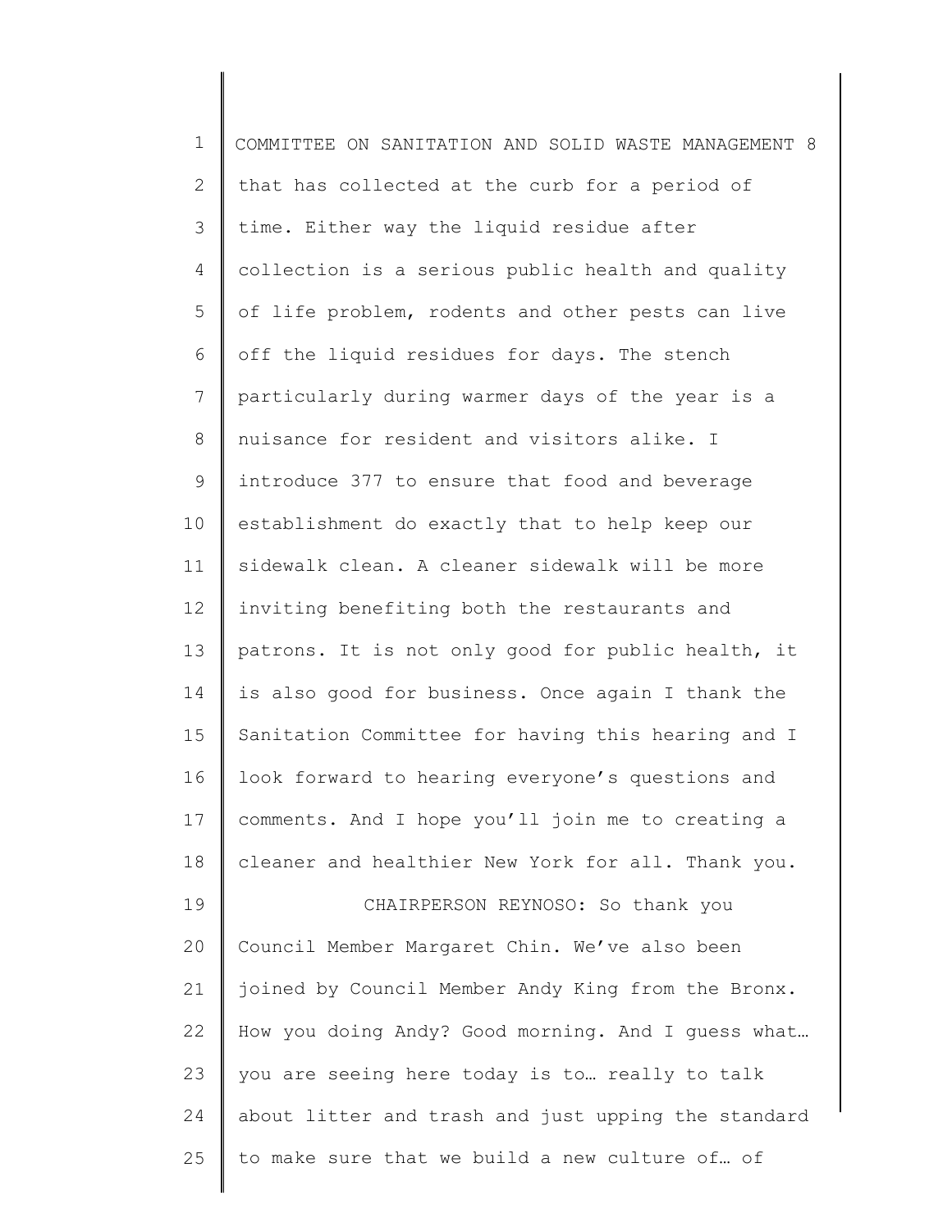that has collected at the curb for a period of time. Either way the liquid residue after collection is a serious public health and quality of life problem, rodents and other pests can live off the liquid residues for days. The stench particularly during warmer days of the year is a nuisance for resident and visitors alike. I introduce 377 to ensure that food and beverage establishment do exactly that to help keep our sidewalk clean. A cleaner sidewalk will be more inviting benefiting both the restaurants and patrons. It is not only good for public health, it is also good for business. Once again I thank the Sanitation Committee for having this hearing and I look forward to hearing everyone's questions and comments. And I hope you'll join me to creating a cleaner and healthier New York for all. Thank you.

CHAIRPERSON REYNOSO: So thank you Council Member Margaret Chin. We've also been joined by Council Member Andy King from the Bronx. How you doing Andy? Good morning. And I guess what… you are seeing here today is to… really to talk about litter and trash and just upping the standard to make sure that we build a new culture of… of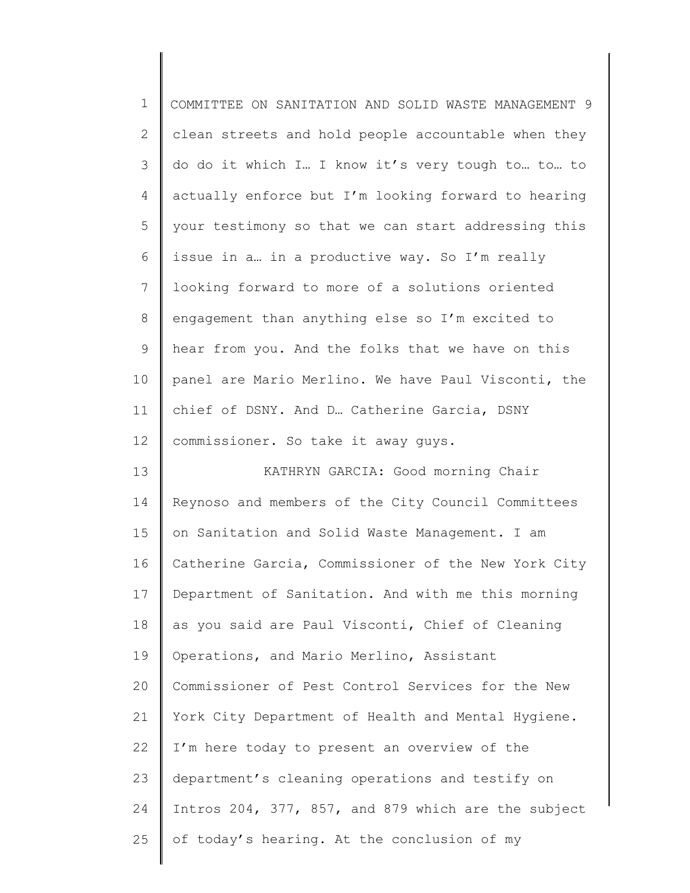clean streets and hold people accountable when they do do it which I… I know it's very tough to… to… to actually enforce but I'm looking forward to hearing your testimony so that we can start addressing this issue in a… in a productive way. So I'm really looking forward to more of a solutions oriented engagement than anything else so I'm excited to hear from you. And the folks that we have on this panel are Mario Merlino. We have Paul Visconti, the chief of DSNY. And D… Catherine Garcia, DSNY commissioner. So take it away guys.

KATHRYN GARCIA: Good morning Chair Reynoso and members of the City Council Committees on Sanitation and Solid Waste Management. I am Catherine Garcia, Commissioner of the New York City Department of Sanitation. And with me this morning as you said are Paul Visconti, Chief of Cleaning Operations, and Mario Merlino, Assistant Commissioner of Pest Control Services for the New York City Department of Health and Mental Hygiene. I'm here today to present an overview of the department's cleaning operations and testify on Intros 204, 377, 857, and 879 which are the subject of today's hearing. At the conclusion of my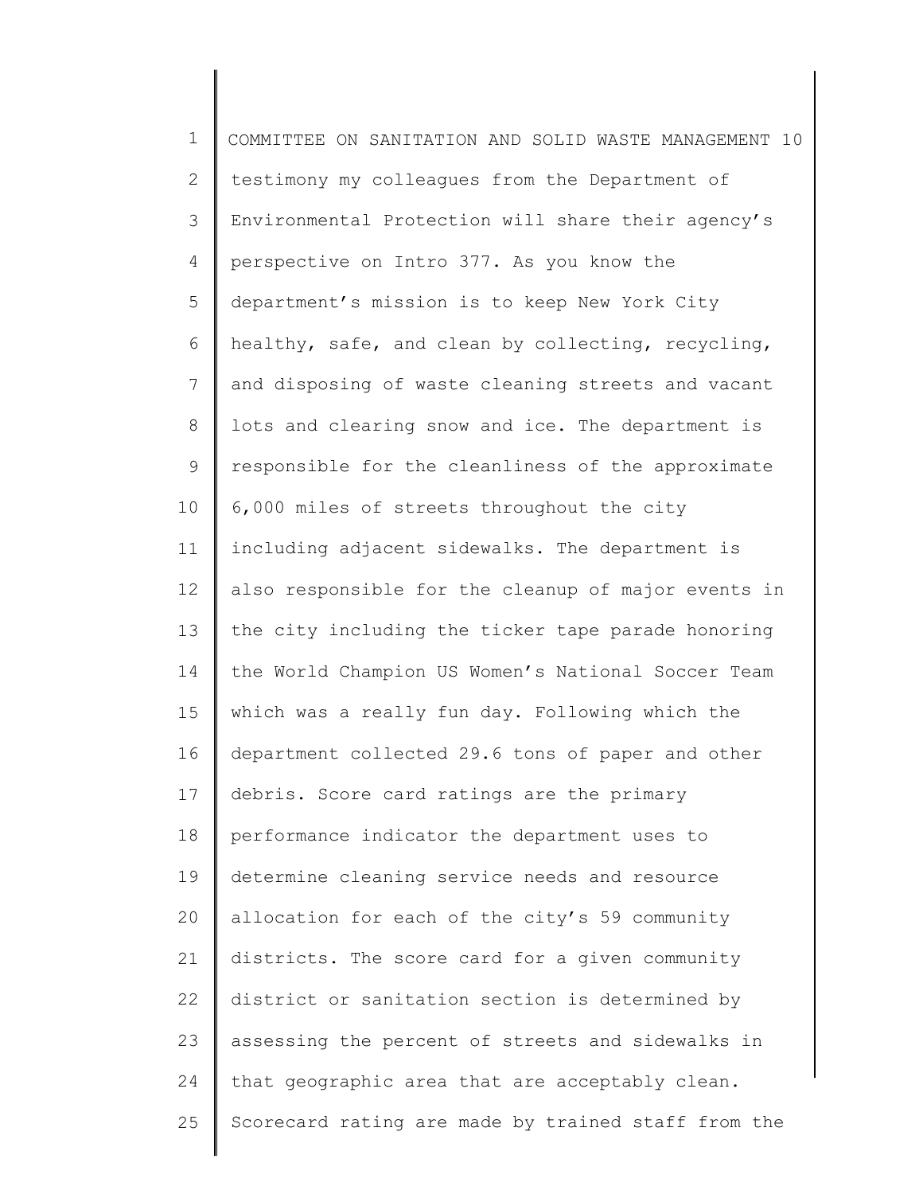testimony my colleagues from the Department of Environmental Protection will share their agency's perspective on Intro 377. As you know the department's mission is to keep New York City healthy, safe, and clean by collecting, recycling, and disposing of waste cleaning streets and vacant lots and clearing snow and ice. The department is responsible for the cleanliness of the approximate 6,000 miles of streets throughout the city including adjacent sidewalks. The department is also responsible for the cleanup of major events in the city including the ticker tape parade honoring the World Champion US Women's National Soccer Team which was a really fun day. Following which the department collected 29.6 tons of paper and other debris. Score card ratings are the primary performance indicator the department uses to determine cleaning service needs and resource allocation for each of the city's 59 community districts. The score card for a given community district or sanitation section is determined by assessing the percent of streets and sidewalks in that geographic area that are acceptably clean. Scorecard rating are made by trained staff from the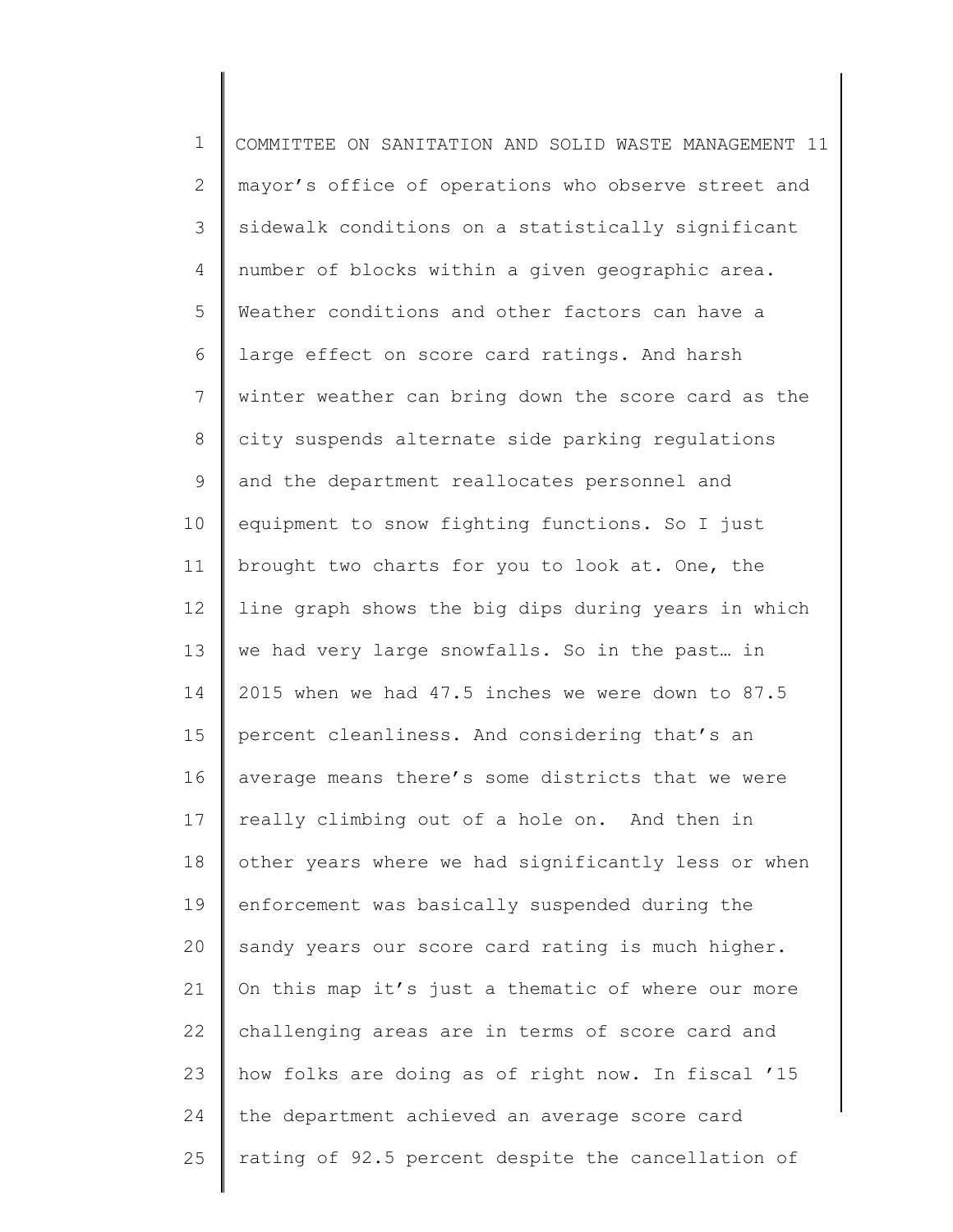mayor's office of operations who observe street and sidewalk conditions on a statistically significant number of blocks within a given geographic area. Weather conditions and other factors can have a large effect on score card ratings. And harsh winter weather can bring down the score card as the city suspends alternate side parking regulations and the department reallocates personnel and equipment to snow fighting functions. So I just brought two charts for you to look at. One, the line graph shows the big dips during years in which we had very large snowfalls. So in the past… in 2015 when we had 47.5 inches we were down to 87.5 percent cleanliness. And considering that's an average means there's some districts that we were really climbing out of a hole on. And then in other years where we had significantly less or when enforcement was basically suspended during the sandy years our score card rating is much higher. On this map it's just a thematic of where our more challenging areas are in terms of score card and how folks are doing as of right now. In fiscal '15 the department achieved an average score card rating of 92.5 percent despite the cancellation of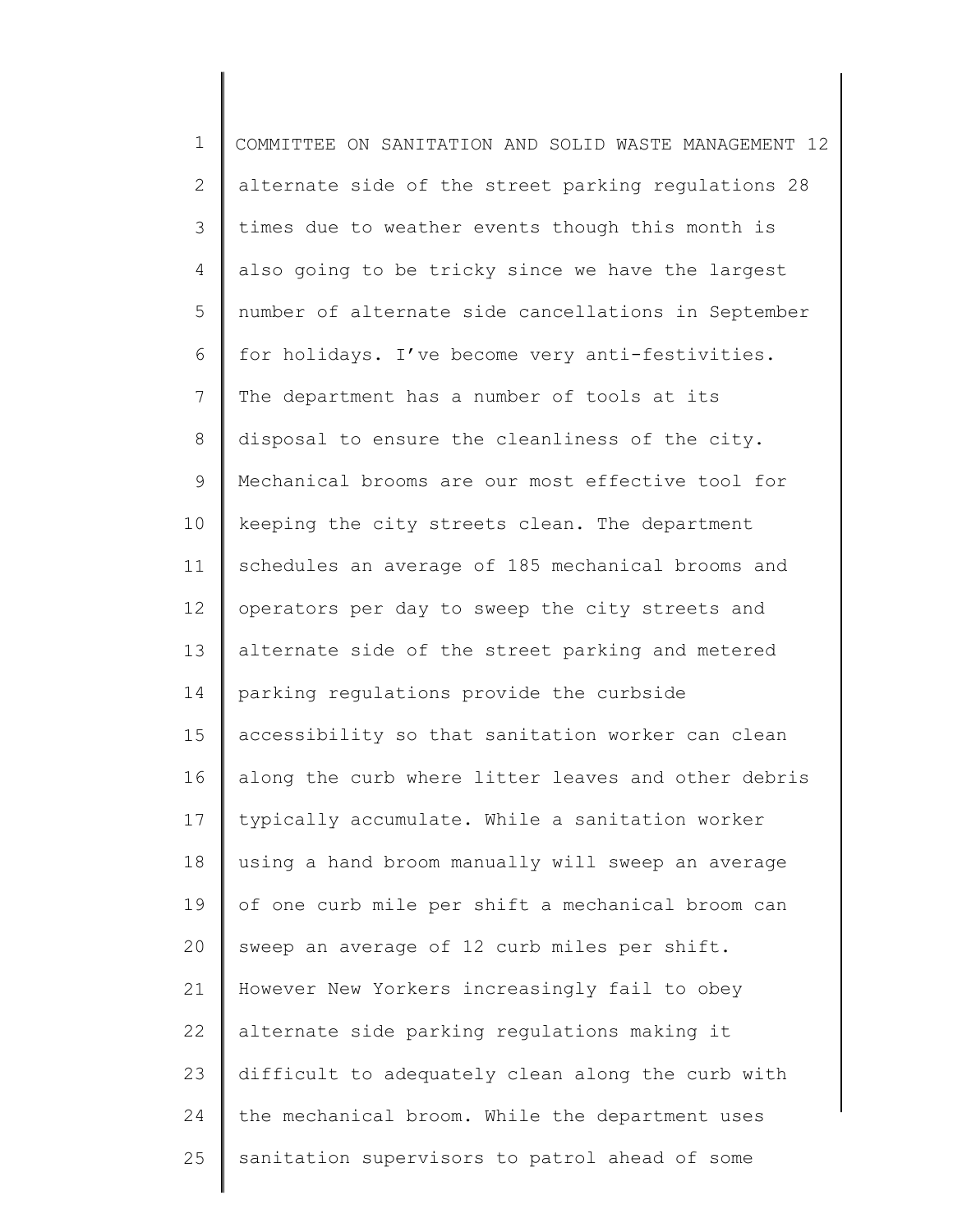alternate side of the street parking regulations 28 times due to weather events though this month is also going to be tricky since we have the largest number of alternate side cancellations in September for holidays. I've become very anti-festivities. The department has a number of tools at its disposal to ensure the cleanliness of the city. Mechanical brooms are our most effective tool for keeping the city streets clean. The department schedules an average of 185 mechanical brooms and operators per day to sweep the city streets and alternate side of the street parking and metered parking regulations provide the curbside accessibility so that sanitation worker can clean along the curb where litter leaves and other debris typically accumulate. While a sanitation worker using a hand broom manually will sweep an average of one curb mile per shift a mechanical broom can sweep an average of 12 curb miles per shift. However New Yorkers increasingly fail to obey alternate side parking regulations making it difficult to adequately clean along the curb with the mechanical broom. While the department uses sanitation supervisors to patrol ahead of some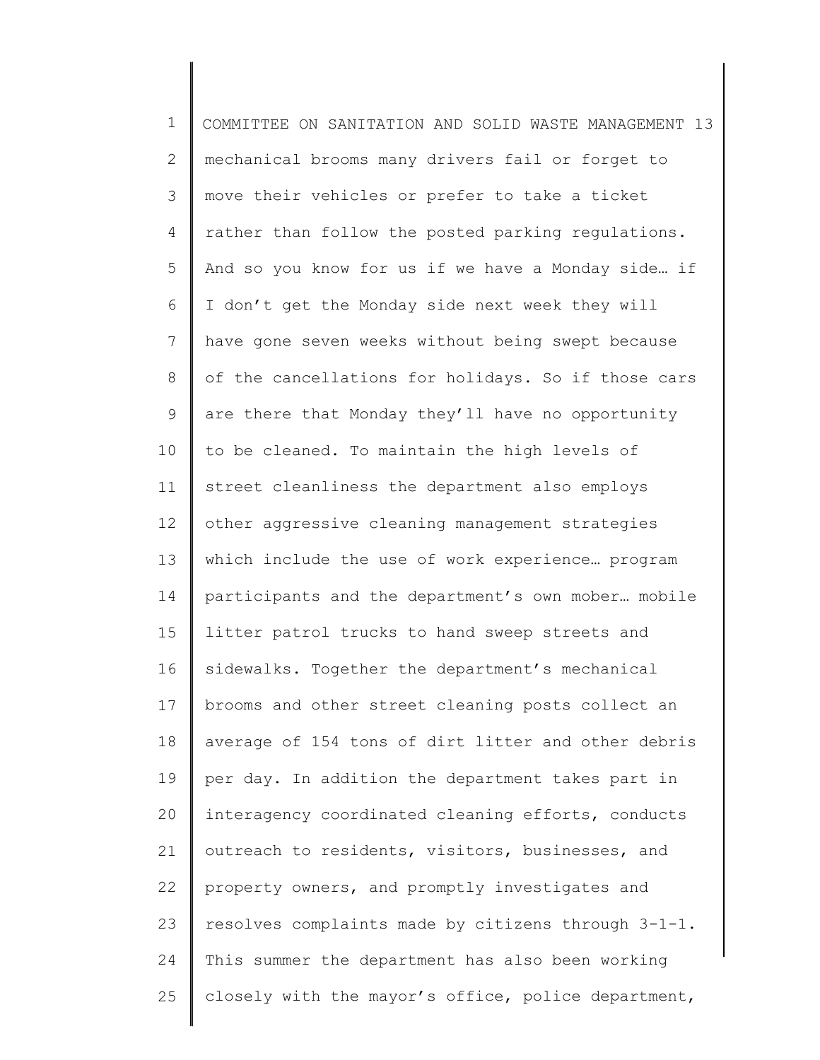mechanical brooms many drivers fail or forget to move their vehicles or prefer to take a ticket rather than follow the posted parking regulations. And so you know for us if we have a Monday side… if I don't get the Monday side next week they will have gone seven weeks without being swept because of the cancellations for holidays. So if those cars are there that Monday they'll have no opportunity to be cleaned. To maintain the high levels of street cleanliness the department also employs other aggressive cleaning management strategies which include the use of work experience… program participants and the department's own mober… mobile litter patrol trucks to hand sweep streets and sidewalks. Together the department's mechanical brooms and other street cleaning posts collect an average of 154 tons of dirt litter and other debris per day. In addition the department takes part in interagency coordinated cleaning efforts, conducts outreach to residents, visitors, businesses, and property owners, and promptly investigates and resolves complaints made by citizens through 3-1-1. This summer the department has also been working closely with the mayor's office, police department,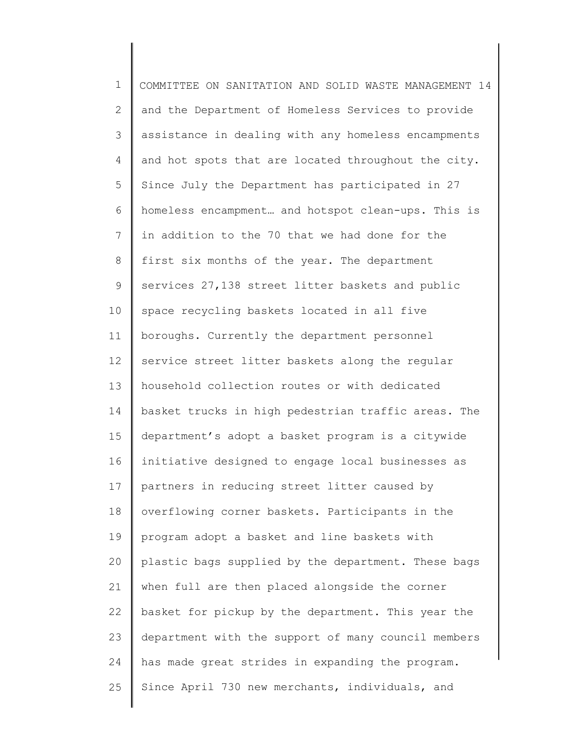and the Department of Homeless Services to provide assistance in dealing with any homeless encampments and hot spots that are located throughout the city. Since July the Department has participated in 27 homeless encampment… and hotspot clean-ups. This is in addition to the 70 that we had done for the first six months of the year. The department services 27,138 street litter baskets and public space recycling baskets located in all five boroughs. Currently the department personnel service street litter baskets along the regular household collection routes or with dedicated basket trucks in high pedestrian traffic areas. The department's adopt a basket program is a citywide initiative designed to engage local businesses as partners in reducing street litter caused by overflowing corner baskets. Participants in the program adopt a basket and line baskets with plastic bags supplied by the department. These bags when full are then placed alongside the corner basket for pickup by the department. This year the department with the support of many council members has made great strides in expanding the program. Since April 730 new merchants, individuals, and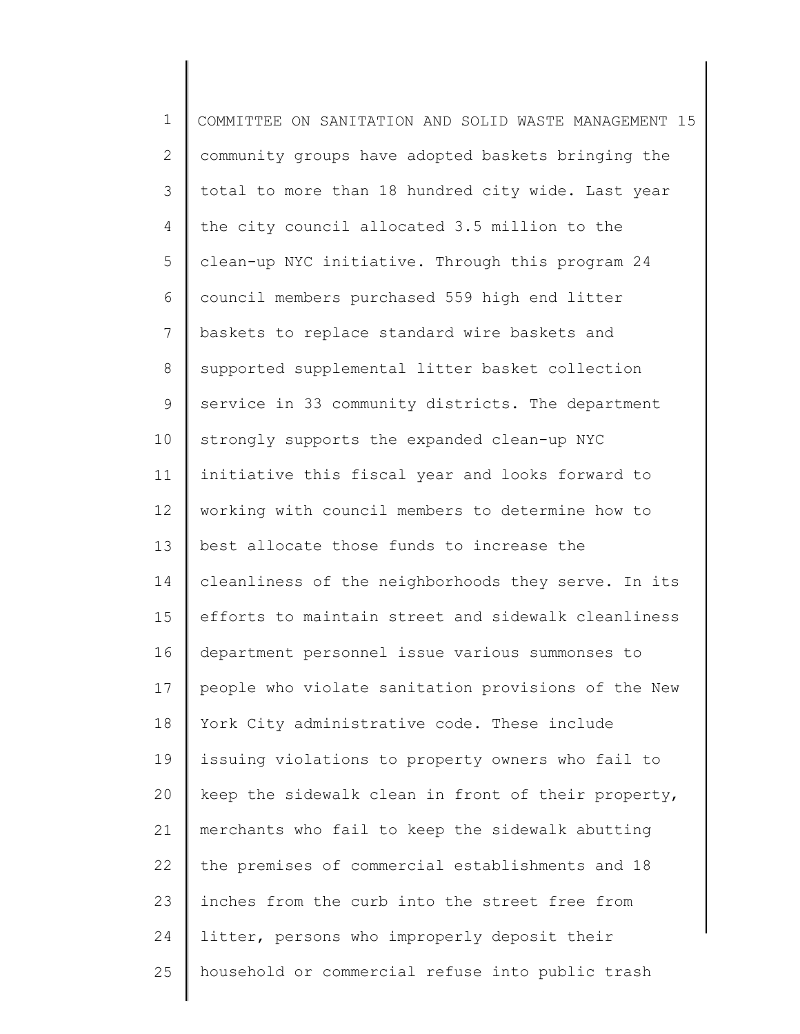community groups have adopted baskets bringing the total to more than 18 hundred city wide. Last year the city council allocated 3.5 million to the clean-up NYC initiative. Through this program 24 council members purchased 559 high end litter baskets to replace standard wire baskets and supported supplemental litter basket collection service in 33 community districts. The department strongly supports the expanded clean-up NYC initiative this fiscal year and looks forward to working with council members to determine how to best allocate those funds to increase the cleanliness of the neighborhoods they serve. In its efforts to maintain street and sidewalk cleanliness department personnel issue various summonses to people who violate sanitation provisions of the New York City administrative code. These include issuing violations to property owners who fail to keep the sidewalk clean in front of their property, merchants who fail to keep the sidewalk abutting the premises of commercial establishments and 18 inches from the curb into the street free from litter, persons who improperly deposit their household or commercial refuse into public trash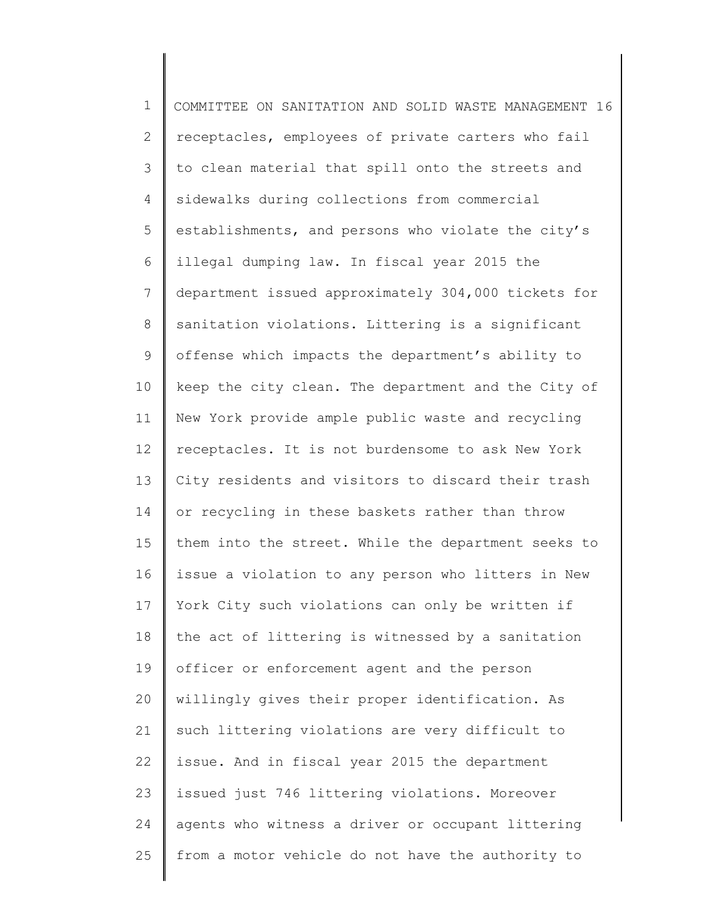receptacles, employees of private carters who fail to clean material that spill onto the streets and sidewalks during collections from commercial establishments, and persons who violate the city's illegal dumping law. In fiscal year 2015 the department issued approximately 304,000 tickets for sanitation violations. Littering is a significant offense which impacts the department's ability to keep the city clean. The department and the City of New York provide ample public waste and recycling receptacles. It is not burdensome to ask New York City residents and visitors to discard their trash or recycling in these baskets rather than throw them into the street. While the department seeks to issue a violation to any person who litters in New York City such violations can only be written if the act of littering is witnessed by a sanitation officer or enforcement agent and the person willingly gives their proper identification. As such littering violations are very difficult to issue. And in fiscal year 2015 the department issued just 746 littering violations. Moreover agents who witness a driver or occupant littering from a motor vehicle do not have the authority to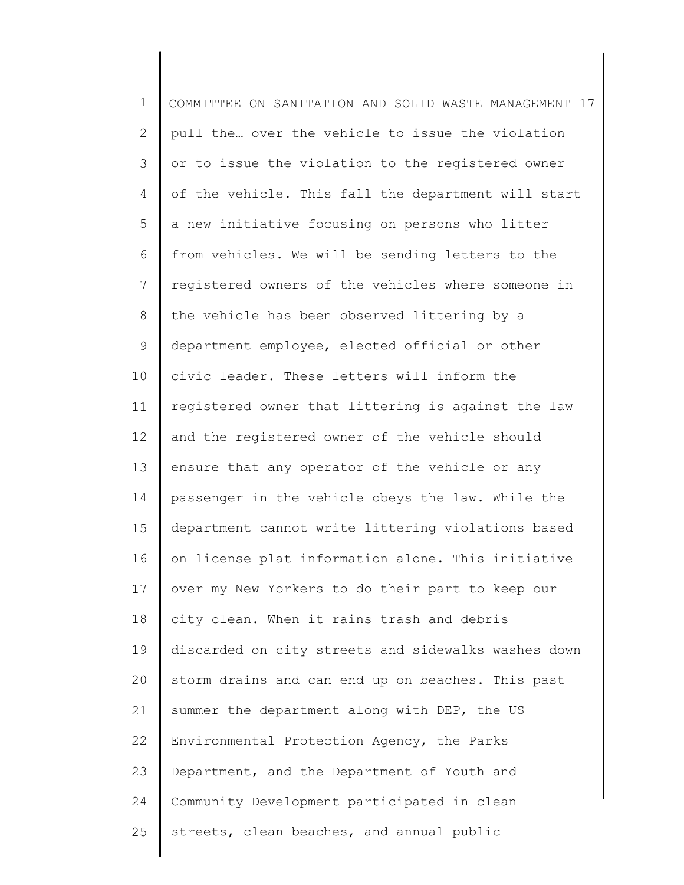pull the… over the vehicle to issue the violation or to issue the violation to the registered owner of the vehicle. This fall the department will start a new initiative focusing on persons who litter from vehicles. We will be sending letters to the registered owners of the vehicles where someone in the vehicle has been observed littering by a department employee, elected official or other civic leader. These letters will inform the registered owner that littering is against the law and the registered owner of the vehicle should ensure that any operator of the vehicle or any passenger in the vehicle obeys the law. While the department cannot write littering violations based on license plat information alone. This initiative over my New Yorkers to do their part to keep our city clean. When it rains trash and debris discarded on city streets and sidewalks washes down storm drains and can end up on beaches. This past summer the department along with DEP, the US Environmental Protection Agency, the Parks Department, and the Department of Youth and Community Development participated in clean streets, clean beaches, and annual public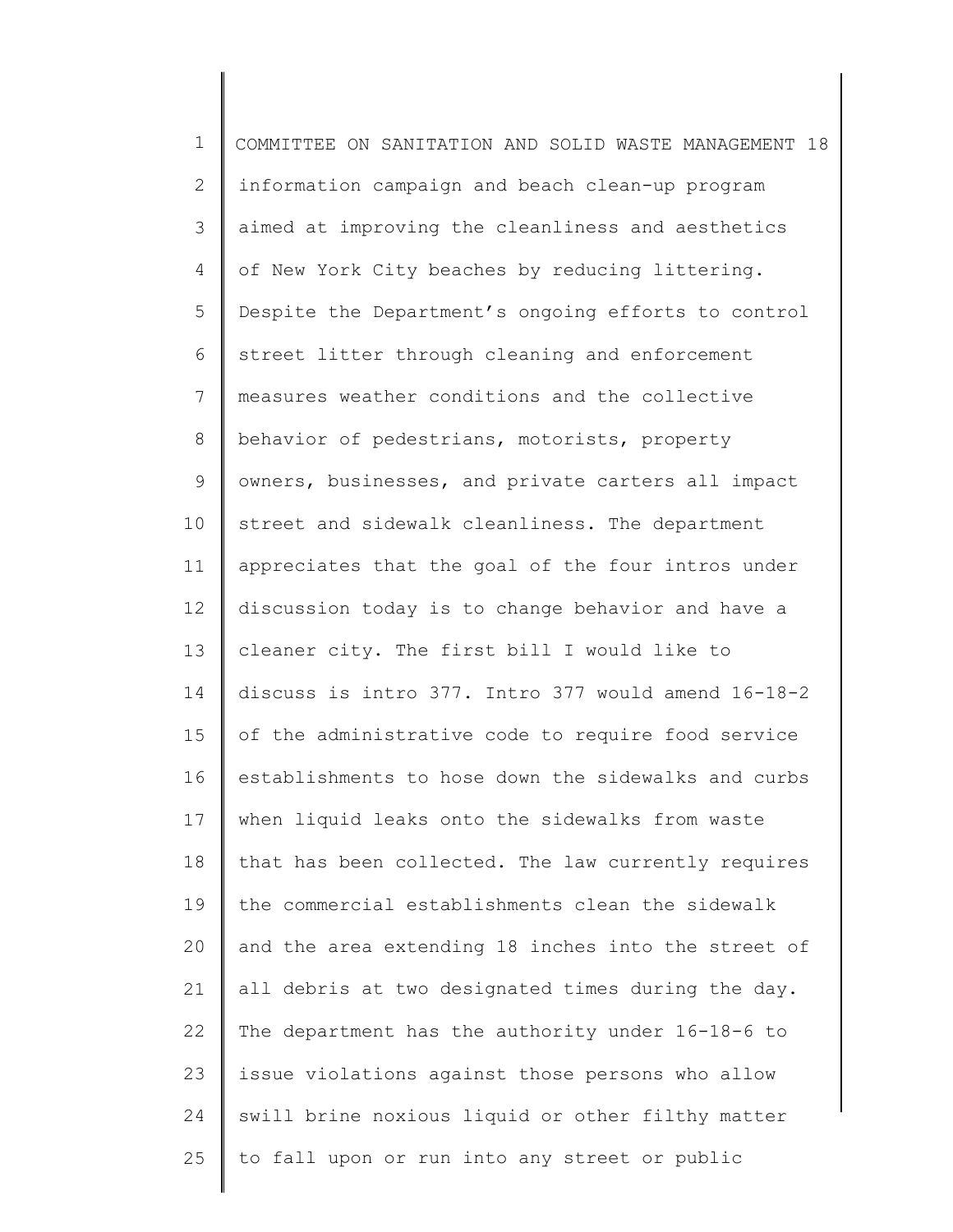information campaign and beach clean-up program aimed at improving the cleanliness and aesthetics of New York City beaches by reducing littering. Despite the Department's ongoing efforts to control street litter through cleaning and enforcement measures weather conditions and the collective behavior of pedestrians, motorists, property owners, businesses, and private carters all impact street and sidewalk cleanliness. The department appreciates that the goal of the four intros under discussion today is to change behavior and have a cleaner city. The first bill I would like to discuss is intro 377. Intro 377 would amend 16-18-2 of the administrative code to require food service establishments to hose down the sidewalks and curbs when liquid leaks onto the sidewalks from waste that has been collected. The law currently requires the commercial establishments clean the sidewalk and the area extending 18 inches into the street of all debris at two designated times during the day. The department has the authority under 16-18-6 to issue violations against those persons who allow swill brine noxious liquid or other filthy matter to fall upon or run into any street or public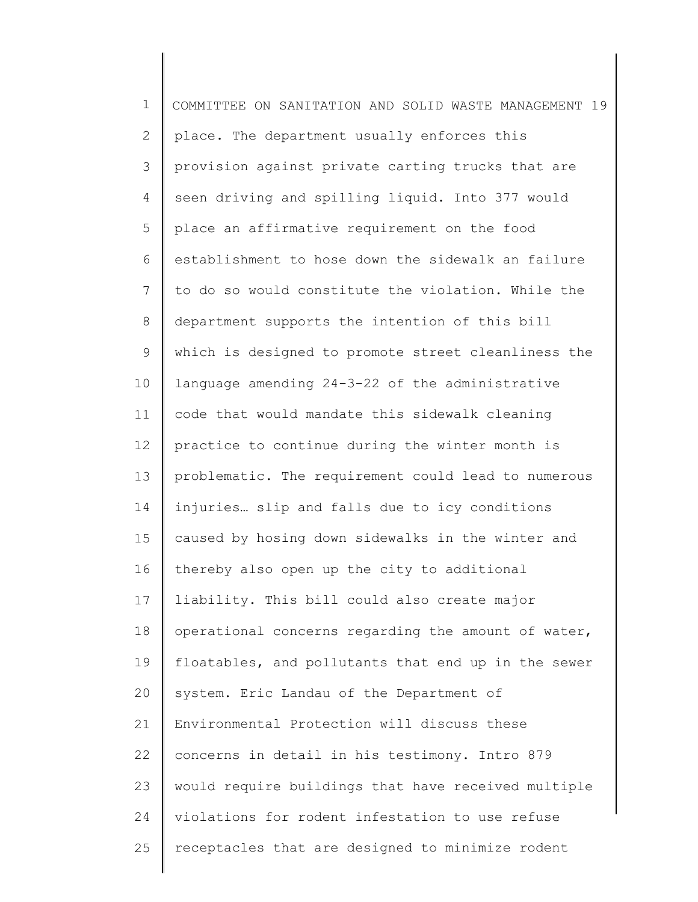place. The department usually enforces this provision against private carting trucks that are seen driving and spilling liquid. Into 377 would place an affirmative requirement on the food establishment to hose down the sidewalk an failure to do so would constitute the violation. While the department supports the intention of this bill which is designed to promote street cleanliness the language amending 24-3-22 of the administrative code that would mandate this sidewalk cleaning practice to continue during the winter month is problematic. The requirement could lead to numerous injuries… slip and falls due to icy conditions caused by hosing down sidewalks in the winter and thereby also open up the city to additional liability. This bill could also create major operational concerns regarding the amount of water, floatables, and pollutants that end up in the sewer system. Eric Landau of the Department of Environmental Protection will discuss these concerns in detail in his testimony. Intro 879 would require buildings that have received multiple violations for rodent infestation to use refuse receptacles that are designed to minimize rodent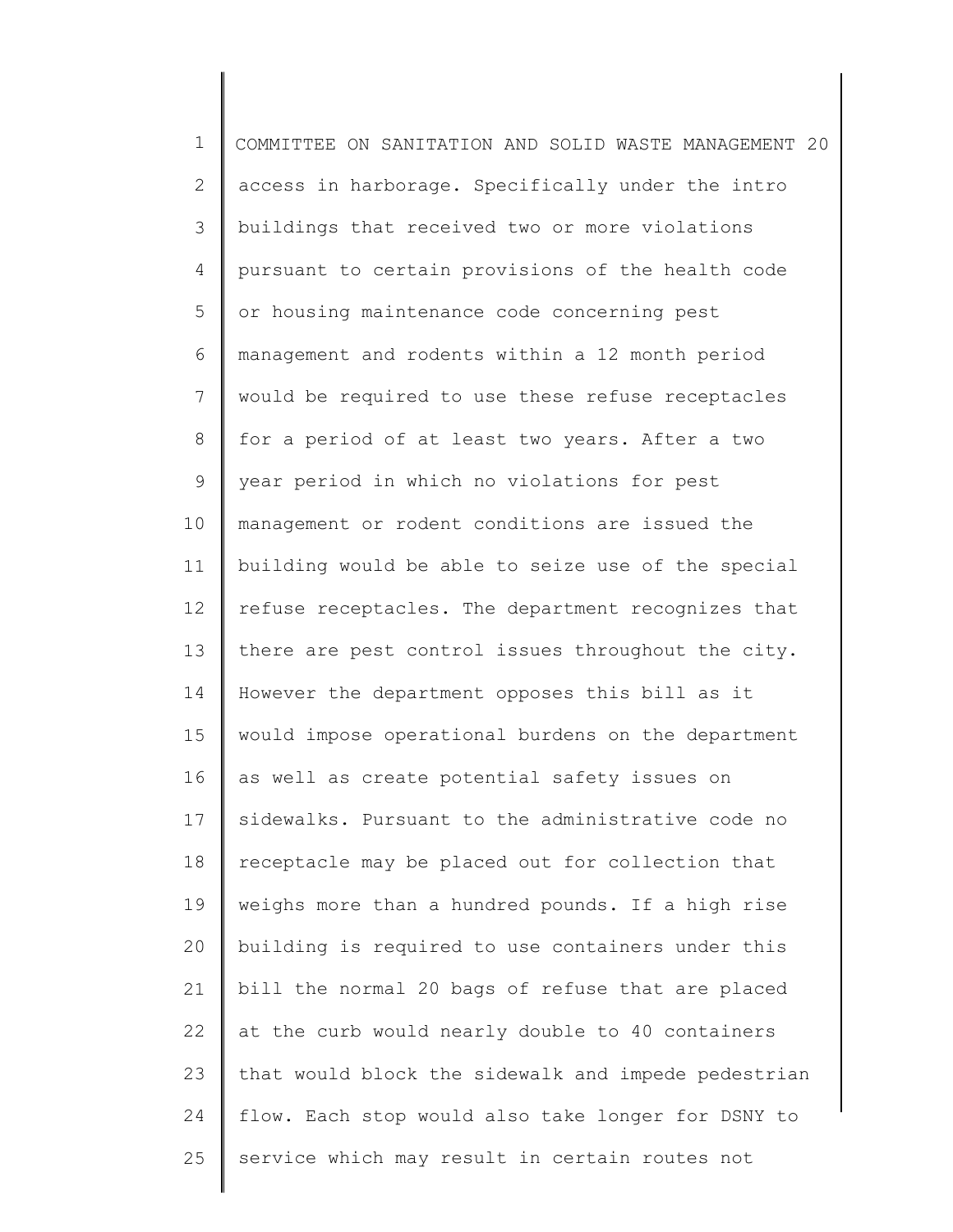access in harborage. Specifically under the intro buildings that received two or more violations pursuant to certain provisions of the health code or housing maintenance code concerning pest management and rodents within a 12 month period would be required to use these refuse receptacles for a period of at least two years. After a two year period in which no violations for pest management or rodent conditions are issued the building would be able to seize use of the special refuse receptacles. The department recognizes that there are pest control issues throughout the city. However the department opposes this bill as it would impose operational burdens on the department as well as create potential safety issues on sidewalks. Pursuant to the administrative code no receptacle may be placed out for collection that weighs more than a hundred pounds. If a high rise building is required to use containers under this bill the normal 20 bags of refuse that are placed at the curb would nearly double to 40 containers that would block the sidewalk and impede pedestrian flow. Each stop would also take longer for DSNY to service which may result in certain routes not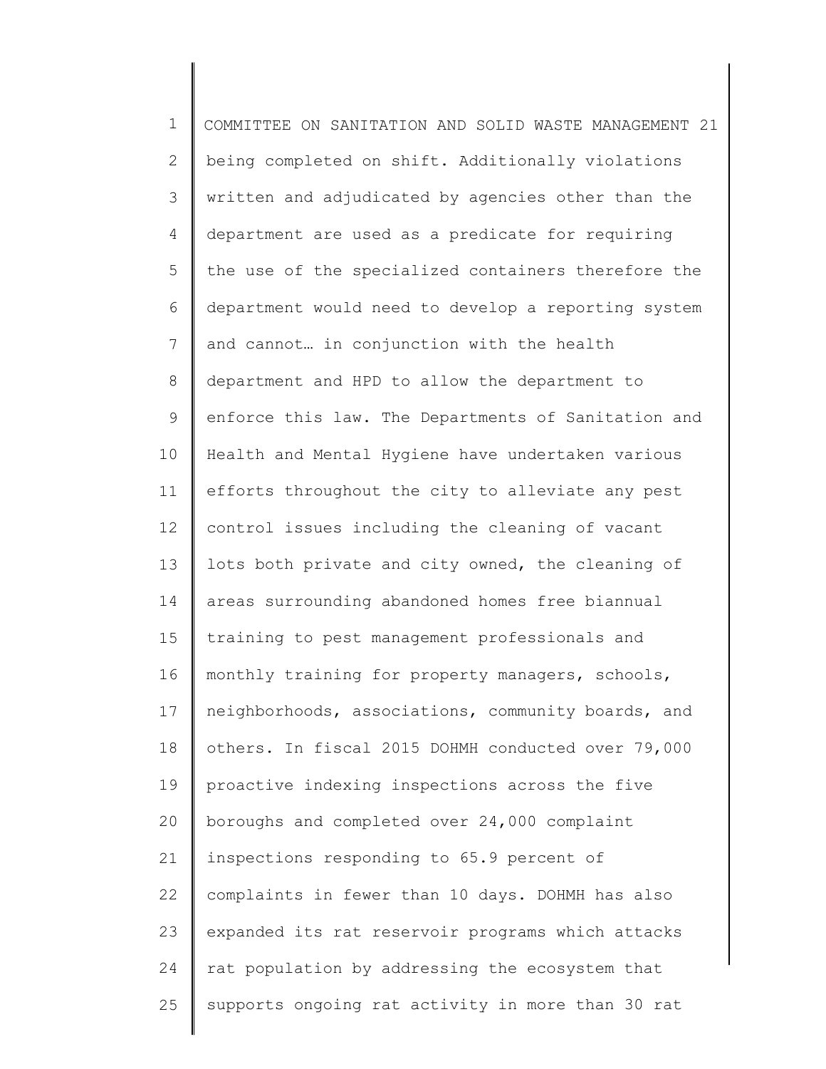being completed on shift. Additionally violations written and adjudicated by agencies other than the department are used as a predicate for requiring the use of the specialized containers therefore the department would need to develop a reporting system and cannot… in conjunction with the health department and HPD to allow the department to enforce this law. The Departments of Sanitation and Health and Mental Hygiene have undertaken various efforts throughout the city to alleviate any pest control issues including the cleaning of vacant lots both private and city owned, the cleaning of areas surrounding abandoned homes free biannual training to pest management professionals and monthly training for property managers, schools, neighborhoods, associations, community boards, and others. In fiscal 2015 DOHMH conducted over 79,000 proactive indexing inspections across the five boroughs and completed over 24,000 complaint inspections responding to 65.9 percent of complaints in fewer than 10 days. DOHMH has also expanded its rat reservoir programs which attacks rat population by addressing the ecosystem that supports ongoing rat activity in more than 30 rat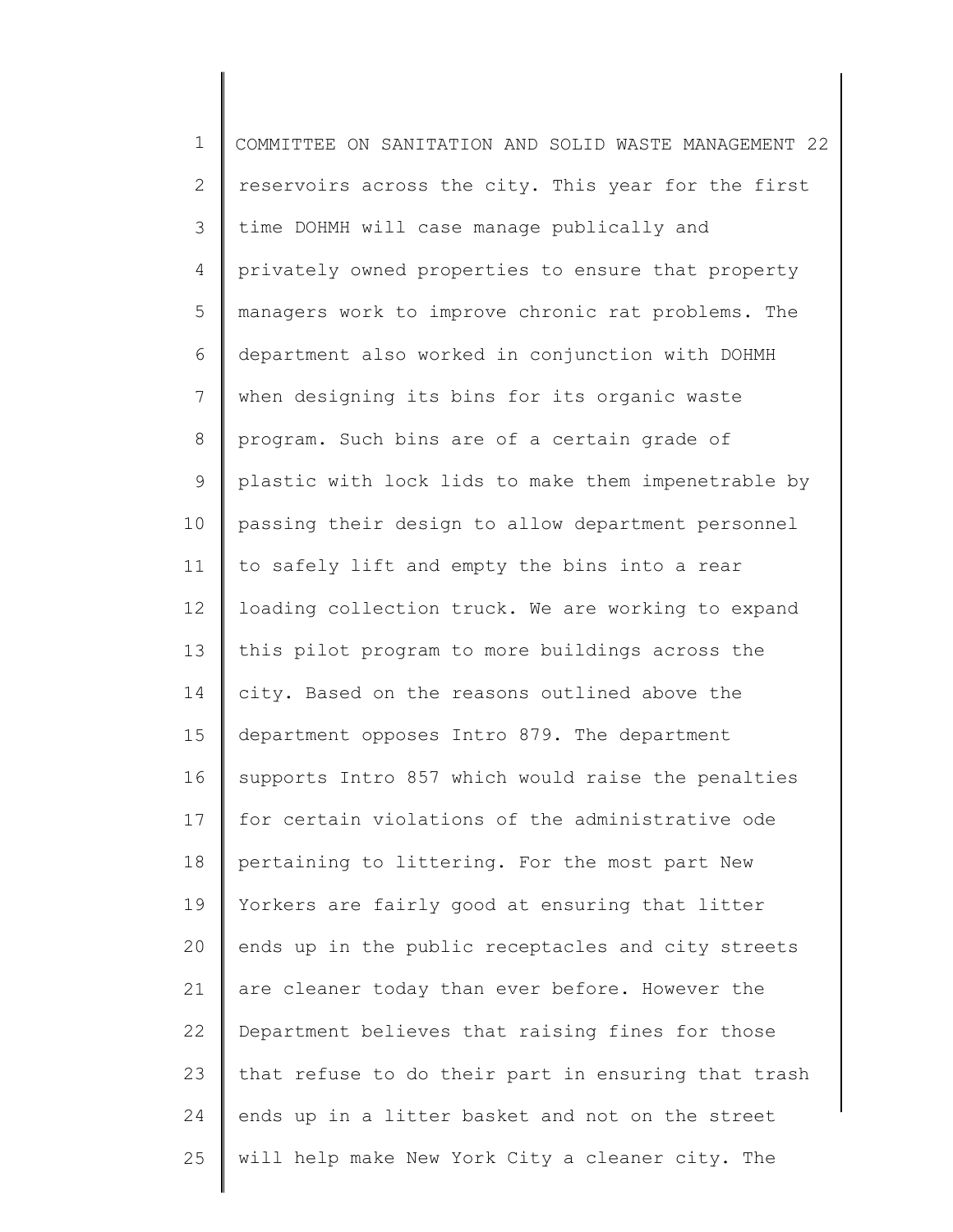reservoirs across the city. This year for the first time DOHMH will case manage publically and privately owned properties to ensure that property managers work to improve chronic rat problems. The department also worked in conjunction with DOHMH when designing its bins for its organic waste program. Such bins are of a certain grade of plastic with lock lids to make them impenetrable by passing their design to allow department personnel to safely lift and empty the bins into a rear loading collection truck. We are working to expand this pilot program to more buildings across the city. Based on the reasons outlined above the department opposes Intro 879. The department supports Intro 857 which would raise the penalties for certain violations of the administrative ode pertaining to littering. For the most part New Yorkers are fairly good at ensuring that litter ends up in the public receptacles and city streets are cleaner today than ever before. However the Department believes that raising fines for those that refuse to do their part in ensuring that trash ends up in a litter basket and not on the street will help make New York City a cleaner city. The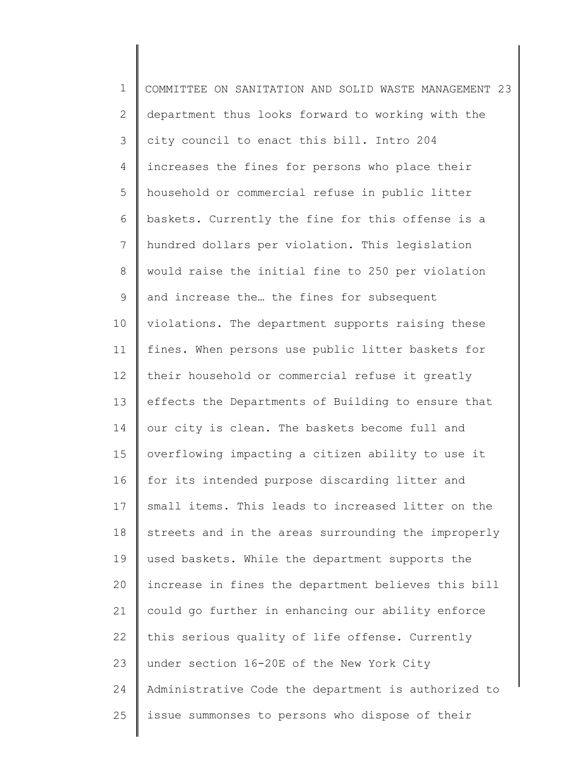department thus looks forward to working with the city council to enact this bill. Intro 204 increases the fines for persons who place their household or commercial refuse in public litter baskets. Currently the fine for this offense is a hundred dollars per violation. This legislation would raise the initial fine to 250 per violation and increase the… the fines for subsequent violations. The department supports raising these fines. When persons use public litter baskets for their household or commercial refuse it greatly effects the Departments of Building to ensure that our city is clean. The baskets become full and overflowing impacting a citizen ability to use it for its intended purpose discarding litter and small items. This leads to increased litter on the streets and in the areas surrounding the improperly used baskets. While the department supports the increase in fines the department believes this bill could go further in enhancing our ability enforce this serious quality of life offense. Currently under section 16-20E of the New York City Administrative Code the department is authorized to issue summonses to persons who dispose of their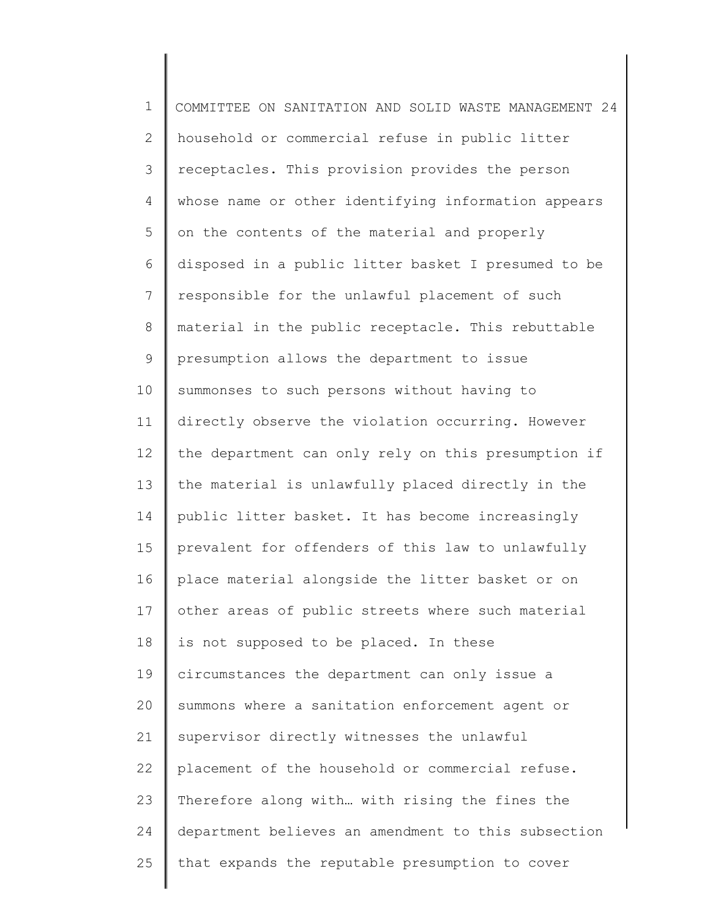household or commercial refuse in public litter receptacles. This provision provides the person whose name or other identifying information appears on the contents of the material and properly disposed in a public litter basket I presumed to be responsible for the unlawful placement of such material in the public receptacle. This rebuttable presumption allows the department to issue summonses to such persons without having to directly observe the violation occurring. However the department can only rely on this presumption if the material is unlawfully placed directly in the public litter basket. It has become increasingly prevalent for offenders of this law to unlawfully place material alongside the litter basket or on other areas of public streets where such material is not supposed to be placed. In these circumstances the department can only issue a summons where a sanitation enforcement agent or supervisor directly witnesses the unlawful placement of the household or commercial refuse. Therefore along with… with rising the fines the department believes an amendment to this subsection that expands the reputable presumption to cover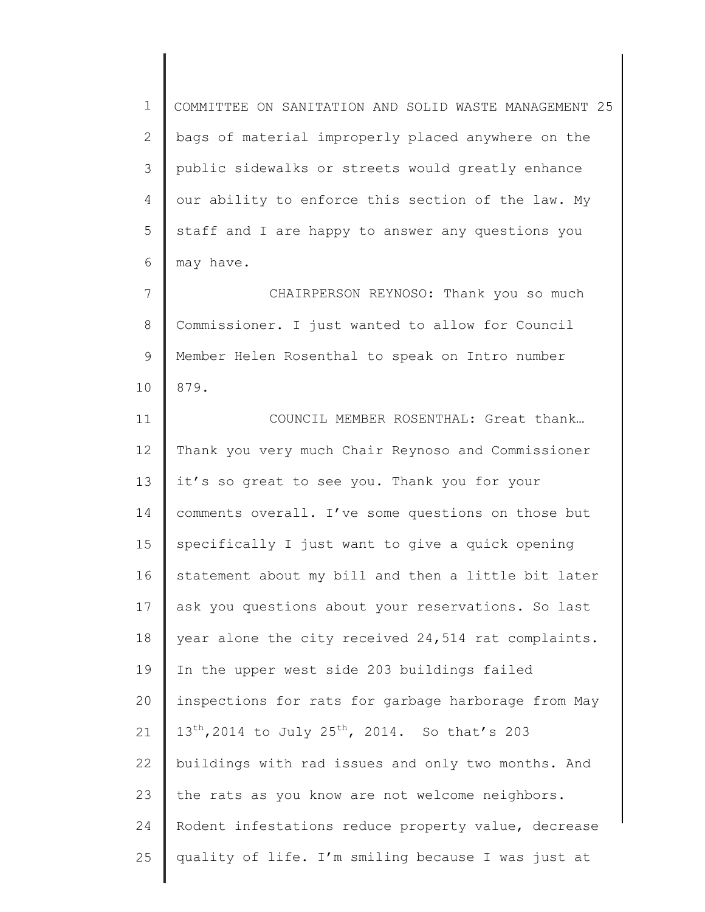bags of material improperly placed anywhere on the public sidewalks or streets would greatly enhance our ability to enforce this section of the law. My staff and I are happy to answer any questions you may have.

CHAIRPERSON REYNOSO: Thank you so much Commissioner. I just wanted to allow for Council Member Helen Rosenthal to speak on Intro number 879.

COUNCIL MEMBER ROSENTHAL: Great thank… Thank you very much Chair Reynoso and Commissioner it's so great to see you. Thank you for your comments overall. I've some questions on those but specifically I just want to give a quick opening statement about my bill and then a little bit later ask you questions about your reservations. So last year alone the city received 24,514 rat complaints. In the upper west side 203 buildings failed inspections for rats for garbage harborage from May 13th, 2014 to July 25th, 2014. So that's 203 buildings with rad issues and only two months. And the rats as you know are not welcome neighbors. Rodent infestations reduce property value, decrease quality of life. I'm smiling because I was just at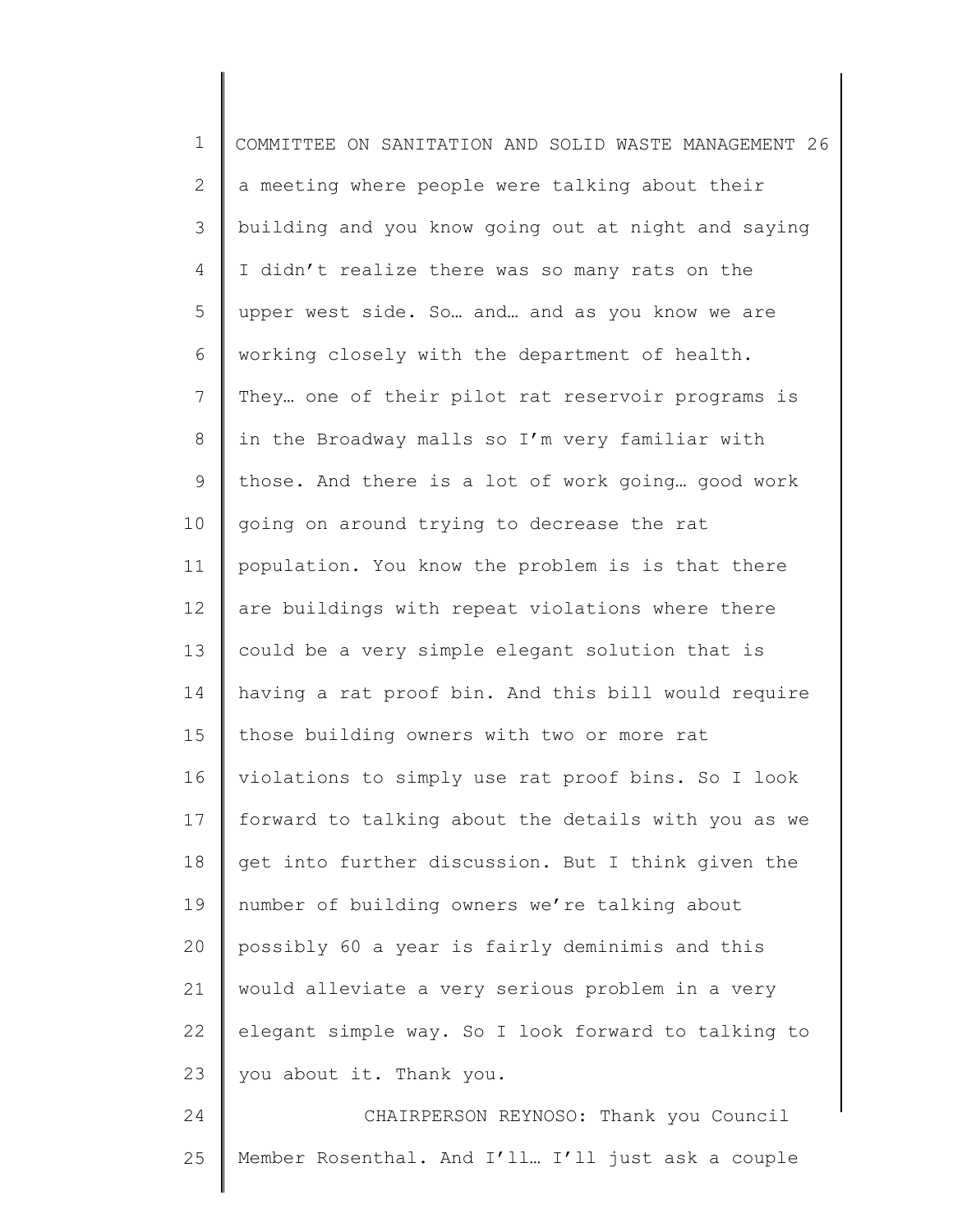a meeting where people were talking about their building and you know going out at night and saying I didn't realize there was so many rats on the upper west side. So… and… and as you know we are working closely with the department of health. They… one of their pilot rat reservoir programs is in the Broadway malls so I'm very familiar with those. And there is a lot of work going… good work going on around trying to decrease the rat population. You know the problem is is that there are buildings with repeat violations where there could be a very simple elegant solution that is having a rat proof bin. And this bill would require those building owners with two or more rat violations to simply use rat proof bins. So I look forward to talking about the details with you as we get into further discussion. But I think given the number of building owners we're talking about possibly 60 a year is fairly deminimis and this would alleviate a very serious problem in a very elegant simple way. So I look forward to talking to you about it. Thank you.

CHAIRPERSON REYNOSO: Thank you Council Member Rosenthal. And I'll… I'll just ask a couple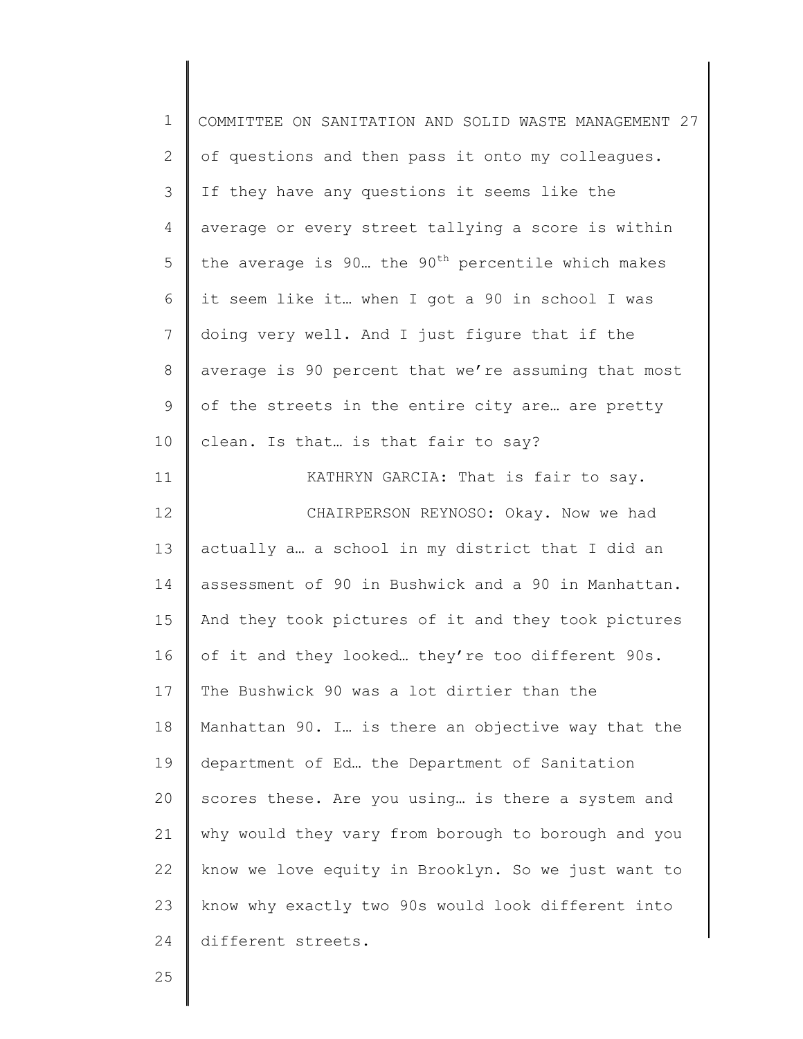of questions and then pass it onto my colleagues. If they have any questions it seems like the average or every street tallying a score is within the average is 90… the $90^{th}$ percentile which makes it seem like it… when I got a 90 in school I was doing very well. And I just figure that if the average is 90 percent that we're assuming that most of the streets in the entire city are… are pretty clean. Is that… is that fair to say?

KATHRYN GARCIA: That is fair to say.

CHAIRPERSON REYNOSO: Okay. Now we had actually a… a school in my district that I did an assessment of 90 in Bushwick and a 90 in Manhattan. And they took pictures of it and they took pictures of it and they looked… they're too different 90s. The Bushwick 90 was a lot dirtier than the Manhattan 90. I… is there an objective way that the department of Ed… the Department of Sanitation scores these. Are you using… is there a system and why would they vary from borough to borough and you know we love equity in Brooklyn. So we just want to know why exactly two 90s would look different into different streets.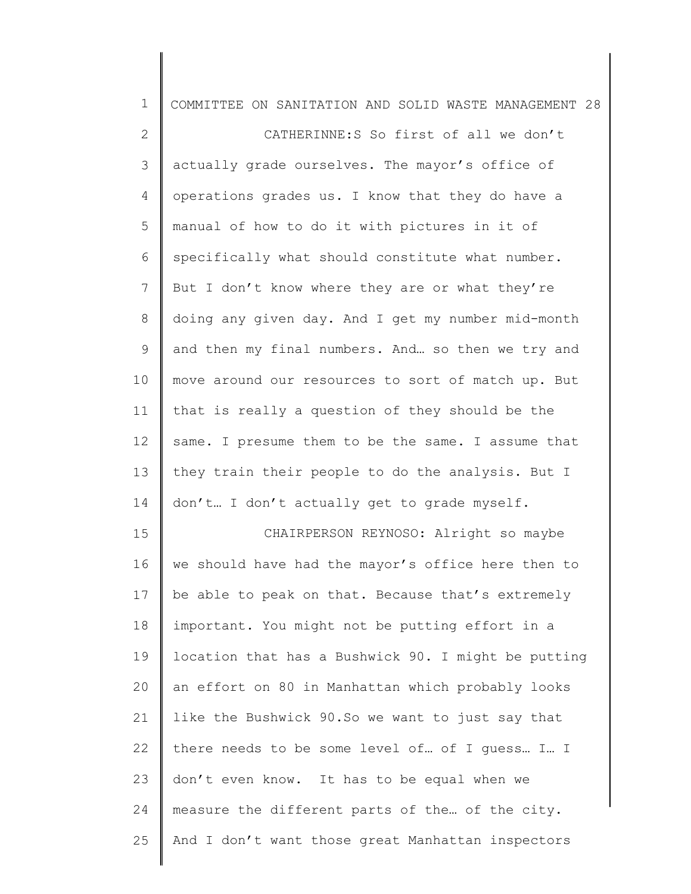CATHERINNE:S So first of all we don't actually grade ourselves. The mayor's office of operations grades us. I know that they do have a manual of how to do it with pictures in it of specifically what should constitute what number. But I don't know where they are or what they're doing any given day. And I get my number mid-month and then my final numbers. And… so then we try and move around our resources to sort of match up. But that is really a question of they should be the same. I presume them to be the same. I assume that they train their people to do the analysis. But I don't… I don't actually get to grade myself.

CHAIRPERSON REYNOSO: Alright so maybe we should have had the mayor's office here then to be able to peak on that. Because that's extremely important. You might not be putting effort in a location that has a Bushwick 90. I might be putting an effort on 80 in Manhattan which probably looks like the Bushwick 90.So we want to just say that there needs to be some level of… of I guess… I… I don't even know. It has to be equal when we measure the different parts of the… of the city. And I don't want those great Manhattan inspectors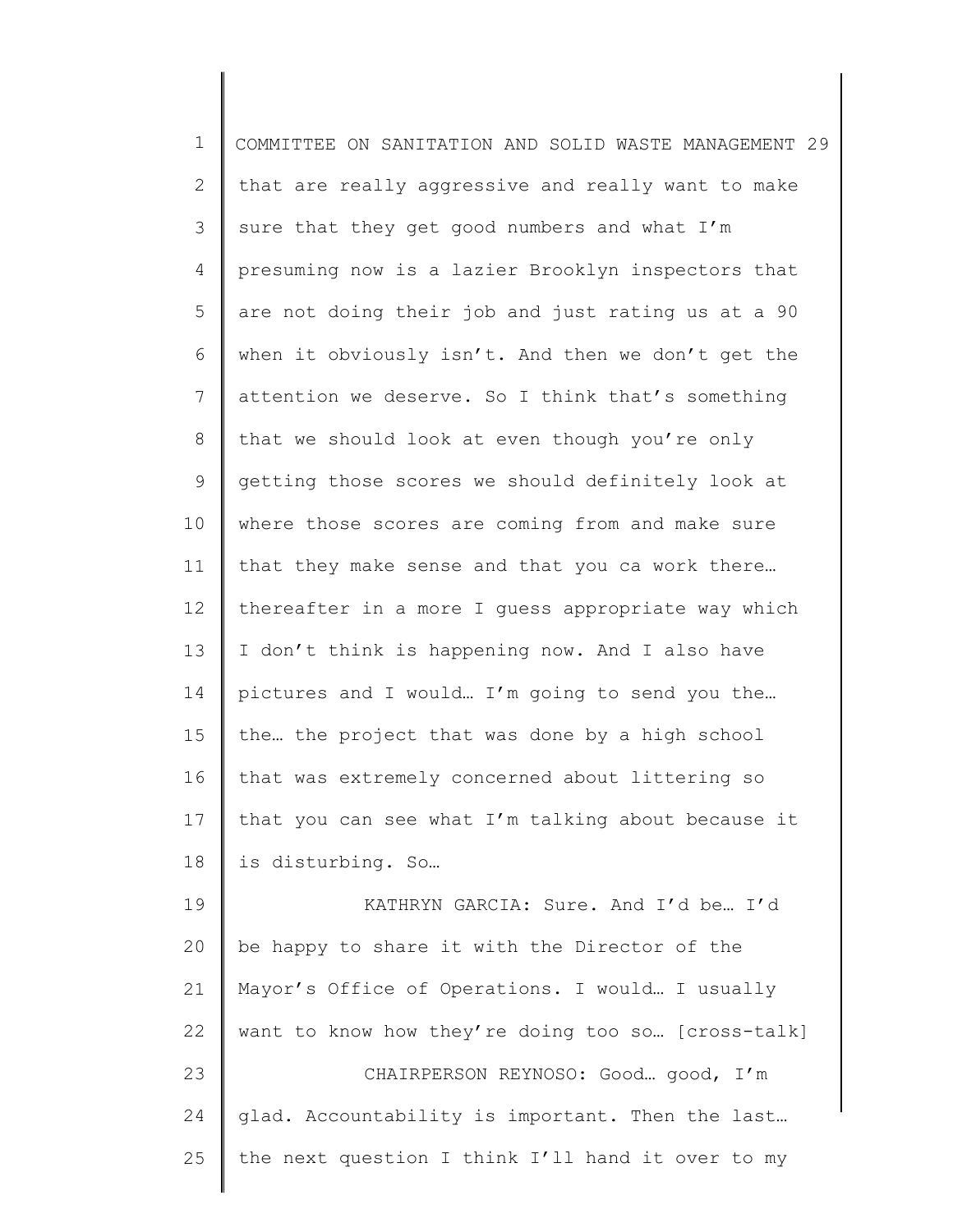that are really aggressive and really want to make sure that they get good numbers and what I'm presuming now is a lazier Brooklyn inspectors that are not doing their job and just rating us at a 90 when it obviously isn't. And then we don't get the attention we deserve. So I think that's something that we should look at even though you're only getting those scores we should definitely look at where those scores are coming from and make sure that they make sense and that you ca work there… thereafter in a more I guess appropriate way which I don't think is happening now. And I also have pictures and I would… I'm going to send you the… the… the project that was done by a high school that was extremely concerned about littering so that you can see what I'm talking about because it is disturbing. So…

KATHRYN GARCIA: Sure. And I'd be… I'd be happy to share it with the Director of the Mayor's Office of Operations. I would… I usually want to know how they're doing too so… [cross-talk]

CHAIRPERSON REYNOSO: Good… good, I'm glad. Accountability is important. Then the last… the next question I think I'll hand it over to my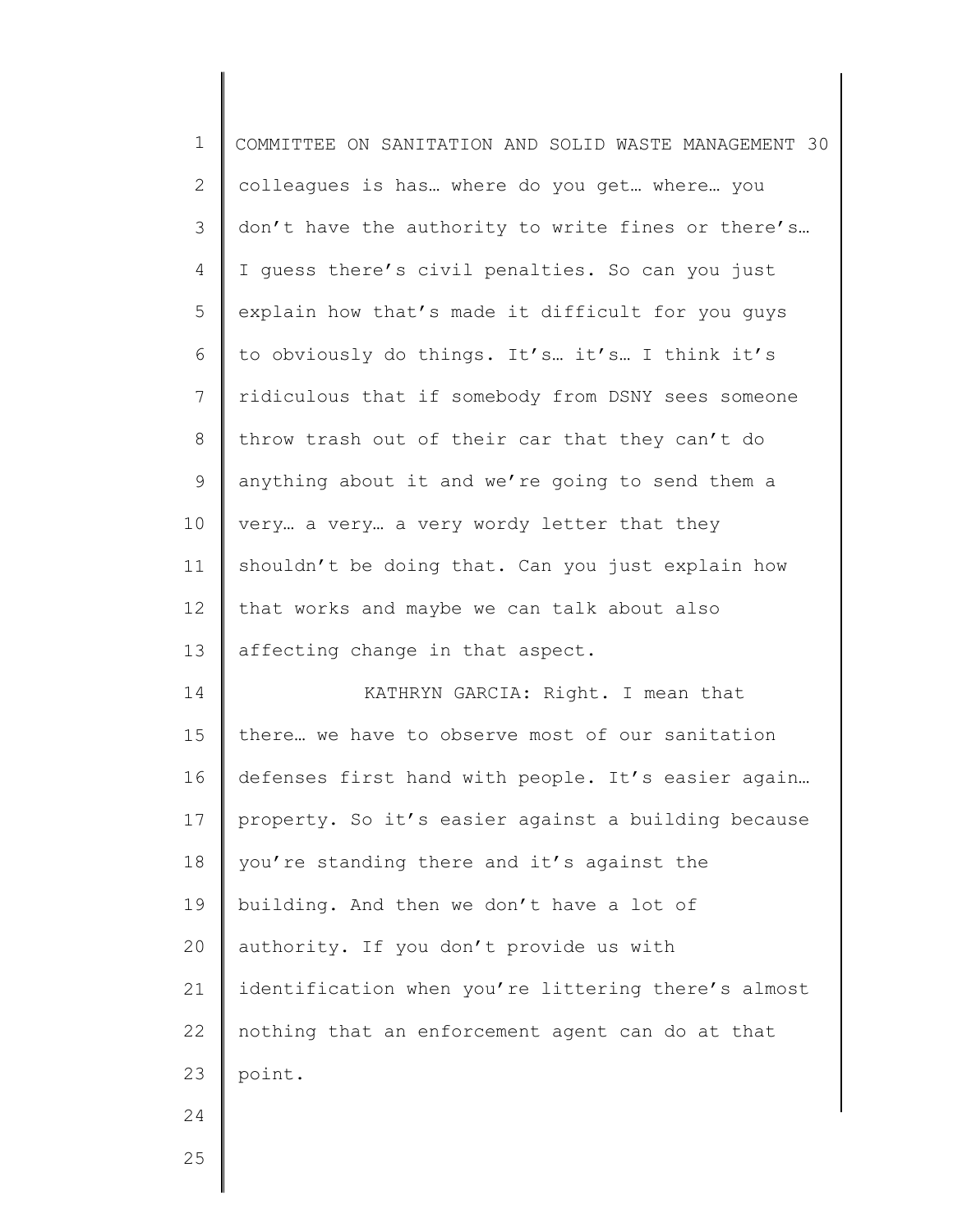colleagues is has… where do you get… where… you don't have the authority to write fines or there's… I guess there's civil penalties. So can you just explain how that's made it difficult for you guys to obviously do things. It's… it's… I think it's ridiculous that if somebody from DSNY sees someone throw trash out of their car that they can't do anything about it and we're going to send them a very… a very… a very wordy letter that they shouldn't be doing that. Can you just explain how that works and maybe we can talk about also affecting change in that aspect.

KATHRYN GARCIA: Right. I mean that there… we have to observe most of our sanitation defenses first hand with people. It's easier again… property. So it's easier against a building because you're standing there and it's against the building. And then we don't have a lot of authority. If you don't provide us with identification when you're littering there's almost nothing that an enforcement agent can do at that point.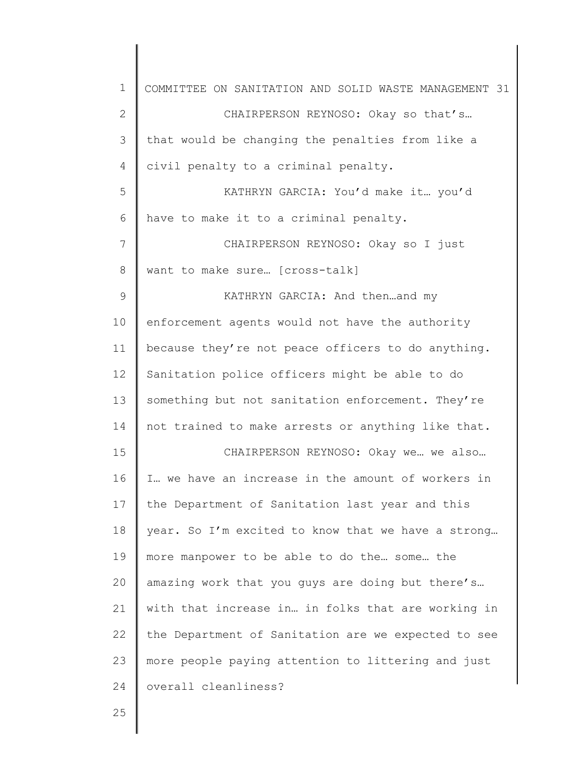CHAIRPERSON REYNOSO: Okay so that's… that would be changing the penalties from like a civil penalty to a criminal penalty.

KATHRYN GARCIA: You'd make it… you'd have to make it to a criminal penalty.

CHAIRPERSON REYNOSO: Okay so I just want to make sure… [cross-talk]

KATHRYN GARCIA: And then…and my enforcement agents would not have the authority because they're not peace officers to do anything. Sanitation police officers might be able to do something but not sanitation enforcement. They're not trained to make arrests or anything like that.

CHAIRPERSON REYNOSO: Okay we… we also… I… we have an increase in the amount of workers in the Department of Sanitation last year and this year. So I'm excited to know that we have a strong… more manpower to be able to do the… some… the amazing work that you guys are doing but there's… with that increase in… in folks that are working in the Department of Sanitation are we expected to see more people paying attention to littering and just overall cleanliness?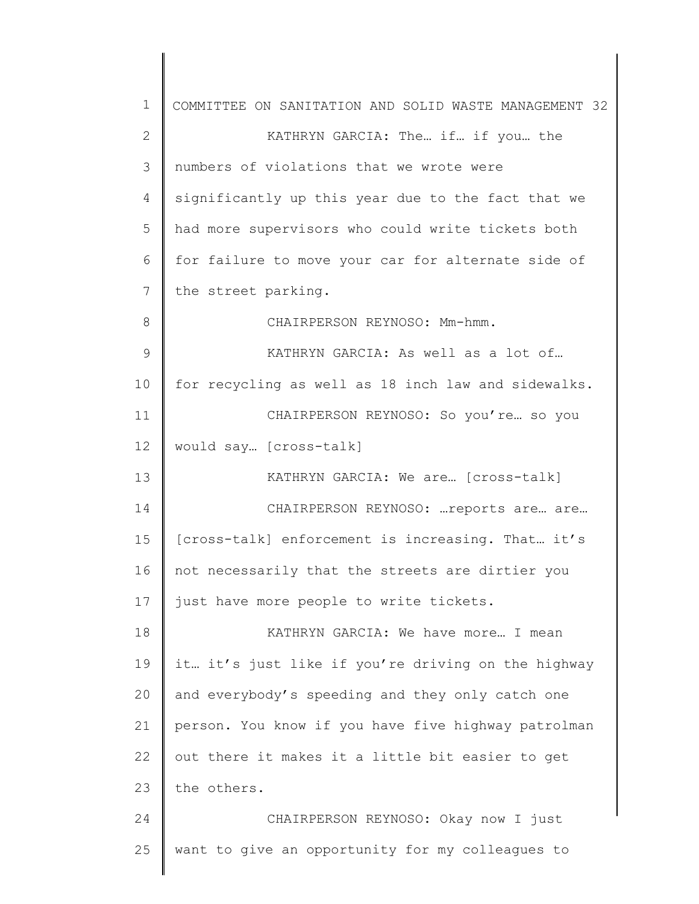KATHRYN GARCIA: The… if… if you… the numbers of violations that we wrote were significantly up this year due to the fact that we had more supervisors who could write tickets both for failure to move your car for alternate side of the street parking.

CHAIRPERSON REYNOSO: Mm-hmm.

KATHRYN GARCIA: As well as a lot of… for recycling as well as 18 inch law and sidewalks.

CHAIRPERSON REYNOSO: So you're… so you would say… [cross-talk]

KATHRYN GARCIA: We are… [cross-talk]

CHAIRPERSON REYNOSO: …reports are… are… [cross-talk] enforcement is increasing. That… it's not necessarily that the streets are dirtier you just have more people to write tickets.

KATHRYN GARCIA: We have more… I mean it… it's just like if you're driving on the highway and everybody's speeding and they only catch one person. You know if you have five highway patrolman out there it makes it a little bit easier to get the others.

CHAIRPERSON REYNOSO: Okay now I just want to give an opportunity for my colleagues to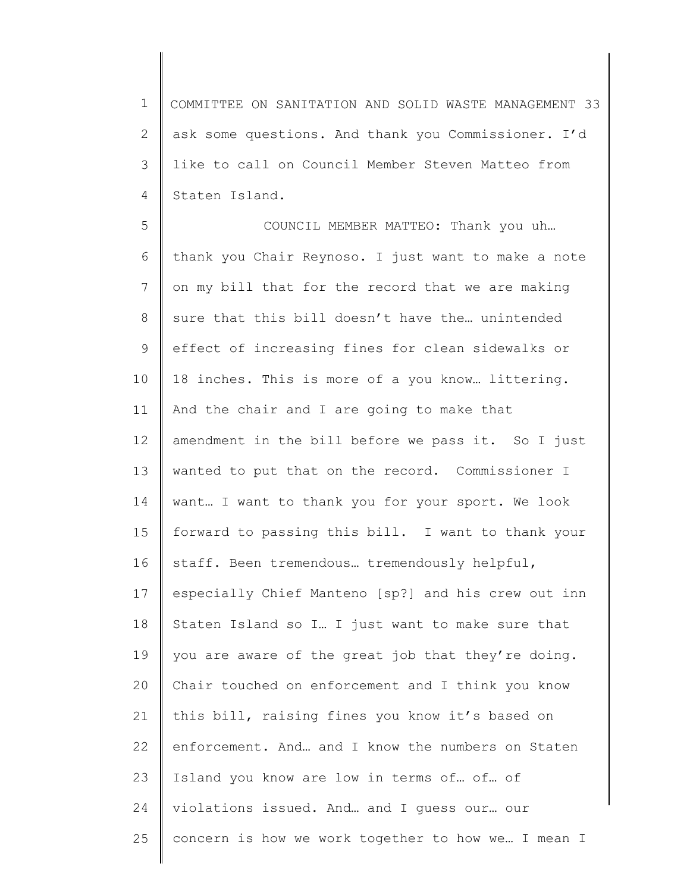ask some questions. And thank you Commissioner. I'd like to call on Council Member Steven Matteo from Staten Island.

COUNCIL MEMBER MATTEO: Thank you uh… thank you Chair Reynoso. I just want to make a note on my bill that for the record that we are making sure that this bill doesn't have the… unintended effect of increasing fines for clean sidewalks or 18 inches. This is more of a you know… littering. And the chair and I are going to make that amendment in the bill before we pass it. So I just wanted to put that on the record. Commissioner I want… I want to thank you for your sport. We look forward to passing this bill. I want to thank your staff. Been tremendous… tremendously helpful, especially Chief Manteno [sp?] and his crew out inn Staten Island so I… I just want to make sure that you are aware of the great job that they're doing. Chair touched on enforcement and I think you know this bill, raising fines you know it's based on enforcement. And… and I know the numbers on Staten Island you know are low in terms of… of… of violations issued. And… and I guess our… our concern is how we work together to how we… I mean I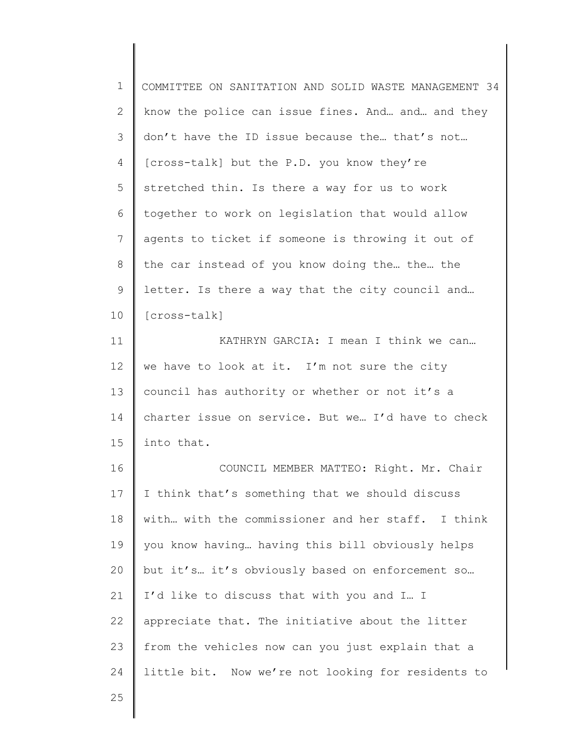know the police can issue fines. And… and… and they don't have the ID issue because the… that's not… [cross-talk] but the P.D. you know they're stretched thin. Is there a way for us to work together to work on legislation that would allow agents to ticket if someone is throwing it out of the car instead of you know doing the… the… the letter. Is there a way that the city council and… [cross-talk]

KATHRYN GARCIA: I mean I think we can… we have to look at it. I'm not sure the city council has authority or whether or not it's a charter issue on service. But we… I'd have to check into that.

COUNCIL MEMBER MATTEO: Right. Mr. Chair I think that's something that we should discuss with… with the commissioner and her staff. I think you know having… having this bill obviously helps but it's… it's obviously based on enforcement so… I'd like to discuss that with you and I… I appreciate that. The initiative about the litter from the vehicles now can you just explain that a little bit. Now we're not looking for residents to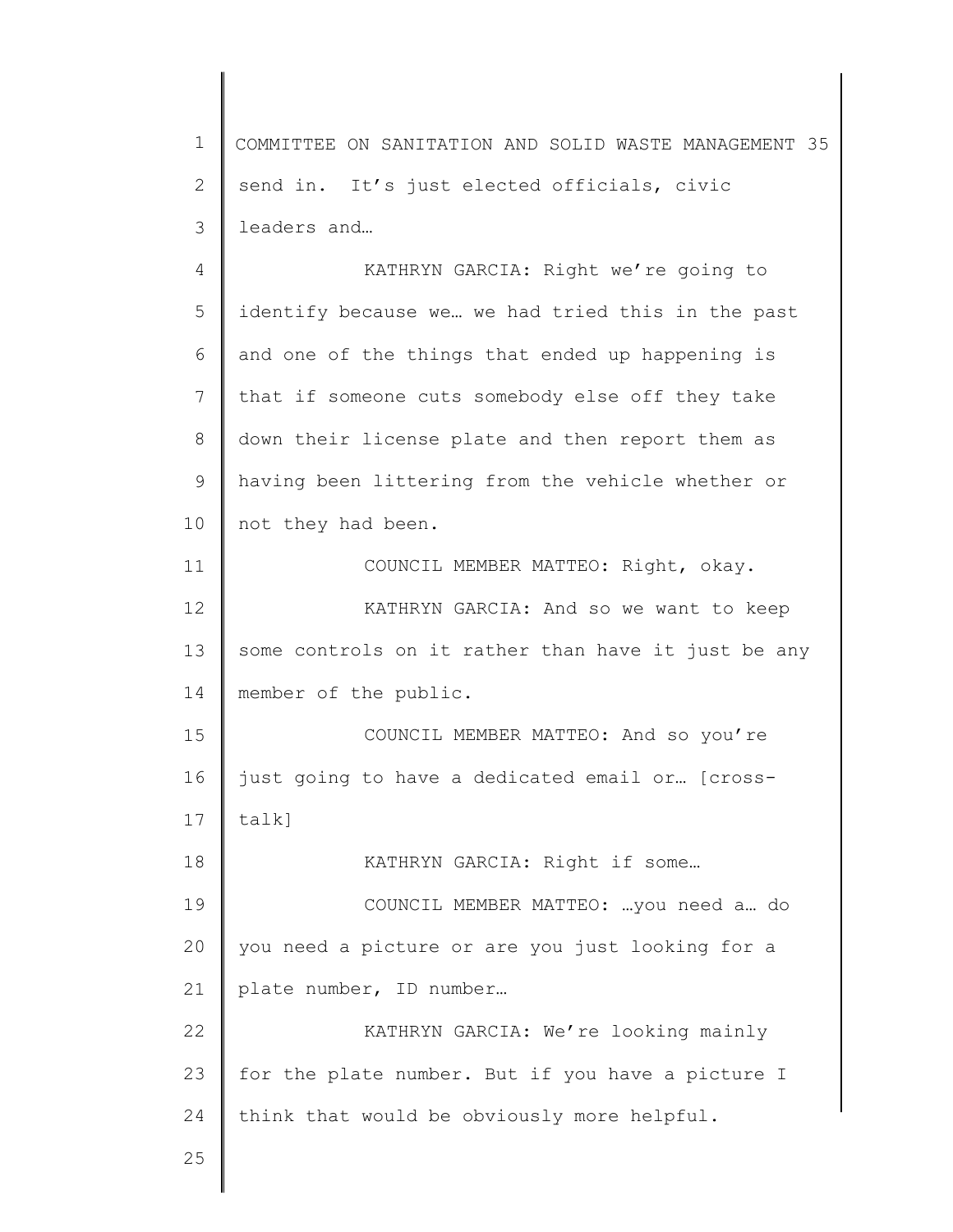send in. It's just elected officials, civic leaders and…

KATHRYN GARCIA: Right we're going to identify because we… we had tried this in the past and one of the things that ended up happening is that if someone cuts somebody else off they take down their license plate and then report them as having been littering from the vehicle whether or not they had been.

COUNCIL MEMBER MATTEO: Right, okay.

KATHRYN GARCIA: And so we want to keep some controls on it rather than have it just be any member of the public.

COUNCIL MEMBER MATTEO: And so you're just going to have a dedicated email or… [cross-talk]

KATHRYN GARCIA: Right if some…

COUNCIL MEMBER MATTEO: …you need a… do you need a picture or are you just looking for a plate number, ID number…

KATHRYN GARCIA: We're looking mainly for the plate number. But if you have a picture I think that would be obviously more helpful.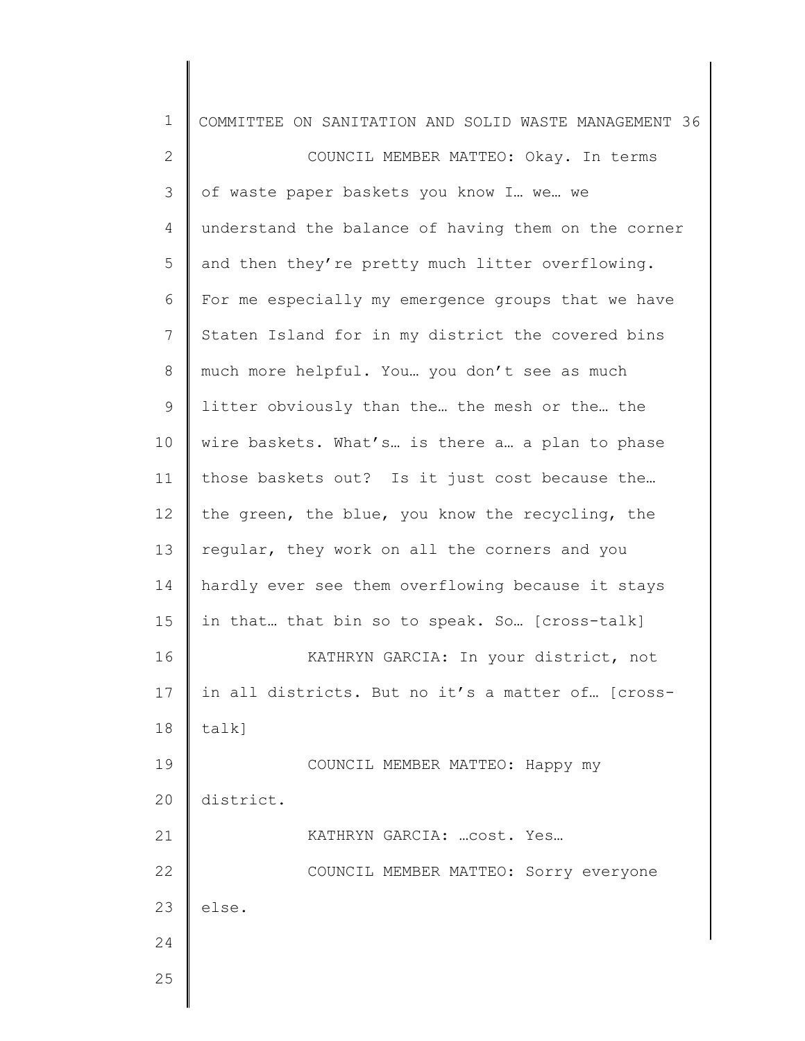COUNCIL MEMBER MATTEO: Okay. In terms of waste paper baskets you know I… we… we understand the balance of having them on the corner and then they're pretty much litter overflowing. For me especially my emergence groups that we have Staten Island for in my district the covered bins much more helpful. You… you don't see as much litter obviously than the… the mesh or the… the wire baskets. What's… is there a… a plan to phase those baskets out? Is it just cost because the… the green, the blue, you know the recycling, the regular, they work on all the corners and you hardly ever see them overflowing because it stays in that… that bin so to speak. So… [cross-talk]

KATHRYN GARCIA: In your district, not in all districts. But no it's a matter of… [cross-talk]

COUNCIL MEMBER MATTEO: Happy my district.

KATHRYN GARCIA: …cost. Yes…

COUNCIL MEMBER MATTEO: Sorry everyone else.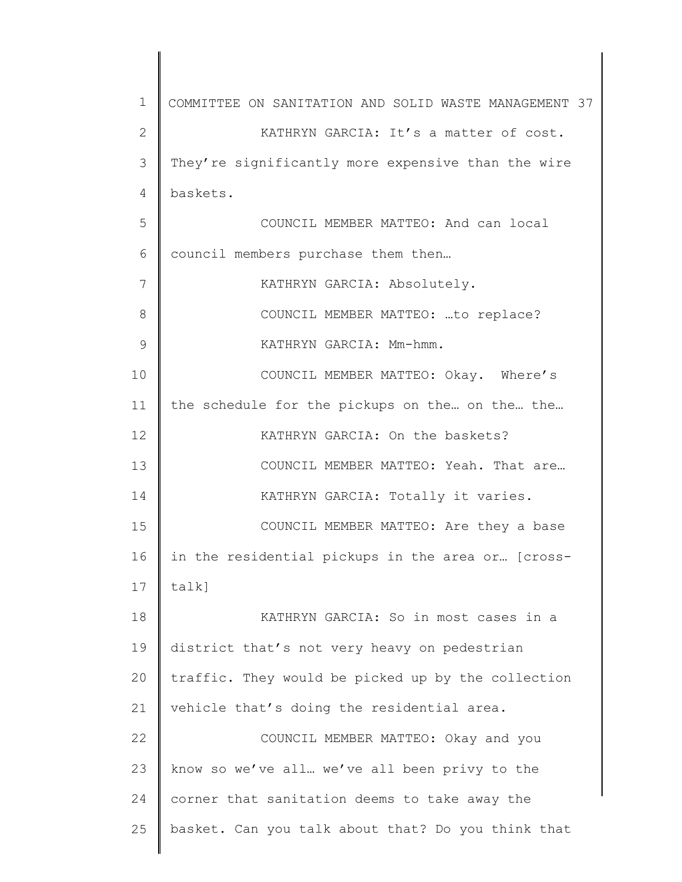KATHRYN GARCIA: It's a matter of cost. They're significantly more expensive than the wire baskets.

COUNCIL MEMBER MATTEO: And can local council members purchase them then…

KATHRYN GARCIA: Absolutely.

COUNCIL MEMBER MATTEO: …to replace?

KATHRYN GARCIA: Mm-hmm.

COUNCIL MEMBER MATTEO: Okay. Where's the schedule for the pickups on the… on the… the…

KATHRYN GARCIA: On the baskets?

COUNCIL MEMBER MATTEO: Yeah. That are…

KATHRYN GARCIA: Totally it varies.

COUNCIL MEMBER MATTEO: Are they a base in the residential pickups in the area or… [cross-talk]

KATHRYN GARCIA: So in most cases in a district that's not very heavy on pedestrian traffic. They would be picked up by the collection vehicle that's doing the residential area.

COUNCIL MEMBER MATTEO: Okay and you know so we've all… we've all been privy to the corner that sanitation deems to take away the basket. Can you talk about that? Do you think that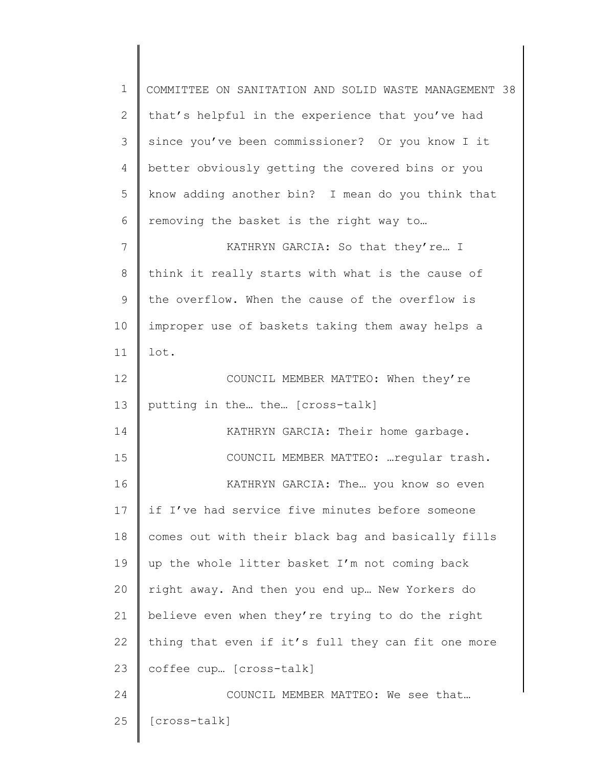that's helpful in the experience that you've had since you've been commissioner? Or you know I it better obviously getting the covered bins or you know adding another bin? I mean do you think that removing the basket is the right way to…

KATHRYN GARCIA: So that they're… I think it really starts with what is the cause of the overflow. When the cause of the overflow is improper use of baskets taking them away helps a lot.

COUNCIL MEMBER MATTEO: When they're putting in the… the… [cross-talk]

KATHRYN GARCIA: Their home garbage.

COUNCIL MEMBER MATTEO: …regular trash.

KATHRYN GARCIA: The… you know so even if I've had service five minutes before someone comes out with their black bag and basically fills up the whole litter basket I'm not coming back right away. And then you end up… New Yorkers do believe even when they're trying to do the right thing that even if it's full they can fit one more coffee cup… [cross-talk]

COUNCIL MEMBER MATTEO: We see that… [cross-talk]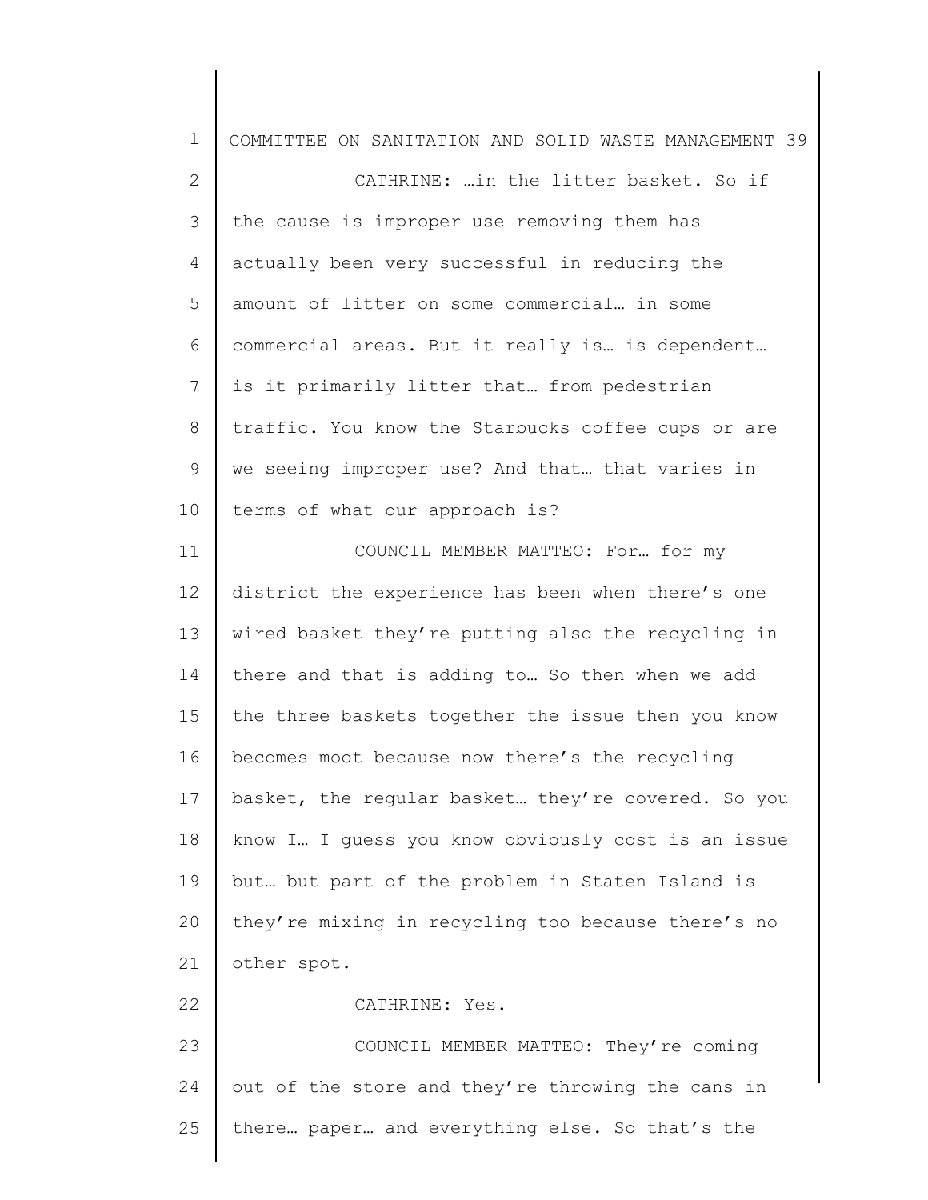CATHRINE: …in the litter basket. So if the cause is improper use removing them has actually been very successful in reducing the amount of litter on some commercial… in some commercial areas. But it really is… is dependent… is it primarily litter that… from pedestrian traffic. You know the Starbucks coffee cups or are we seeing improper use? And that… that varies in terms of what our approach is?

COUNCIL MEMBER MATTEO: For… for my district the experience has been when there's one wired basket they're putting also the recycling in there and that is adding to… So then when we add the three baskets together the issue then you know becomes moot because now there's the recycling basket, the regular basket… they're covered. So you know I… I guess you know obviously cost is an issue but… but part of the problem in Staten Island is they're mixing in recycling too because there's no other spot.

CATHRINE: Yes.

COUNCIL MEMBER MATTEO: They're coming out of the store and they're throwing the cans in there… paper… and everything else. So that's the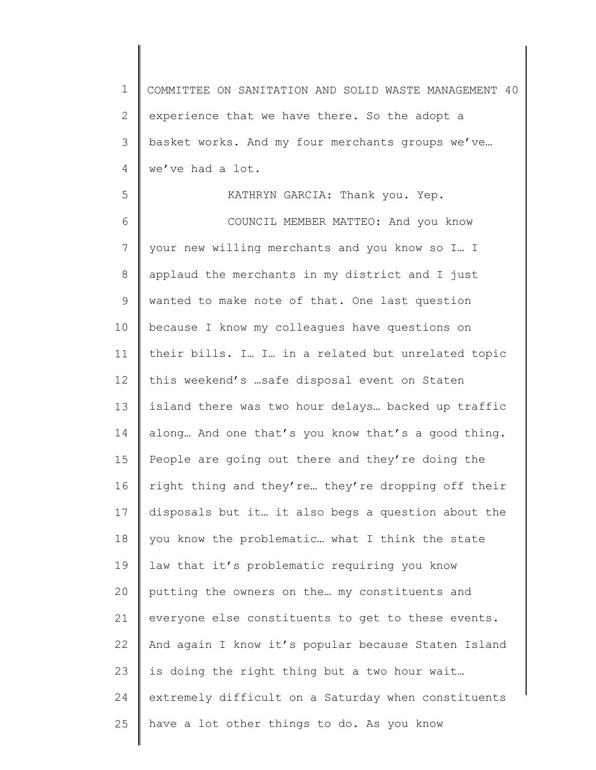experience that we have there. So the adopt a basket works. And my four merchants groups we've… we've had a lot.

KATHRYN GARCIA: Thank you. Yep.

COUNCIL MEMBER MATTEO: And you know your new willing merchants and you know so I… I applaud the merchants in my district and I just wanted to make note of that. One last question because I know my colleagues have questions on their bills. I… I… in a related but unrelated topic this weekend's …safe disposal event on Staten island there was two hour delays… backed up traffic along… And one that's you know that's a good thing. People are going out there and they're doing the right thing and they're… they're dropping off their disposals but it… it also begs a question about the you know the problematic… what I think the state law that it's problematic requiring you know putting the owners on the… my constituents and everyone else constituents to get to these events. And again I know it's popular because Staten Island is doing the right thing but a two hour wait… extremely difficult on a Saturday when constituents have a lot other things to do. As you know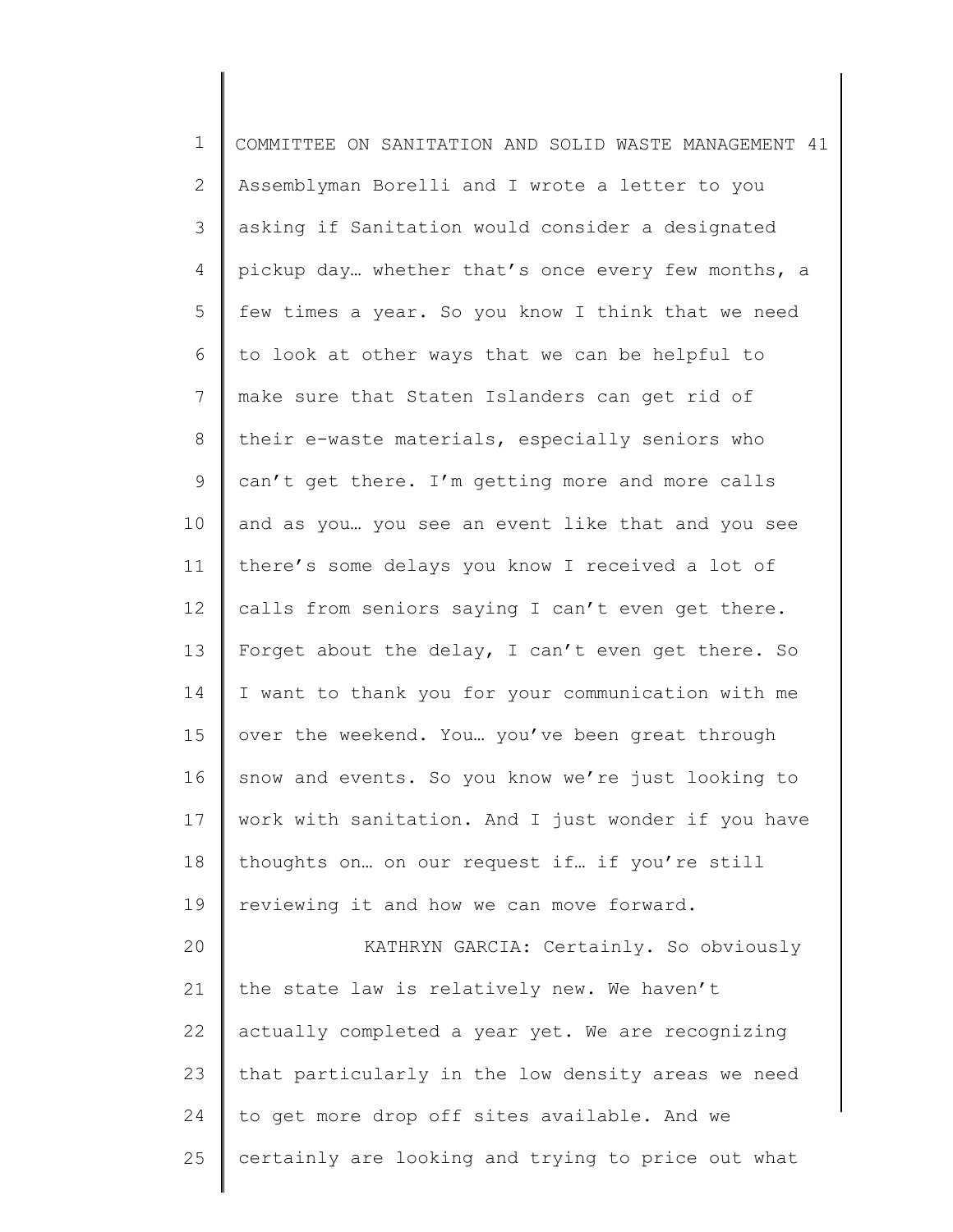Assemblyman Borelli and I wrote a letter to you asking if Sanitation would consider a designated pickup day… whether that's once every few months, a few times a year. So you know I think that we need to look at other ways that we can be helpful to make sure that Staten Islanders can get rid of their e-waste materials, especially seniors who can't get there. I'm getting more and more calls and as you… you see an event like that and you see there's some delays you know I received a lot of calls from seniors saying I can't even get there. Forget about the delay, I can't even get there. So I want to thank you for your communication with me over the weekend. You… you've been great through snow and events. So you know we're just looking to work with sanitation. And I just wonder if you have thoughts on… on our request if… if you're still reviewing it and how we can move forward.

KATHRYN GARCIA: Certainly. So obviously the state law is relatively new. We haven't actually completed a year yet. We are recognizing that particularly in the low density areas we need to get more drop off sites available. And we certainly are looking and trying to price out what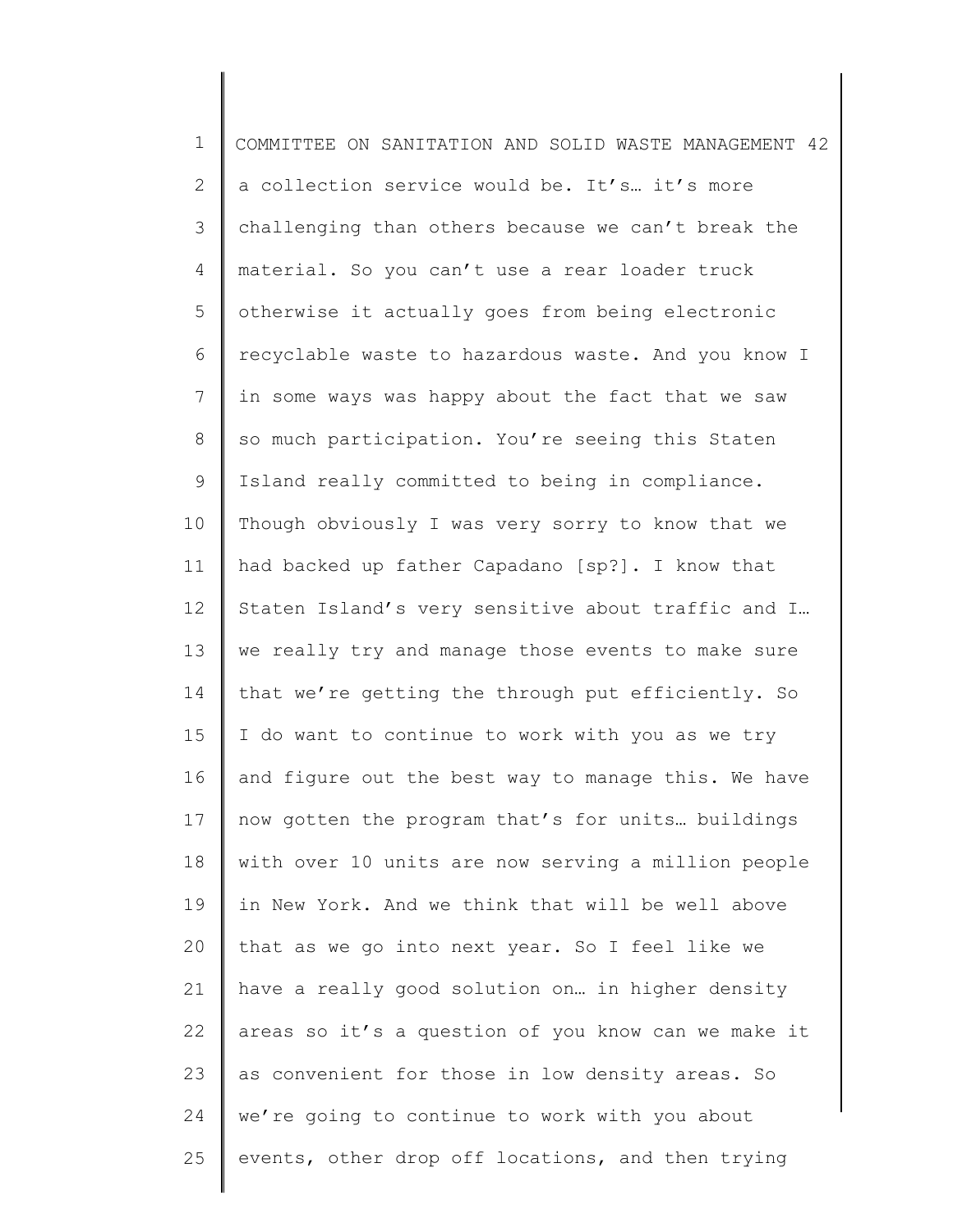a collection service would be. It's… it's more challenging than others because we can't break the material. So you can't use a rear loader truck otherwise it actually goes from being electronic recyclable waste to hazardous waste. And you know I in some ways was happy about the fact that we saw so much participation. You're seeing this Staten Island really committed to being in compliance. Though obviously I was very sorry to know that we had backed up father Capadano [sp?]. I know that Staten Island's very sensitive about traffic and I… we really try and manage those events to make sure that we're getting the through put efficiently. So I do want to continue to work with you as we try and figure out the best way to manage this. We have now gotten the program that's for units… buildings with over 10 units are now serving a million people in New York. And we think that will be well above that as we go into next year. So I feel like we have a really good solution on… in higher density areas so it's a question of you know can we make it as convenient for those in low density areas. So we're going to continue to work with you about events, other drop off locations, and then trying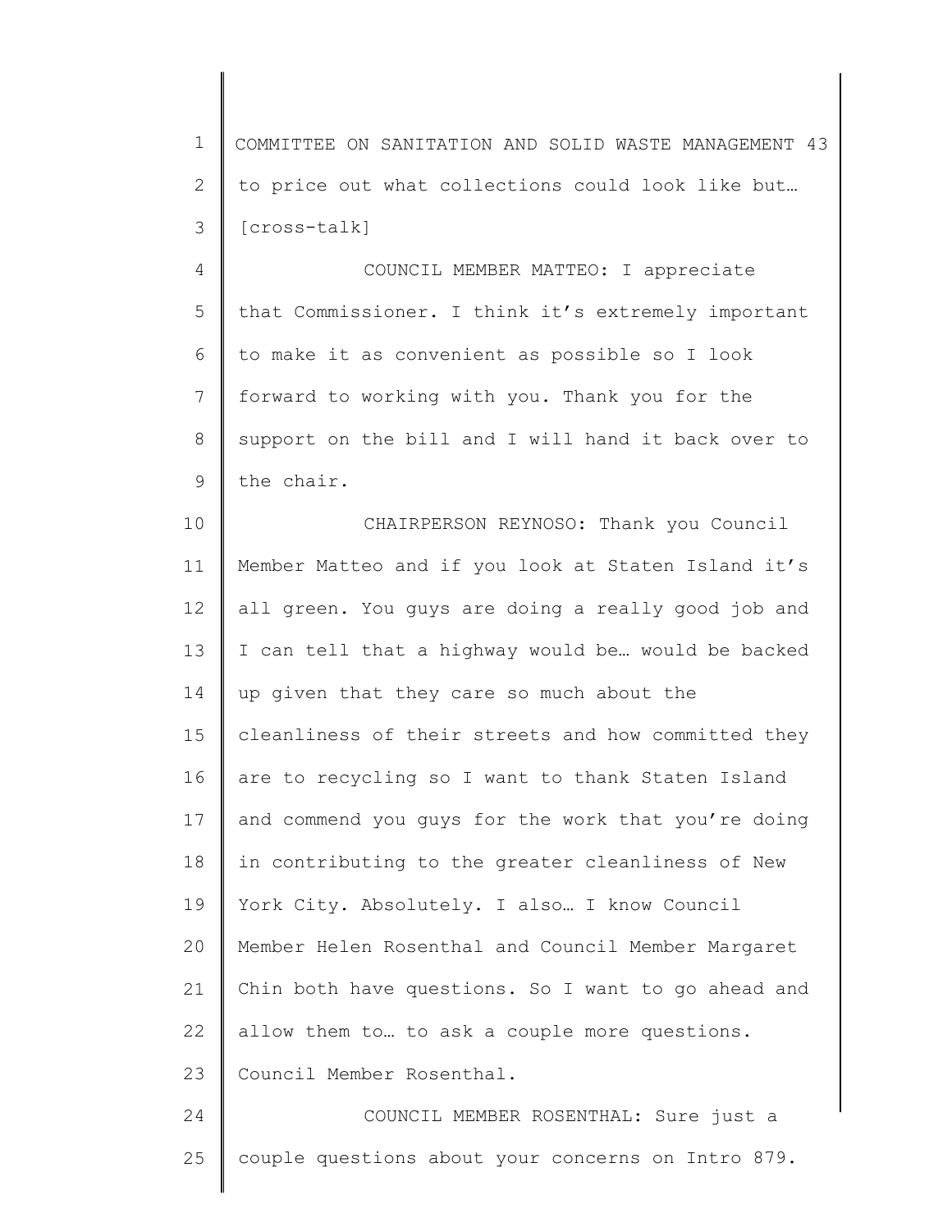to price out what collections could look like but… [cross-talk]

COUNCIL MEMBER MATTEO: I appreciate that Commissioner. I think it's extremely important to make it as convenient as possible so I look forward to working with you. Thank you for the support on the bill and I will hand it back over to the chair.

CHAIRPERSON REYNOSO: Thank you Council Member Matteo and if you look at Staten Island it's all green. You guys are doing a really good job and I can tell that a highway would be… would be backed up given that they care so much about the cleanliness of their streets and how committed they are to recycling so I want to thank Staten Island and commend you guys for the work that you're doing in contributing to the greater cleanliness of New York City. Absolutely. I also… I know Council Member Helen Rosenthal and Council Member Margaret Chin both have questions. So I want to go ahead and allow them to… to ask a couple more questions. Council Member Rosenthal.

COUNCIL MEMBER ROSENTHAL: Sure just a couple questions about your concerns on Intro 879.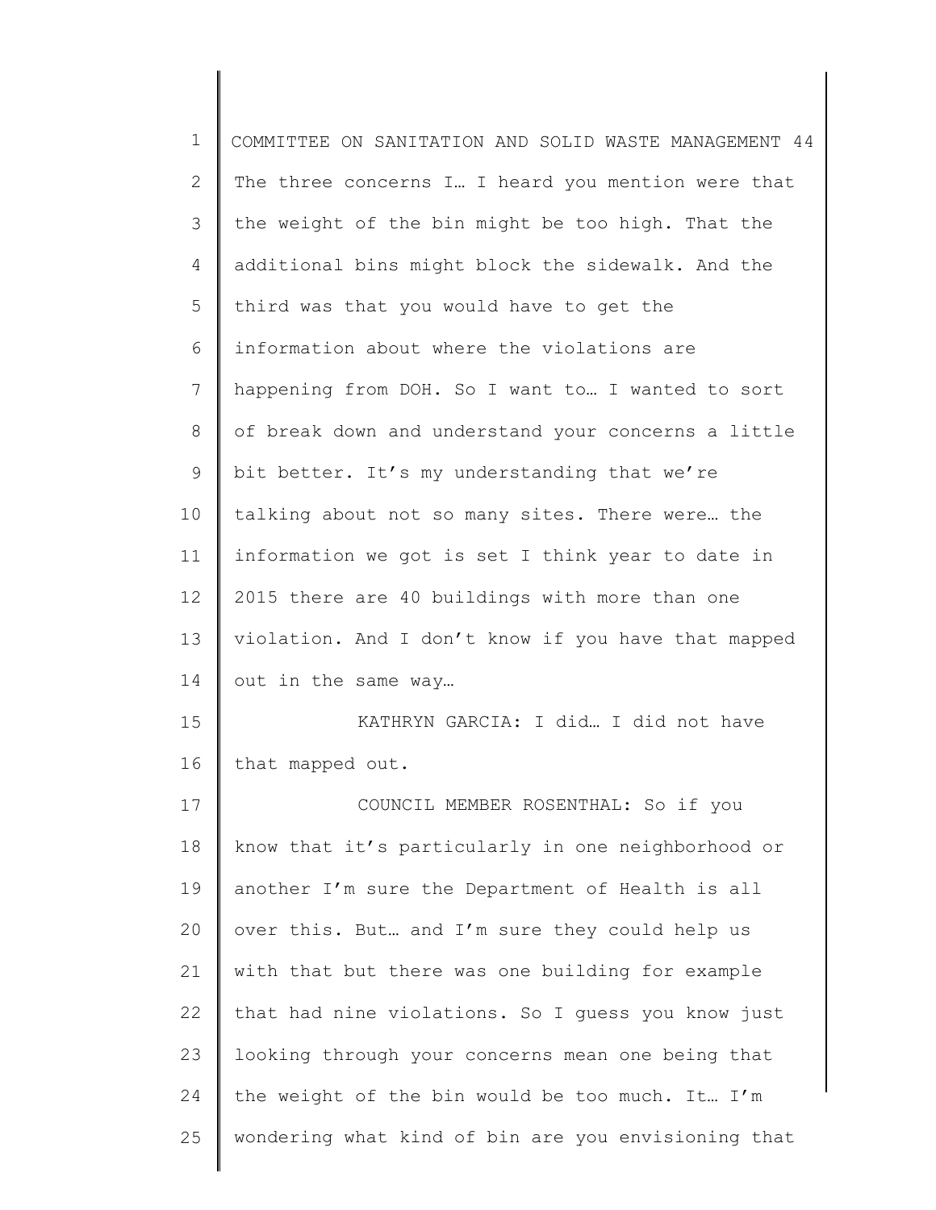The three concerns I… I heard you mention were that the weight of the bin might be too high. That the additional bins might block the sidewalk. And the third was that you would have to get the information about where the violations are happening from DOH. So I want to… I wanted to sort of break down and understand your concerns a little bit better. It's my understanding that we're talking about not so many sites. There were… the information we got is set I think year to date in 2015 there are 40 buildings with more than one violation. And I don't know if you have that mapped out in the same way…

KATHRYN GARCIA: I did… I did not have that mapped out.

COUNCIL MEMBER ROSENTHAL: So if you know that it's particularly in one neighborhood or another I'm sure the Department of Health is all over this. But… and I'm sure they could help us with that but there was one building for example that had nine violations. So I guess you know just looking through your concerns mean one being that the weight of the bin would be too much. It… I'm wondering what kind of bin are you envisioning that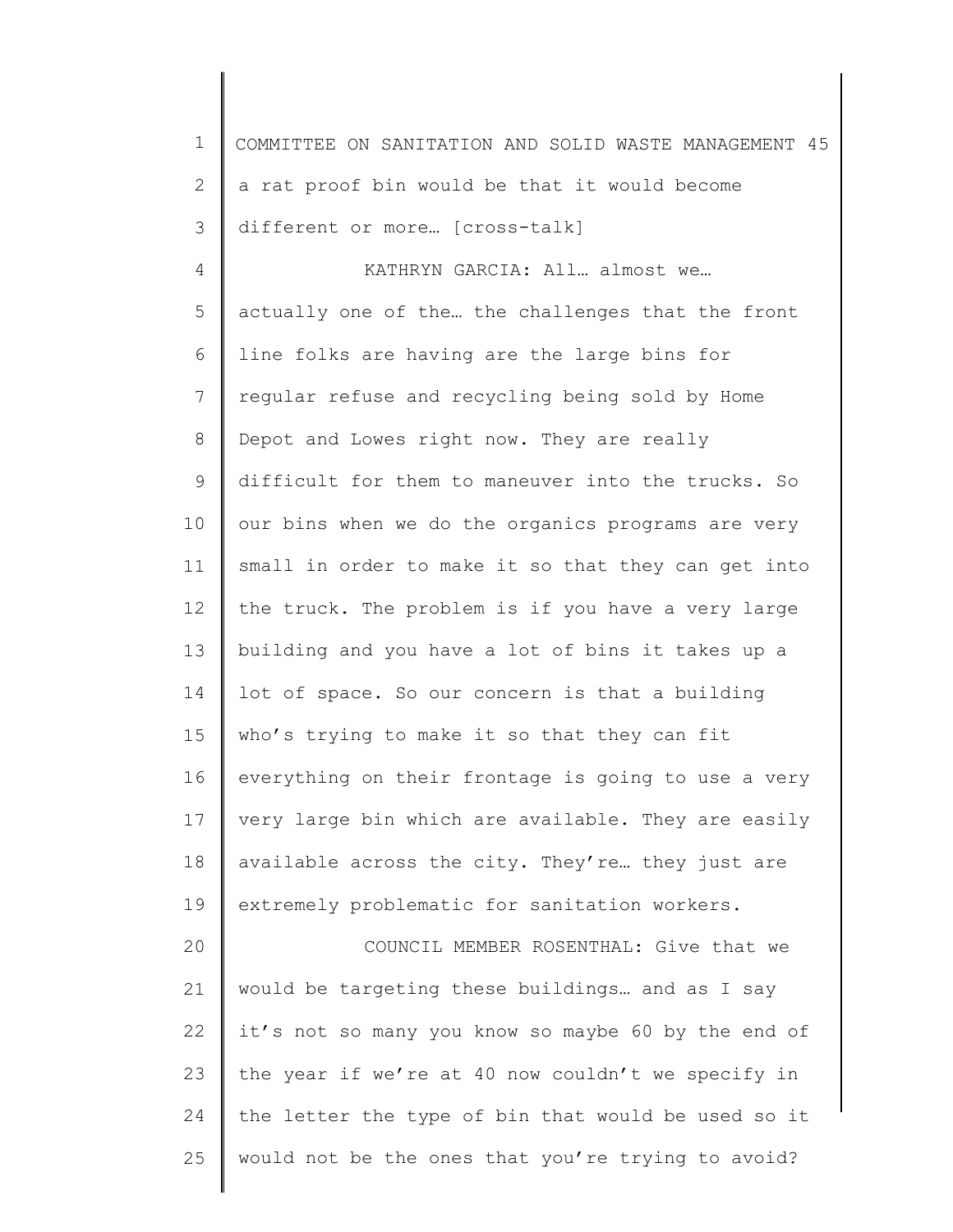a rat proof bin would be that it would become different or more… [cross-talk]

KATHRYN GARCIA: All… almost we… actually one of the… the challenges that the front line folks are having are the large bins for regular refuse and recycling being sold by Home Depot and Lowes right now. They are really difficult for them to maneuver into the trucks. So our bins when we do the organics programs are very small in order to make it so that they can get into the truck. The problem is if you have a very large building and you have a lot of bins it takes up a lot of space. So our concern is that a building who's trying to make it so that they can fit everything on their frontage is going to use a very very large bin which are available. They are easily available across the city. They're… they just are extremely problematic for sanitation workers.

COUNCIL MEMBER ROSENTHAL: Give that we would be targeting these buildings… and as I say it's not so many you know so maybe 60 by the end of the year if we're at 40 now couldn't we specify in the letter the type of bin that would be used so it would not be the ones that you're trying to avoid?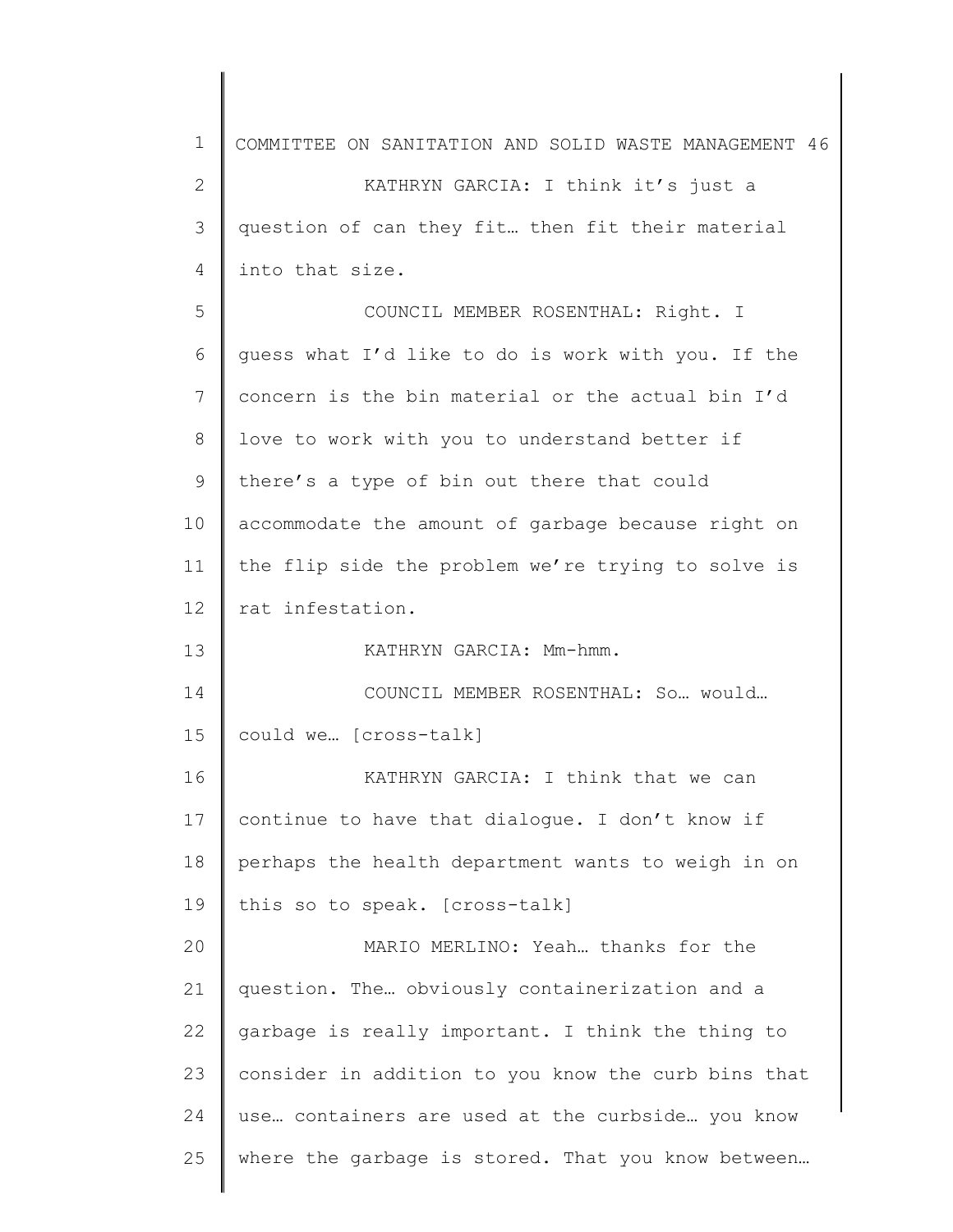KATHRYN GARCIA: I think it's just a question of can they fit… then fit their material into that size.

COUNCIL MEMBER ROSENTHAL: Right. I guess what I'd like to do is work with you. If the concern is the bin material or the actual bin I'd love to work with you to understand better if there's a type of bin out there that could accommodate the amount of garbage because right on the flip side the problem we're trying to solve is rat infestation.

KATHRYN GARCIA: Mm-hmm.

COUNCIL MEMBER ROSENTHAL: So… would… could we… [cross-talk]

KATHRYN GARCIA: I think that we can continue to have that dialogue. I don't know if perhaps the health department wants to weigh in on this so to speak. [cross-talk]

MARIO MERLINO: Yeah… thanks for the question. The… obviously containerization and a garbage is really important. I think the thing to consider in addition to you know the curb bins that use… containers are used at the curbside… you know where the garbage is stored. That you know between…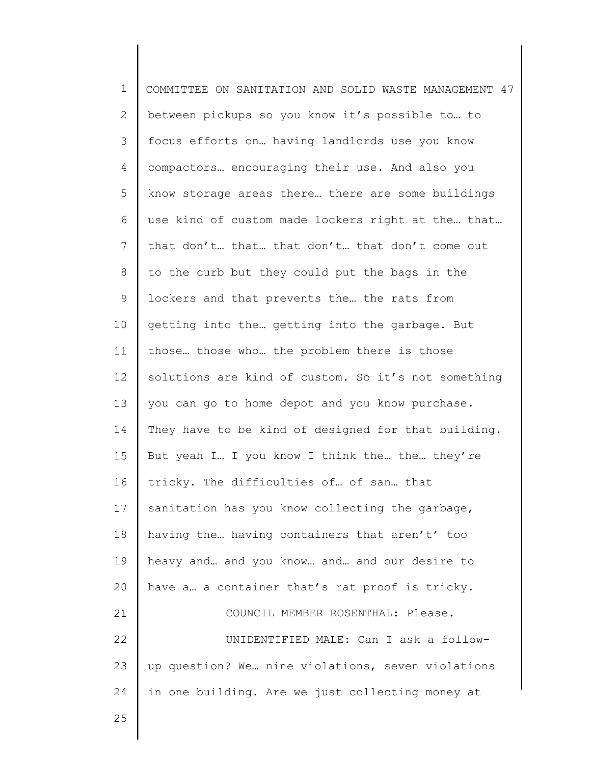between pickups so you know it's possible to… to focus efforts on… having landlords use you know compactors… encouraging their use. And also you know storage areas there… there are some buildings use kind of custom made lockers right at the… that… that don't… that… that don't… that don't come out to the curb but they could put the bags in the lockers and that prevents the… the rats from getting into the… getting into the garbage. But those… those who… the problem there is those solutions are kind of custom. So it's not something you can go to home depot and you know purchase. They have to be kind of designed for that building. But yeah I… I you know I think the… the… they're tricky. The difficulties of… of san… that sanitation has you know collecting the garbage, having the… having containers that aren't' too heavy and… and you know… and… and our desire to have a… a container that's rat proof is tricky.

COUNCIL MEMBER ROSENTHAL: Please.

UNIDENTIFIED MALE: Can I ask a follow-up question? We… nine violations, seven violations in one building. Are we just collecting money at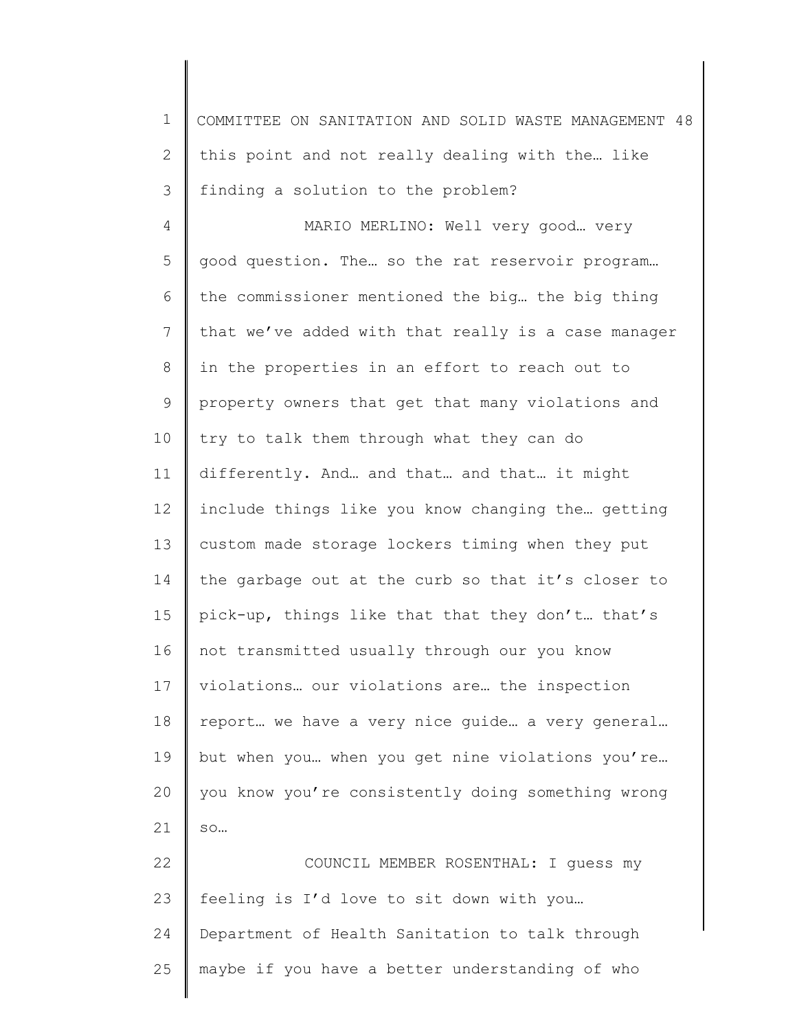this point and not really dealing with the… like finding a solution to the problem?

MARIO MERLINO: Well very good… very good question. The… so the rat reservoir program… the commissioner mentioned the big… the big thing that we've added with that really is a case manager in the properties in an effort to reach out to property owners that get that many violations and try to talk them through what they can do differently. And… and that… and that… it might include things like you know changing the… getting custom made storage lockers timing when they put the garbage out at the curb so that it's closer to pick-up, things like that that they don't… that's not transmitted usually through our you know violations… our violations are… the inspection report… we have a very nice guide… a very general… but when you… when you get nine violations you're… you know you're consistently doing something wrong so…

COUNCIL MEMBER ROSENTHAL: I guess my feeling is I'd love to sit down with you… Department of Health Sanitation to talk through maybe if you have a better understanding of who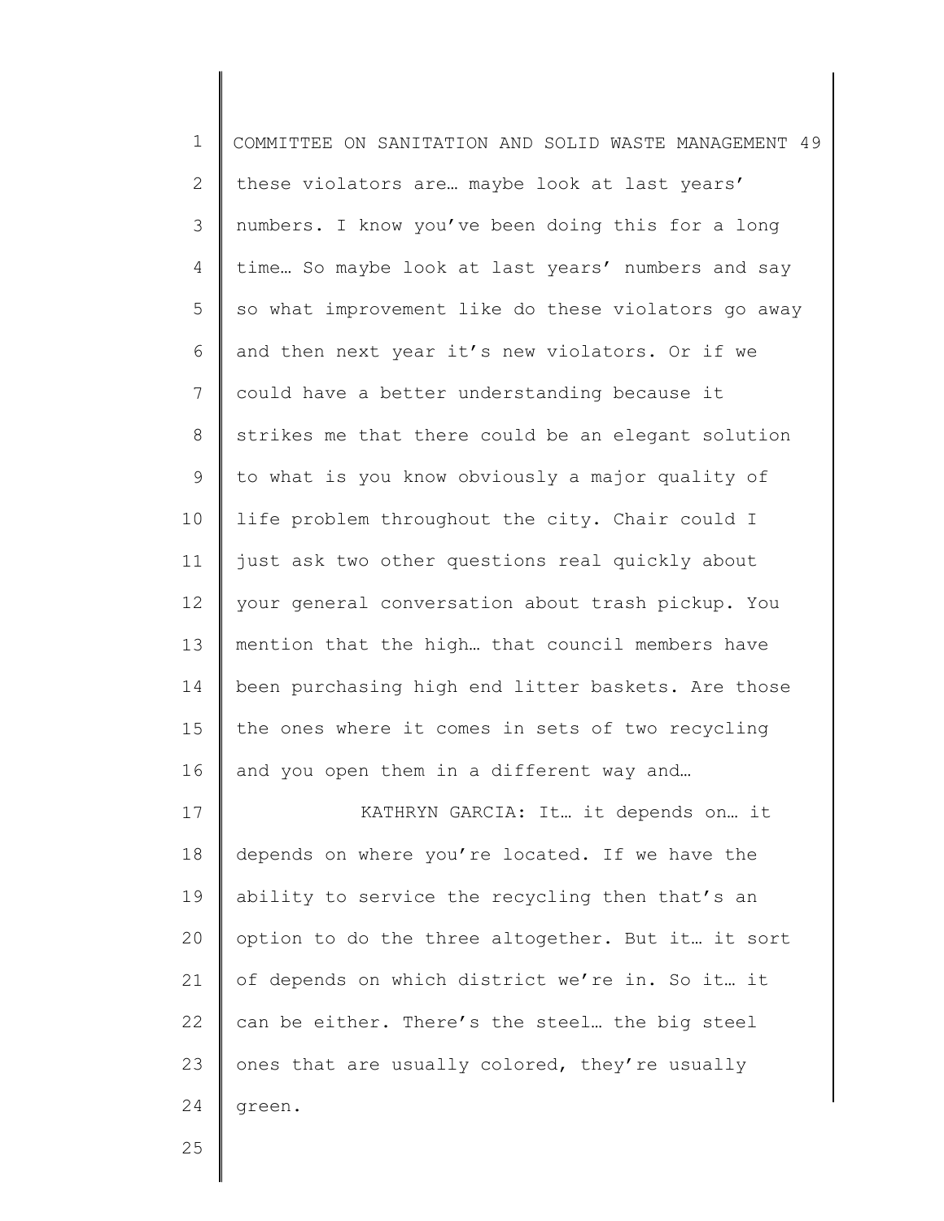these violators are… maybe look at last years' numbers. I know you've been doing this for a long time… So maybe look at last years' numbers and say so what improvement like do these violators go away and then next year it's new violators. Or if we could have a better understanding because it strikes me that there could be an elegant solution to what is you know obviously a major quality of life problem throughout the city. Chair could I just ask two other questions real quickly about your general conversation about trash pickup. You mention that the high… that council members have been purchasing high end litter baskets. Are those the ones where it comes in sets of two recycling and you open them in a different way and…

KATHRYN GARCIA: It… it depends on… it depends on where you're located. If we have the ability to service the recycling then that's an option to do the three altogether. But it… it sort of depends on which district we're in. So it… it can be either. There's the steel… the big steel ones that are usually colored, they're usually green.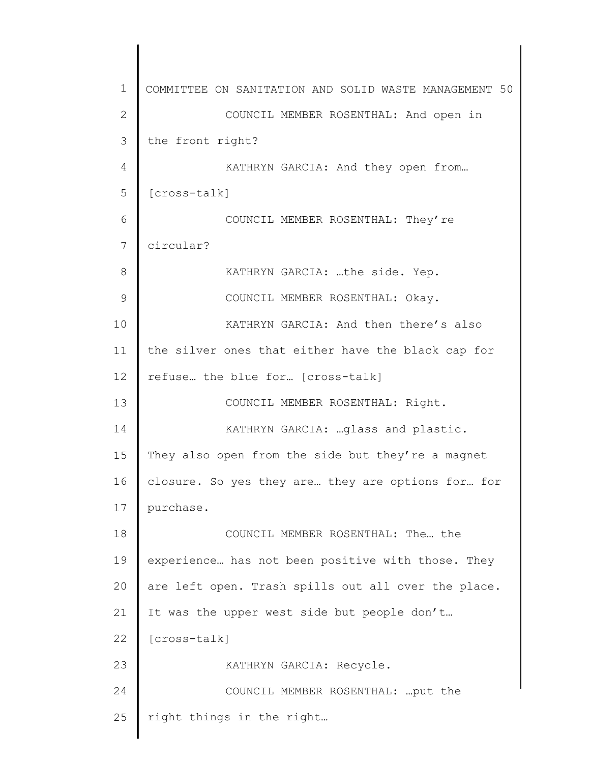COUNCIL MEMBER ROSENTHAL: And open in the front right?

KATHRYN GARCIA: And they open from… [cross-talk]

COUNCIL MEMBER ROSENTHAL: They're circular?

KATHRYN GARCIA: …the side. Yep.

COUNCIL MEMBER ROSENTHAL: Okay.

KATHRYN GARCIA: And then there's also the silver ones that either have the black cap for refuse… the blue for… [cross-talk]

COUNCIL MEMBER ROSENTHAL: Right.

KATHRYN GARCIA: …glass and plastic. They also open from the side but they're a magnet closure. So yes they are… they are options for… for purchase.

COUNCIL MEMBER ROSENTHAL: The… the experience… has not been positive with those. They are left open. Trash spills out all over the place. It was the upper west side but people don't… [cross-talk]

KATHRYN GARCIA: Recycle.

COUNCIL MEMBER ROSENTHAL: …put the right things in the right…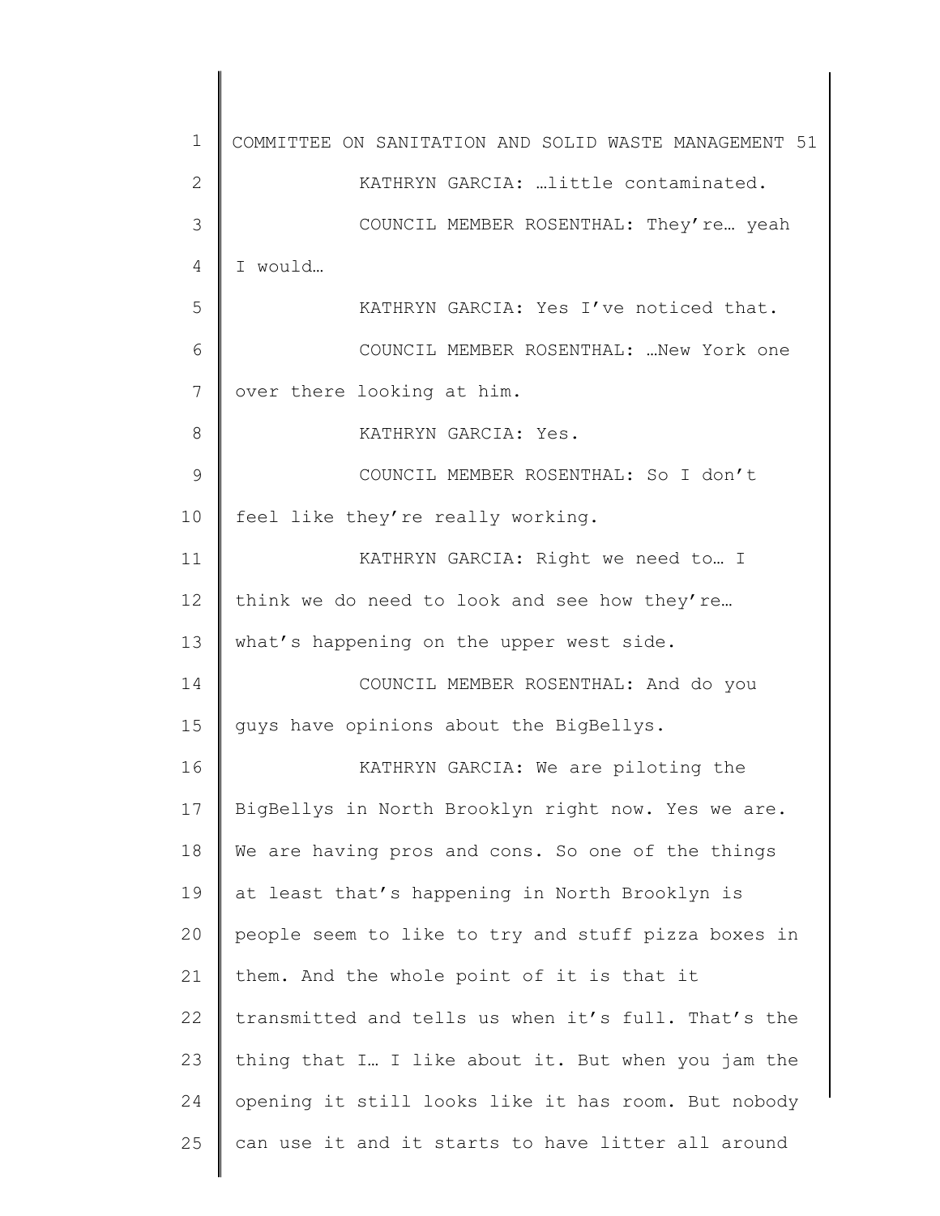KATHRYN GARCIA: …little contaminated.

COUNCIL MEMBER ROSENTHAL: They're… yeah I would…

KATHRYN GARCIA: Yes I've noticed that.

COUNCIL MEMBER ROSENTHAL: …New York one over there looking at him.

KATHRYN GARCIA: Yes.

COUNCIL MEMBER ROSENTHAL: So I don't feel like they're really working.

KATHRYN GARCIA: Right we need to… I think we do need to look and see how they're… what's happening on the upper west side.

COUNCIL MEMBER ROSENTHAL: And do you guys have opinions about the BigBellys.

KATHRYN GARCIA: We are piloting the BigBellys in North Brooklyn right now. Yes we are. We are having pros and cons. So one of the things at least that's happening in North Brooklyn is people seem to like to try and stuff pizza boxes in them. And the whole point of it is that it transmitted and tells us when it's full. That's the thing that I… I like about it. But when you jam the opening it still looks like it has room. But nobody can use it and it starts to have litter all around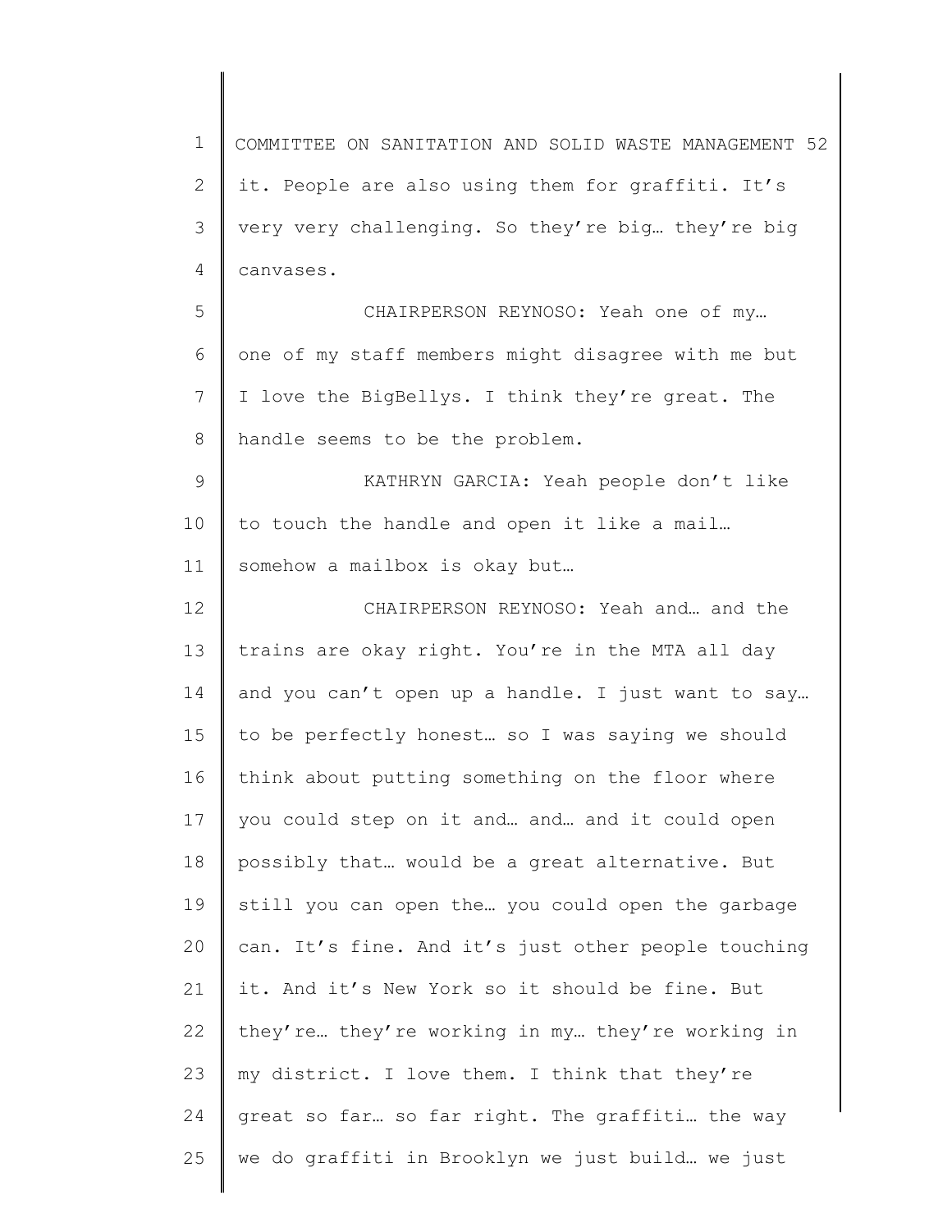it. People are also using them for graffiti. It's very very challenging. So they're big… they're big canvases.

CHAIRPERSON REYNOSO: Yeah one of my… one of my staff members might disagree with me but I love the BigBellys. I think they're great. The handle seems to be the problem.

KATHRYN GARCIA: Yeah people don't like to touch the handle and open it like a mail… somehow a mailbox is okay but…

CHAIRPERSON REYNOSO: Yeah and… and the trains are okay right. You're in the MTA all day and you can't open up a handle. I just want to say… to be perfectly honest… so I was saying we should think about putting something on the floor where you could step on it and… and… and it could open possibly that… would be a great alternative. But still you can open the… you could open the garbage can. It's fine. And it's just other people touching it. And it's New York so it should be fine. But they're… they're working in my… they're working in my district. I love them. I think that they're great so far… so far right. The graffiti… the way we do graffiti in Brooklyn we just build… we just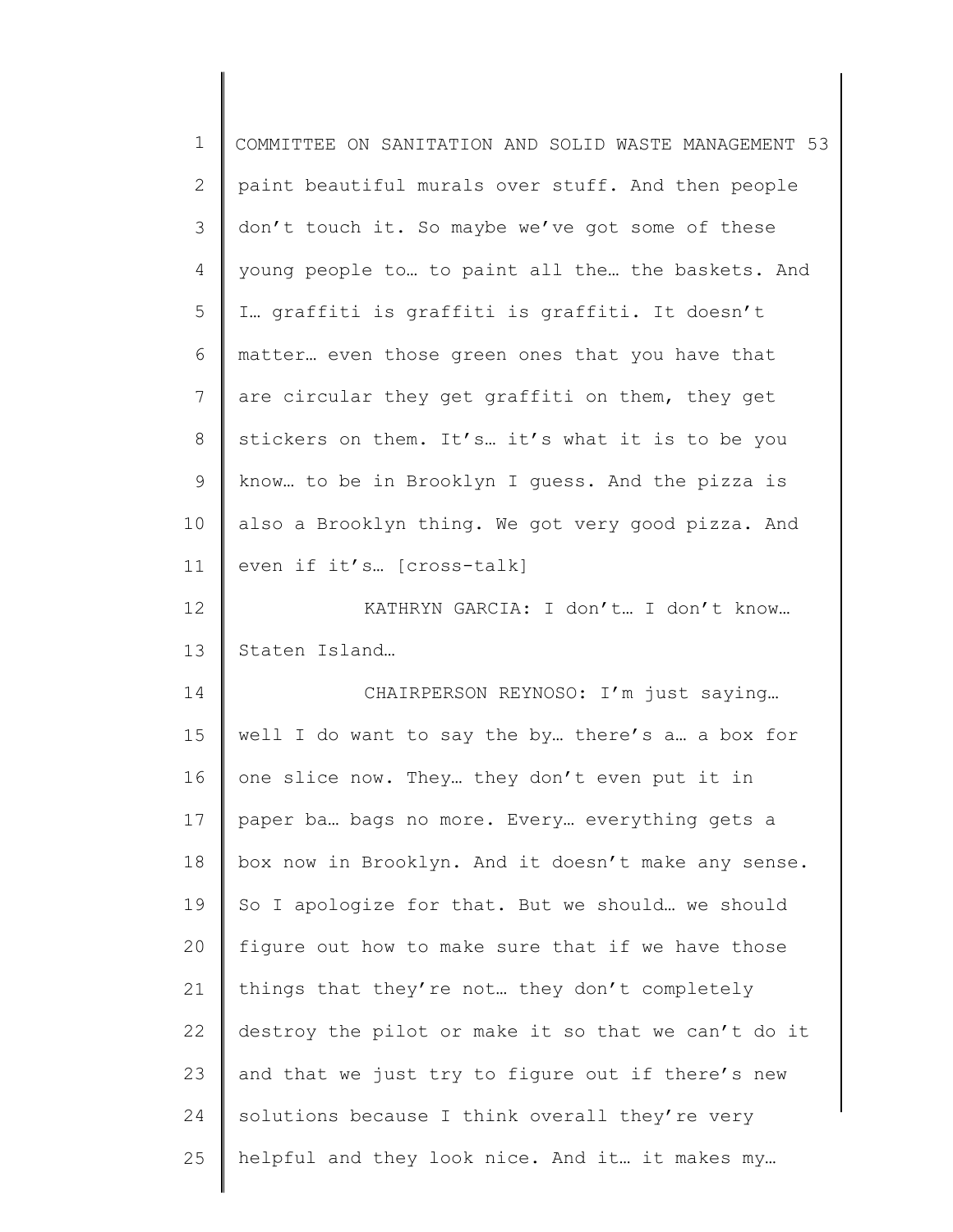paint beautiful murals over stuff. And then people don't touch it. So maybe we've got some of these young people to… to paint all the… the baskets. And I… graffiti is graffiti is graffiti. It doesn't matter… even those green ones that you have that are circular they get graffiti on them, they get stickers on them. It's… it's what it is to be you know… to be in Brooklyn I guess. And the pizza is also a Brooklyn thing. We got very good pizza. And even if it's… [cross-talk]

KATHRYN GARCIA: I don't… I don't know… Staten Island…

CHAIRPERSON REYNOSO: I'm just saying… well I do want to say the by… there's a… a box for one slice now. They… they don't even put it in paper ba… bags no more. Every… everything gets a box now in Brooklyn. And it doesn't make any sense. So I apologize for that. But we should… we should figure out how to make sure that if we have those things that they're not… they don't completely destroy the pilot or make it so that we can't do it and that we just try to figure out if there's new solutions because I think overall they're very helpful and they look nice. And it… it makes my…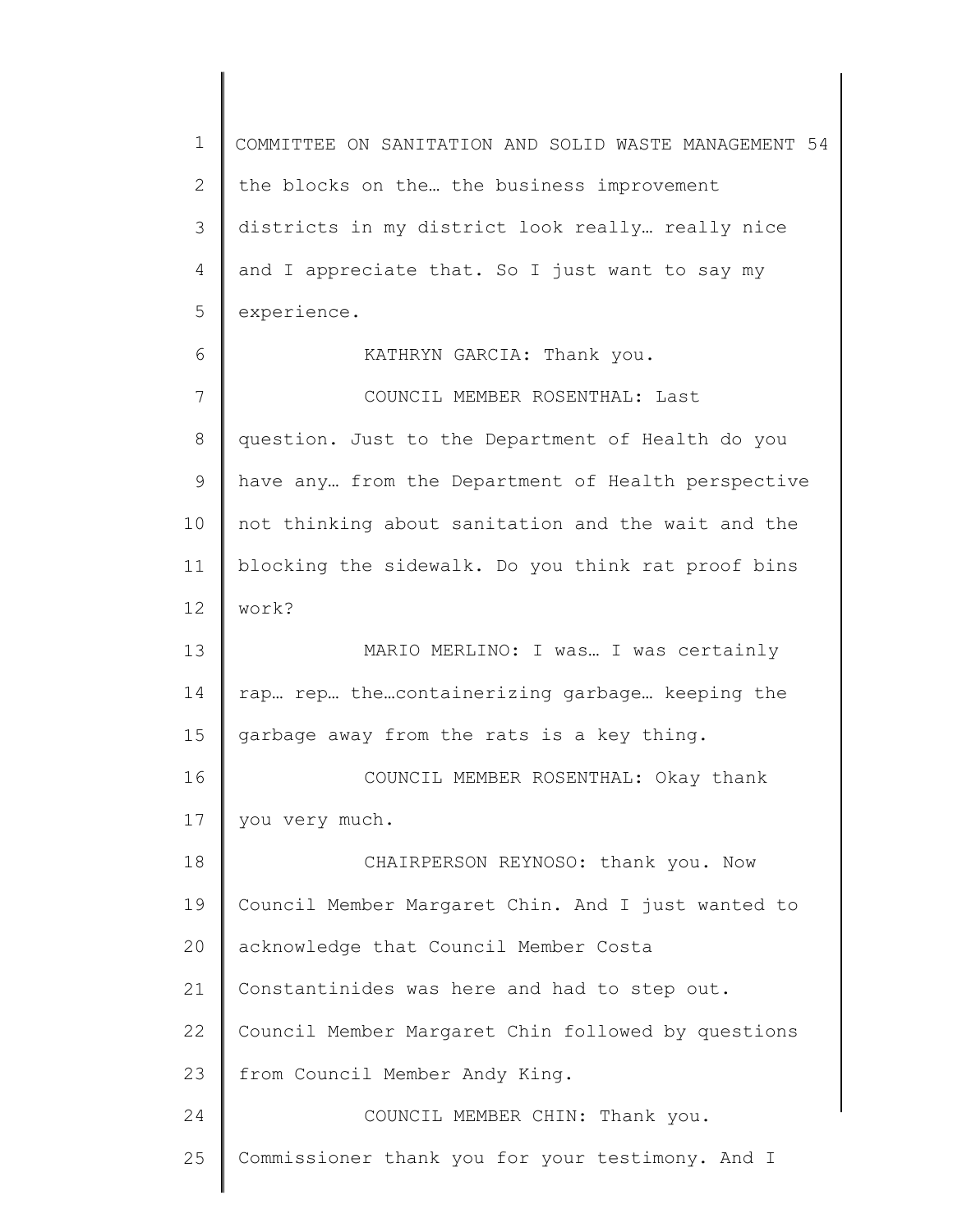the blocks on the… the business improvement districts in my district look really… really nice and I appreciate that. So I just want to say my experience.

KATHRYN GARCIA: Thank you.

COUNCIL MEMBER ROSENTHAL: Last question. Just to the Department of Health do you have any… from the Department of Health perspective not thinking about sanitation and the wait and the blocking the sidewalk. Do you think rat proof bins work?

MARIO MERLINO: I was… I was certainly rap… rep… the…containerizing garbage… keeping the garbage away from the rats is a key thing.

COUNCIL MEMBER ROSENTHAL: Okay thank you very much.

CHAIRPERSON REYNOSO: thank you. Now Council Member Margaret Chin. And I just wanted to acknowledge that Council Member Costa Constantinides was here and had to step out. Council Member Margaret Chin followed by questions from Council Member Andy King.

COUNCIL MEMBER CHIN: Thank you. Commissioner thank you for your testimony. And I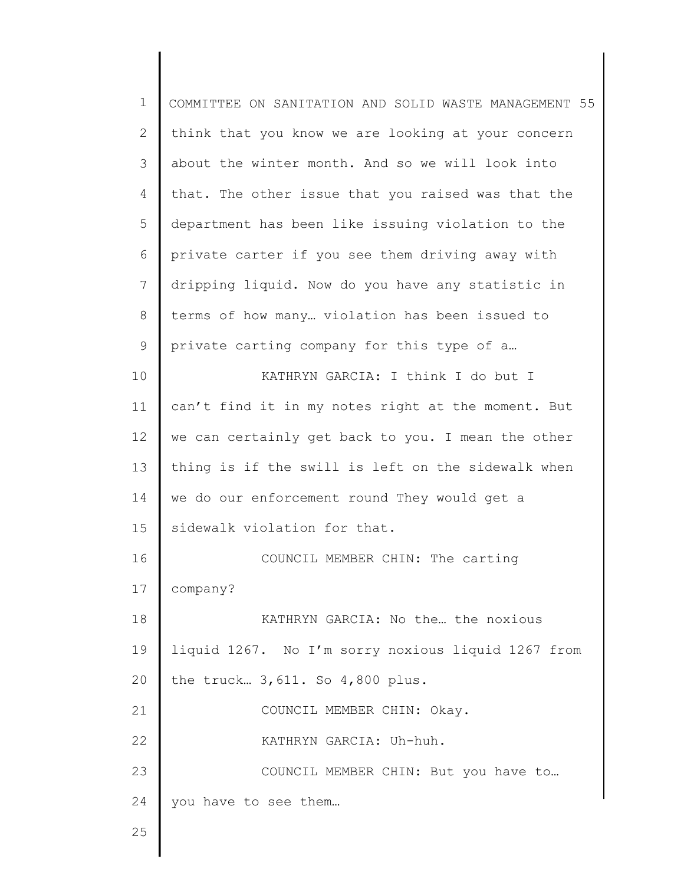think that you know we are looking at your concern about the winter month. And so we will look into that. The other issue that you raised was that the department has been like issuing violation to the private carter if you see them driving away with dripping liquid. Now do you have any statistic in terms of how many… violation has been issued to private carting company for this type of a…

KATHRYN GARCIA: I think I do but I can't find it in my notes right at the moment. But we can certainly get back to you. I mean the other thing is if the swill is left on the sidewalk when we do our enforcement round They would get a sidewalk violation for that.

COUNCIL MEMBER CHIN: The carting company?

KATHRYN GARCIA: No the… the noxious liquid 1267. No I'm sorry noxious liquid 1267 from the truck… 3,611. So 4,800 plus.

COUNCIL MEMBER CHIN: Okay.

KATHRYN GARCIA: Uh-huh.

COUNCIL MEMBER CHIN: But you have to… you have to see them…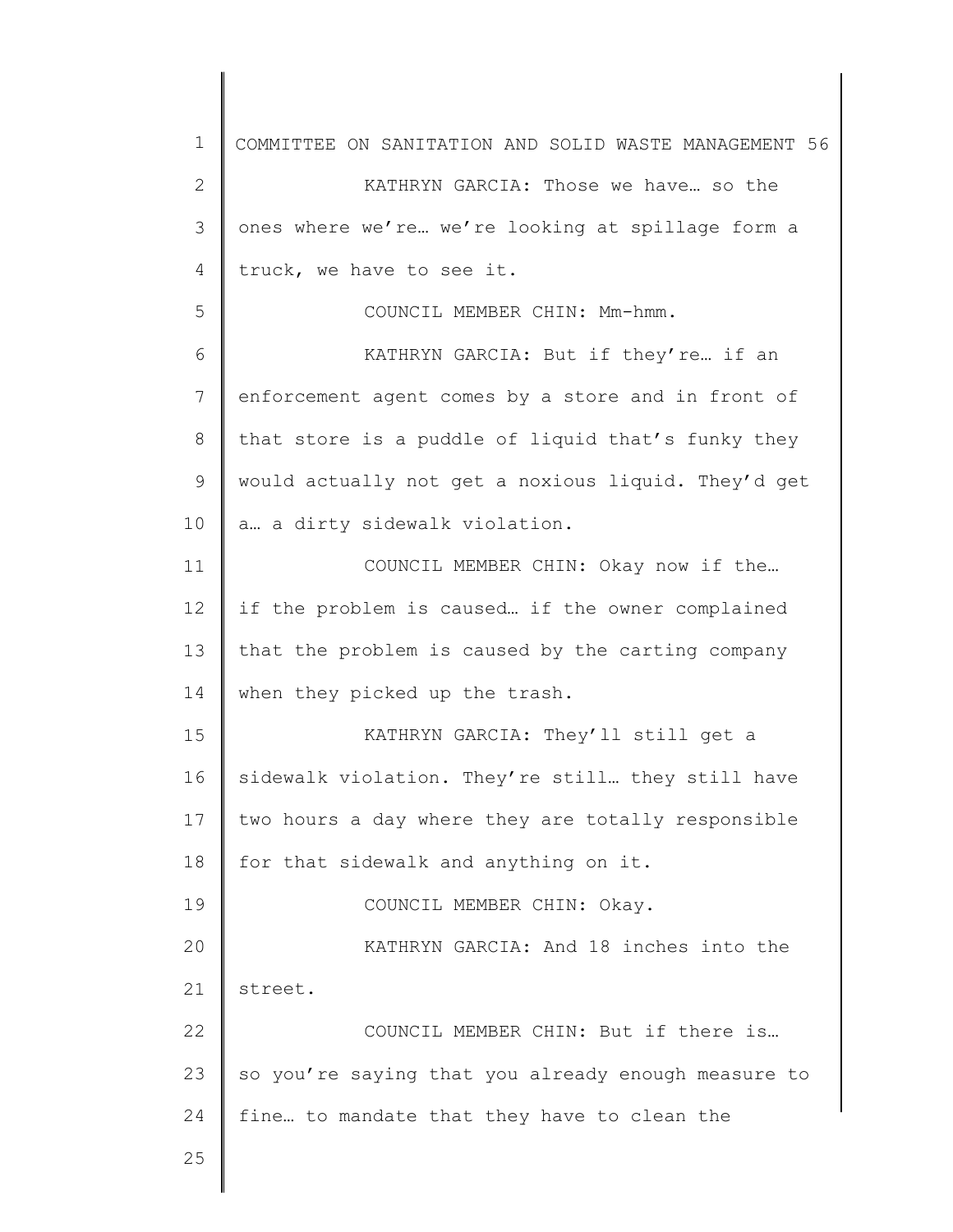KATHRYN GARCIA: Those we have… so the ones where we're… we're looking at spillage form a truck, we have to see it.

COUNCIL MEMBER CHIN: Mm-hmm.

KATHRYN GARCIA: But if they're… if an enforcement agent comes by a store and in front of that store is a puddle of liquid that's funky they would actually not get a noxious liquid. They'd get a… a dirty sidewalk violation.

COUNCIL MEMBER CHIN: Okay now if the… if the problem is caused… if the owner complained that the problem is caused by the carting company when they picked up the trash.

KATHRYN GARCIA: They'll still get a sidewalk violation. They're still… they still have two hours a day where they are totally responsible for that sidewalk and anything on it.

COUNCIL MEMBER CHIN: Okay.

KATHRYN GARCIA: And 18 inches into the street.

COUNCIL MEMBER CHIN: But if there is… so you're saying that you already enough measure to fine… to mandate that they have to clean the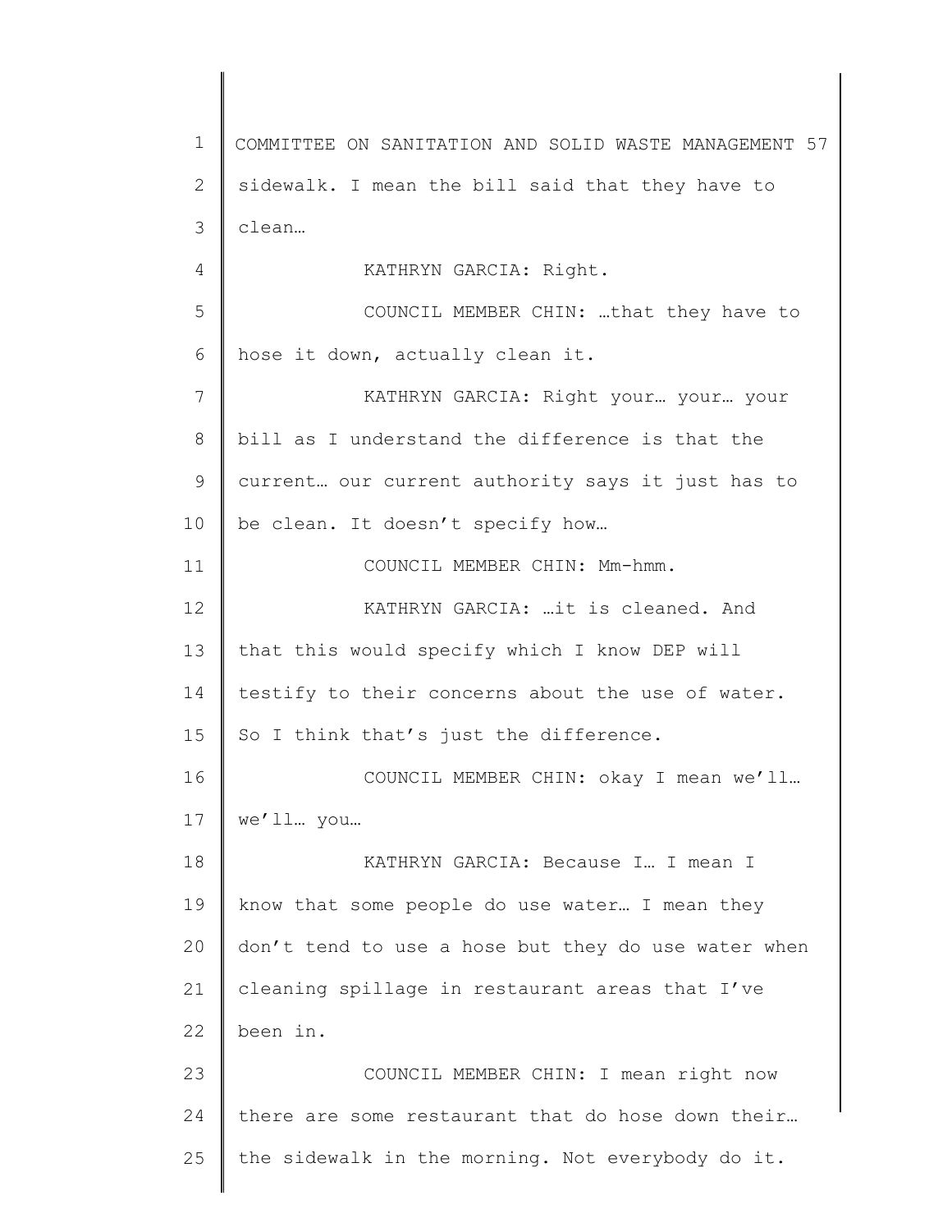sidewalk. I mean the bill said that they have to clean…

KATHRYN GARCIA: Right.

COUNCIL MEMBER CHIN: …that they have to hose it down, actually clean it.

KATHRYN GARCIA: Right your… your… your bill as I understand the difference is that the current… our current authority says it just has to be clean. It doesn't specify how…

COUNCIL MEMBER CHIN: Mm-hmm.

KATHRYN GARCIA: …it is cleaned. And that this would specify which I know DEP will testify to their concerns about the use of water. So I think that's just the difference.

COUNCIL MEMBER CHIN: okay I mean we'll… we'll… you…

KATHRYN GARCIA: Because I… I mean I know that some people do use water… I mean they don't tend to use a hose but they do use water when cleaning spillage in restaurant areas that I've been in.

COUNCIL MEMBER CHIN: I mean right now there are some restaurant that do hose down their… the sidewalk in the morning. Not everybody do it.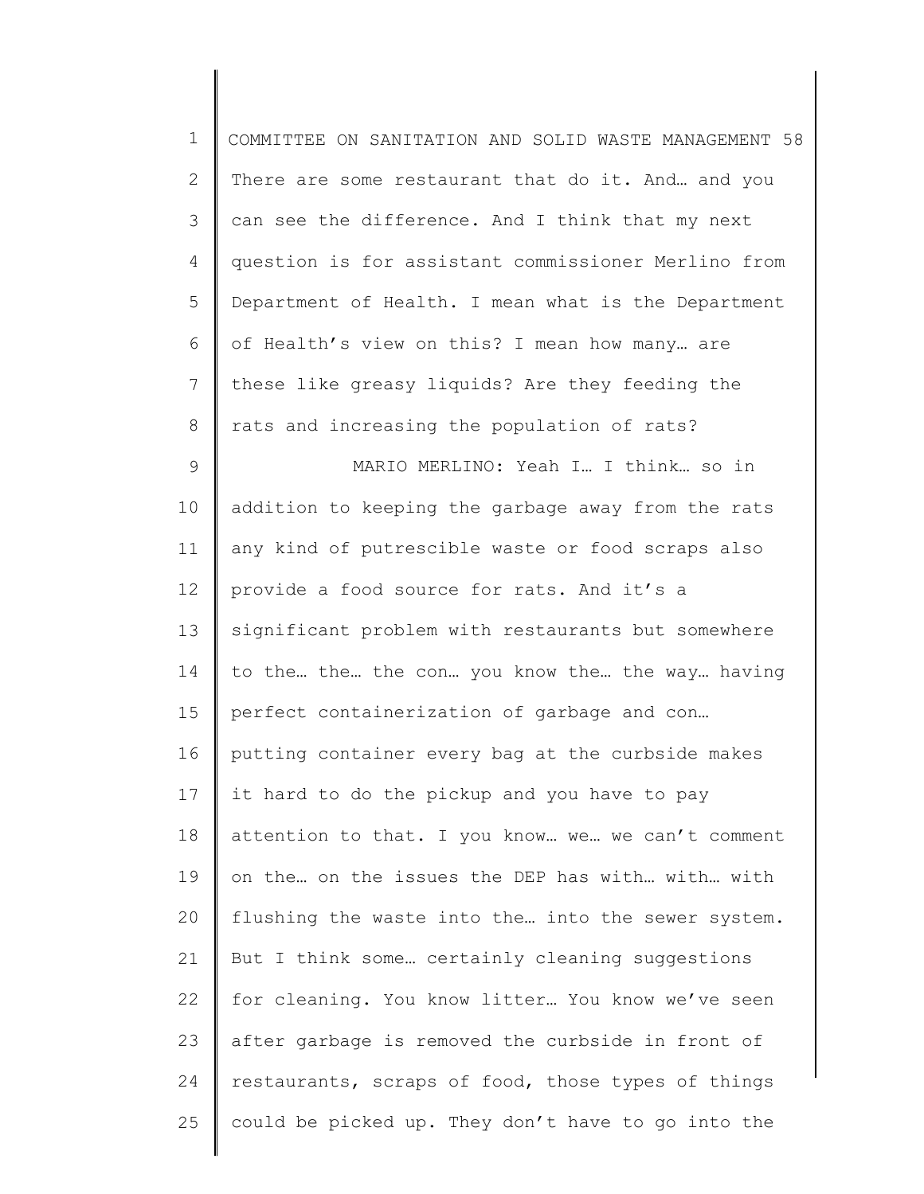There are some restaurant that do it. And… and you can see the difference. And I think that my next question is for assistant commissioner Merlino from Department of Health. I mean what is the Department of Health's view on this? I mean how many… are these like greasy liquids? Are they feeding the rats and increasing the population of rats?

MARIO MERLINO: Yeah I… I think… so in addition to keeping the garbage away from the rats any kind of putrescible waste or food scraps also provide a food source for rats. And it's a significant problem with restaurants but somewhere to the… the… the con… you know the… the way… having perfect containerization of garbage and con… putting container every bag at the curbside makes it hard to do the pickup and you have to pay attention to that. I you know… we… we can't comment on the… on the issues the DEP has with… with… with flushing the waste into the… into the sewer system. But I think some… certainly cleaning suggestions for cleaning. You know litter… You know we've seen after garbage is removed the curbside in front of restaurants, scraps of food, those types of things could be picked up. They don't have to go into the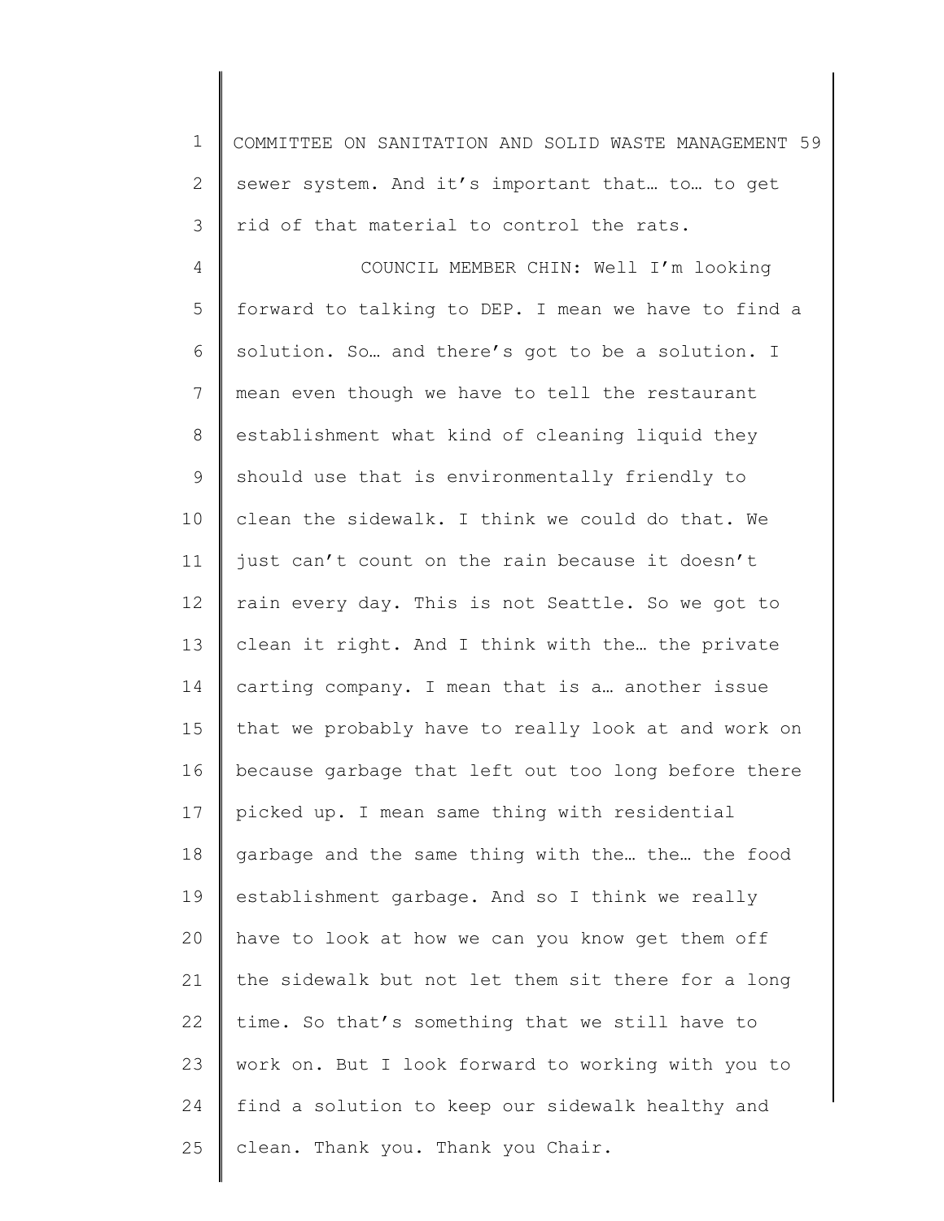sewer system. And it's important that… to… to get rid of that material to control the rats.

COUNCIL MEMBER CHIN: Well I'm looking forward to talking to DEP. I mean we have to find a solution. So… and there's got to be a solution. I mean even though we have to tell the restaurant establishment what kind of cleaning liquid they should use that is environmentally friendly to clean the sidewalk. I think we could do that. We just can't count on the rain because it doesn't rain every day. This is not Seattle. So we got to clean it right. And I think with the… the private carting company. I mean that is a… another issue that we probably have to really look at and work on because garbage that left out too long before there picked up. I mean same thing with residential garbage and the same thing with the… the… the food establishment garbage. And so I think we really have to look at how we can you know get them off the sidewalk but not let them sit there for a long time. So that's something that we still have to work on. But I look forward to working with you to find a solution to keep our sidewalk healthy and clean. Thank you. Thank you Chair.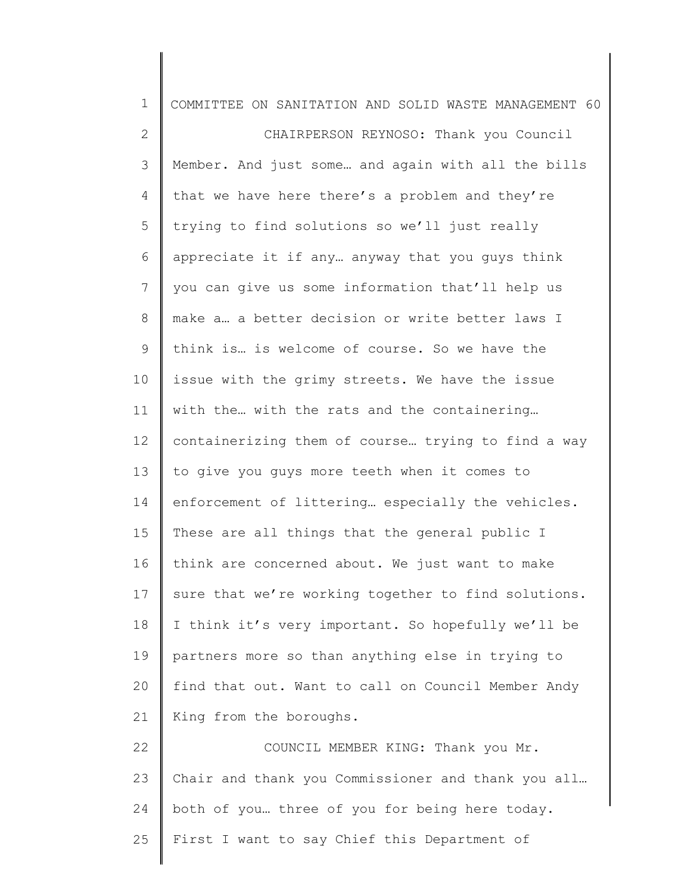CHAIRPERSON REYNOSO: Thank you Council Member. And just some… and again with all the bills that we have here there's a problem and they're trying to find solutions so we'll just really appreciate it if any… anyway that you guys think you can give us some information that'll help us make a… a better decision or write better laws I think is… is welcome of course. So we have the issue with the grimy streets. We have the issue with the… with the rats and the containering… containerizing them of course… trying to find a way to give you guys more teeth when it comes to enforcement of littering… especially the vehicles. These are all things that the general public I think are concerned about. We just want to make sure that we're working together to find solutions. I think it's very important. So hopefully we'll be partners more so than anything else in trying to find that out. Want to call on Council Member Andy King from the boroughs.

COUNCIL MEMBER KING: Thank you Mr. Chair and thank you Commissioner and thank you all… both of you… three of you for being here today. First I want to say Chief this Department of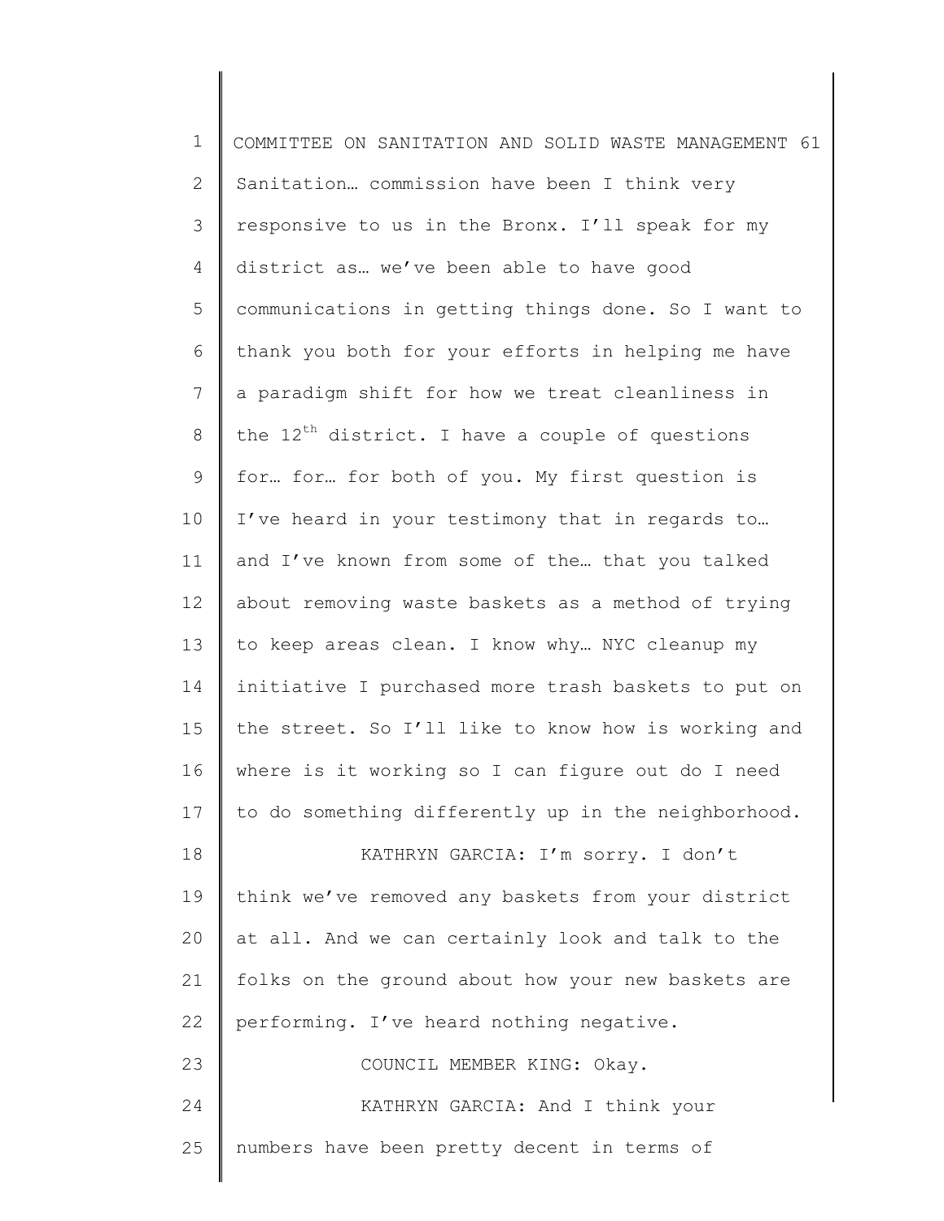Sanitation… commission have been I think very responsive to us in the Bronx. I'll speak for my district as… we've been able to have good communications in getting things done. So I want to thank you both for your efforts in helping me have a paradigm shift for how we treat cleanliness in the 12th district. I have a couple of questions for… for… for both of you. My first question is I've heard in your testimony that in regards to… and I've known from some of the… that you talked about removing waste baskets as a method of trying to keep areas clean. I know why… NYC cleanup my initiative I purchased more trash baskets to put on the street. So I'll like to know how is working and where is it working so I can figure out do I need to do something differently up in the neighborhood.

KATHRYN GARCIA: I'm sorry. I don't think we've removed any baskets from your district at all. And we can certainly look and talk to the folks on the ground about how your new baskets are performing. I've heard nothing negative.

COUNCIL MEMBER KING: Okay.

KATHRYN GARCIA: And I think your numbers have been pretty decent in terms of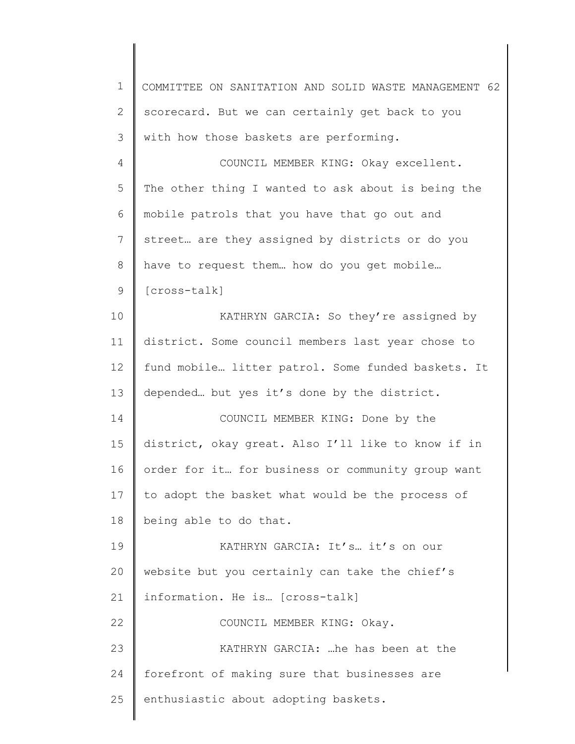scorecard. But we can certainly get back to you with how those baskets are performing.

COUNCIL MEMBER KING: Okay excellent. The other thing I wanted to ask about is being the mobile patrols that you have that go out and street… are they assigned by districts or do you have to request them… how do you get mobile… [cross-talk]

KATHRYN GARCIA: So they're assigned by district. Some council members last year chose to fund mobile… litter patrol. Some funded baskets. It depended… but yes it's done by the district.

COUNCIL MEMBER KING: Done by the district, okay great. Also I'll like to know if in order for it… for business or community group want to adopt the basket what would be the process of being able to do that.

KATHRYN GARCIA: It's… it's on our website but you certainly can take the chief's information. He is… [cross-talk]

COUNCIL MEMBER KING: Okay.

KATHRYN GARCIA: …he has been at the forefront of making sure that businesses are enthusiastic about adopting baskets.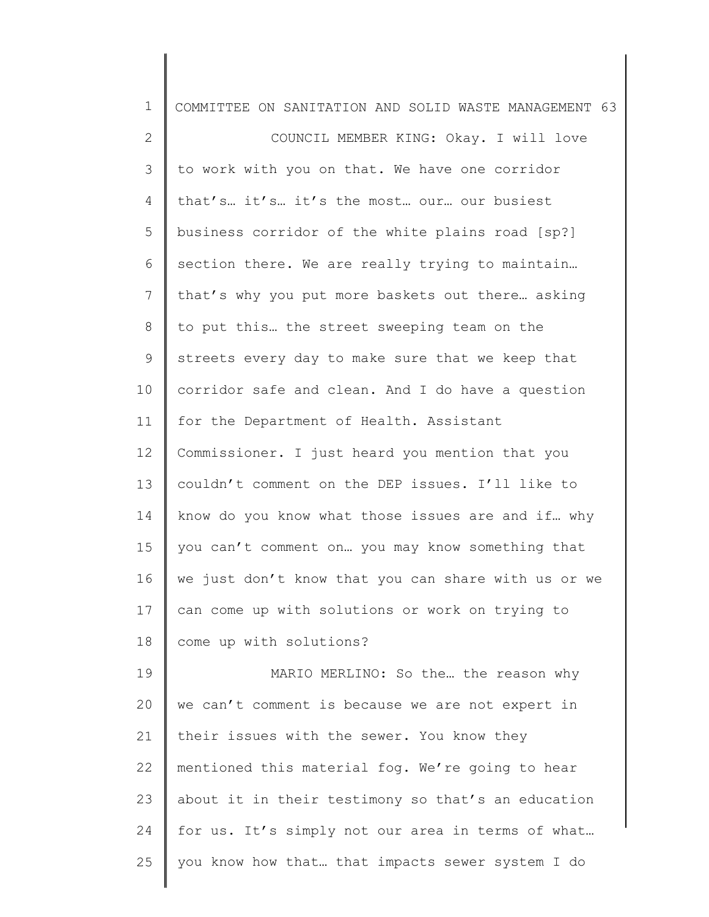COUNCIL MEMBER KING: Okay. I will love to work with you on that. We have one corridor that's… it's… it's the most… our… our busiest business corridor of the white plains road [sp?] section there. We are really trying to maintain… that's why you put more baskets out there… asking to put this… the street sweeping team on the streets every day to make sure that we keep that corridor safe and clean. And I do have a question for the Department of Health. Assistant Commissioner. I just heard you mention that you couldn't comment on the DEP issues. I'll like to know do you know what those issues are and if… why you can't comment on… you may know something that we just don't know that you can share with us or we can come up with solutions or work on trying to come up with solutions?

MARIO MERLINO: So the… the reason why we can't comment is because we are not expert in their issues with the sewer. You know they mentioned this material fog. We're going to hear about it in their testimony so that's an education for us. It's simply not our area in terms of what… you know how that… that impacts sewer system I do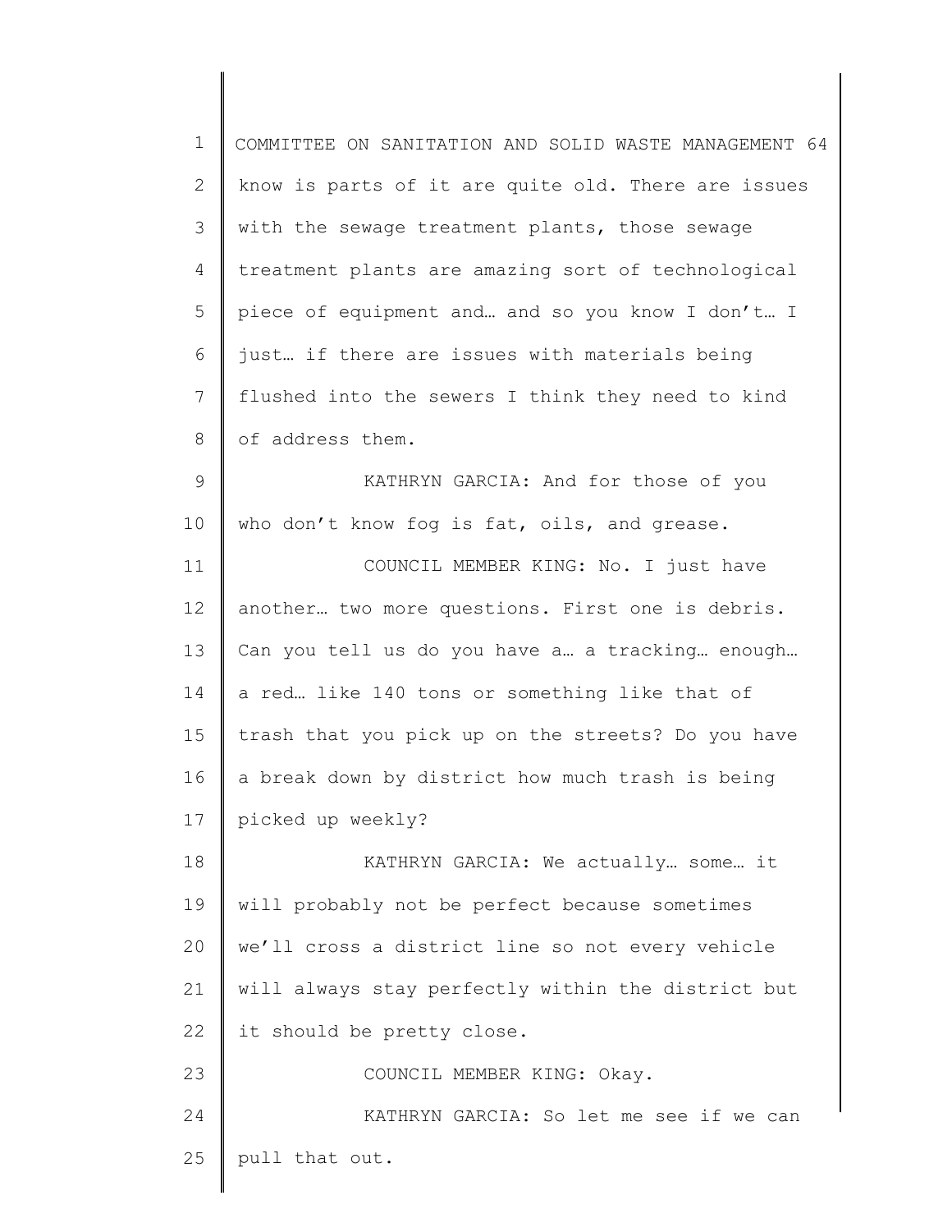know is parts of it are quite old. There are issues with the sewage treatment plants, those sewage treatment plants are amazing sort of technological piece of equipment and… and so you know I don't… I just… if there are issues with materials being flushed into the sewers I think they need to kind of address them.

KATHRYN GARCIA: And for those of you who don't know fog is fat, oils, and grease.

COUNCIL MEMBER KING: No. I just have another… two more questions. First one is debris. Can you tell us do you have a… a tracking… enough… a red… like 140 tons or something like that of trash that you pick up on the streets? Do you have a break down by district how much trash is being picked up weekly?

KATHRYN GARCIA: We actually… some… it will probably not be perfect because sometimes we'll cross a district line so not every vehicle will always stay perfectly within the district but it should be pretty close.

COUNCIL MEMBER KING: Okay.

KATHRYN GARCIA: So let me see if we can pull that out.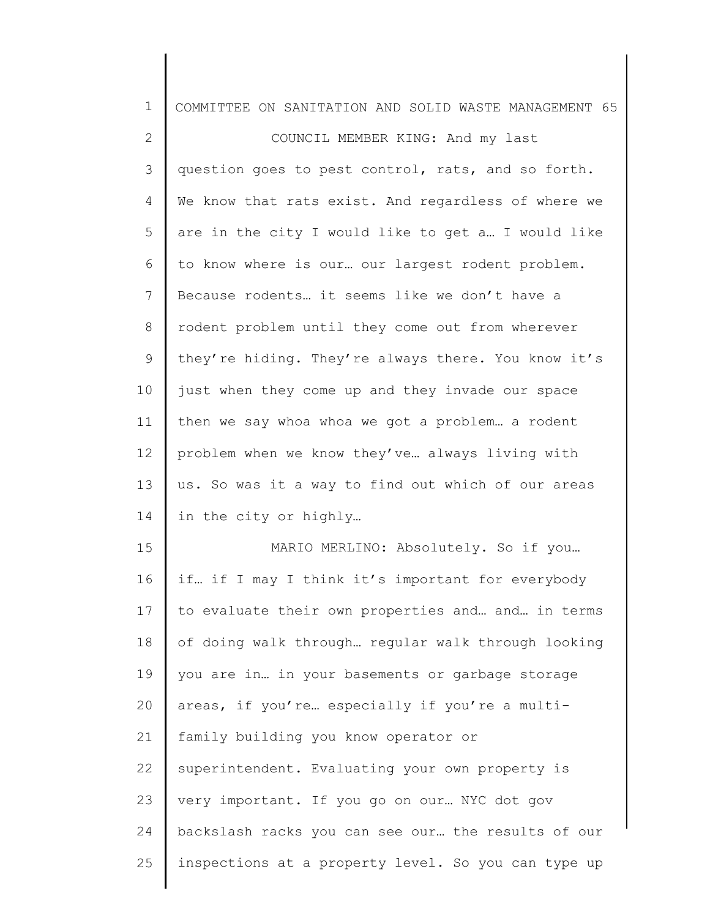COUNCIL MEMBER KING: And my last question goes to pest control, rats, and so forth. We know that rats exist. And regardless of where we are in the city I would like to get a… I would like to know where is our… our largest rodent problem. Because rodents… it seems like we don't have a rodent problem until they come out from wherever they're hiding. They're always there. You know it's just when they come up and they invade our space then we say whoa whoa we got a problem… a rodent problem when we know they've… always living with us. So was it a way to find out which of our areas in the city or highly…

MARIO MERLINO: Absolutely. So if you… if… if I may I think it's important for everybody to evaluate their own properties and… and… in terms of doing walk through… regular walk through looking you are in… in your basements or garbage storage areas, if you're… especially if you're a multi-family building you know operator or superintendent. Evaluating your own property is very important. If you go on our… NYC dot gov backslash racks you can see our… the results of our inspections at a property level. So you can type up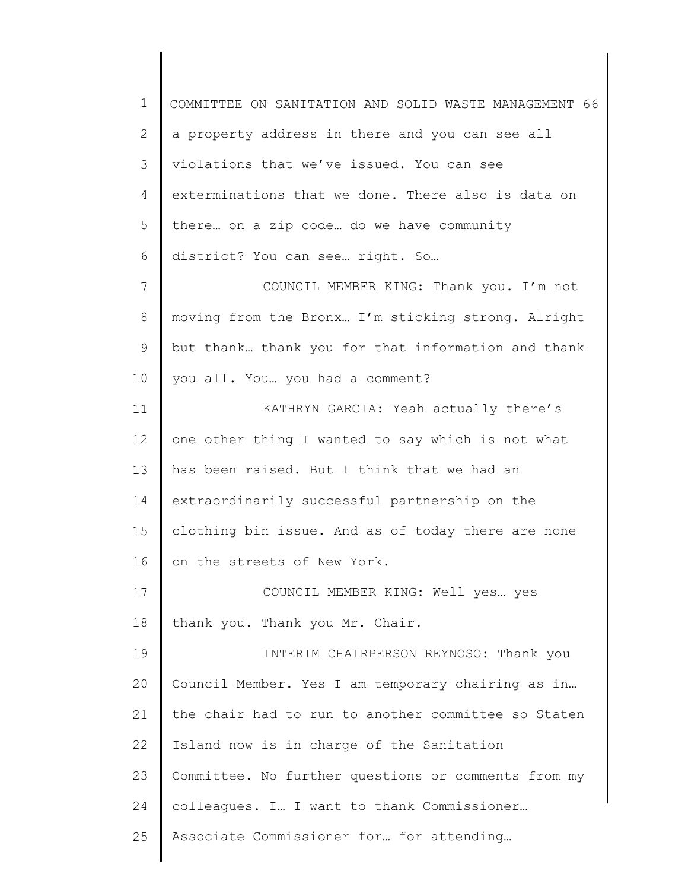a property address in there and you can see all violations that we've issued. You can see exterminations that we done. There also is data on there… on a zip code… do we have community district? You can see… right. So…

COUNCIL MEMBER KING: Thank you. I'm not moving from the Bronx… I'm sticking strong. Alright but thank… thank you for that information and thank you all. You… you had a comment?

KATHRYN GARCIA: Yeah actually there's one other thing I wanted to say which is not what has been raised. But I think that we had an extraordinarily successful partnership on the clothing bin issue. And as of today there are none on the streets of New York.

COUNCIL MEMBER KING: Well yes… yes thank you. Thank you Mr. Chair.

INTERIM CHAIRPERSON REYNOSO: Thank you Council Member. Yes I am temporary chairing as in… the chair had to run to another committee so Staten Island now is in charge of the Sanitation Committee. No further questions or comments from my colleagues. I… I want to thank Commissioner… Associate Commissioner for… for attending…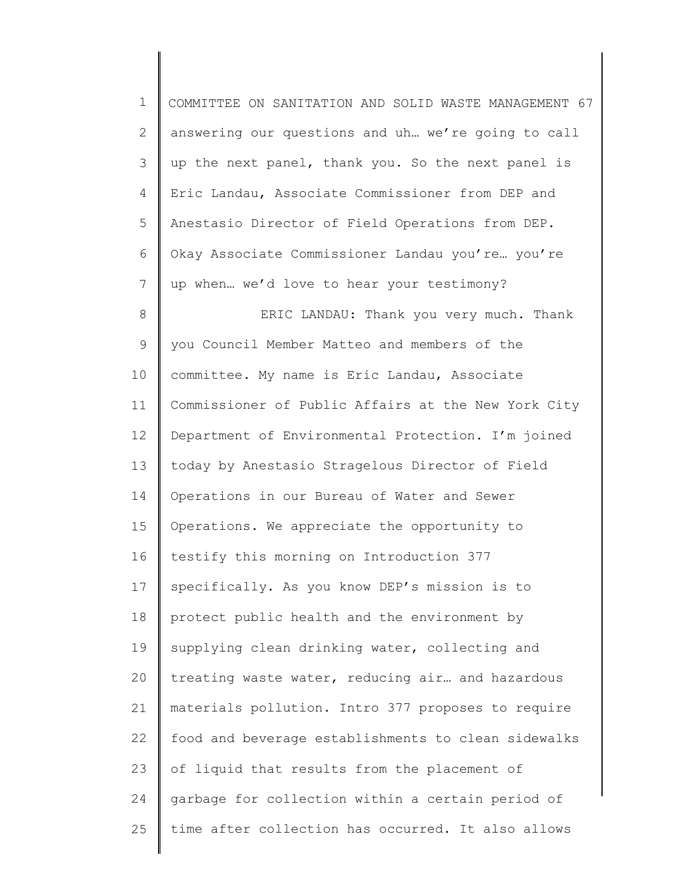answering our questions and uh… we're going to call up the next panel, thank you. So the next panel is Eric Landau, Associate Commissioner from DEP and Anestasio Director of Field Operations from DEP. Okay Associate Commissioner Landau you're… you're up when… we'd love to hear your testimony?

ERIC LANDAU: Thank you very much. Thank you Council Member Matteo and members of the committee. My name is Eric Landau, Associate Commissioner of Public Affairs at the New York City Department of Environmental Protection. I'm joined today by Anestasio Stragelous Director of Field Operations in our Bureau of Water and Sewer Operations. We appreciate the opportunity to testify this morning on Introduction 377 specifically. As you know DEP's mission is to protect public health and the environment by supplying clean drinking water, collecting and treating waste water, reducing air… and hazardous materials pollution. Intro 377 proposes to require food and beverage establishments to clean sidewalks of liquid that results from the placement of garbage for collection within a certain period of time after collection has occurred. It also allows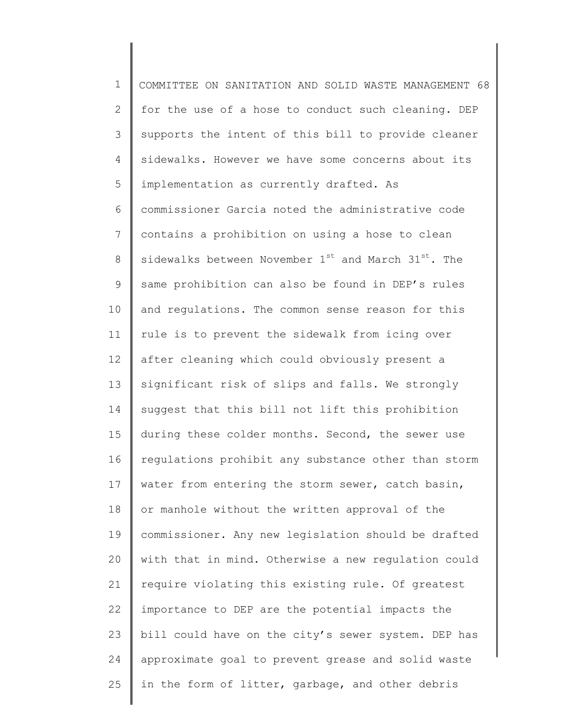for the use of a hose to conduct such cleaning. DEP supports the intent of this bill to provide cleaner sidewalks. However we have some concerns about its implementation as currently drafted. As commissioner Garcia noted the administrative code contains a prohibition on using a hose to clean sidewalks between November 1st and March 31st. The same prohibition can also be found in DEP's rules and regulations. The common sense reason for this rule is to prevent the sidewalk from icing over after cleaning which could obviously present a significant risk of slips and falls. We strongly suggest that this bill not lift this prohibition during these colder months. Second, the sewer use regulations prohibit any substance other than storm water from entering the storm sewer, catch basin, or manhole without the written approval of the commissioner. Any new legislation should be drafted with that in mind. Otherwise a new regulation could require violating this existing rule. Of greatest importance to DEP are the potential impacts the bill could have on the city's sewer system. DEP has approximate goal to prevent grease and solid waste in the form of litter, garbage, and other debris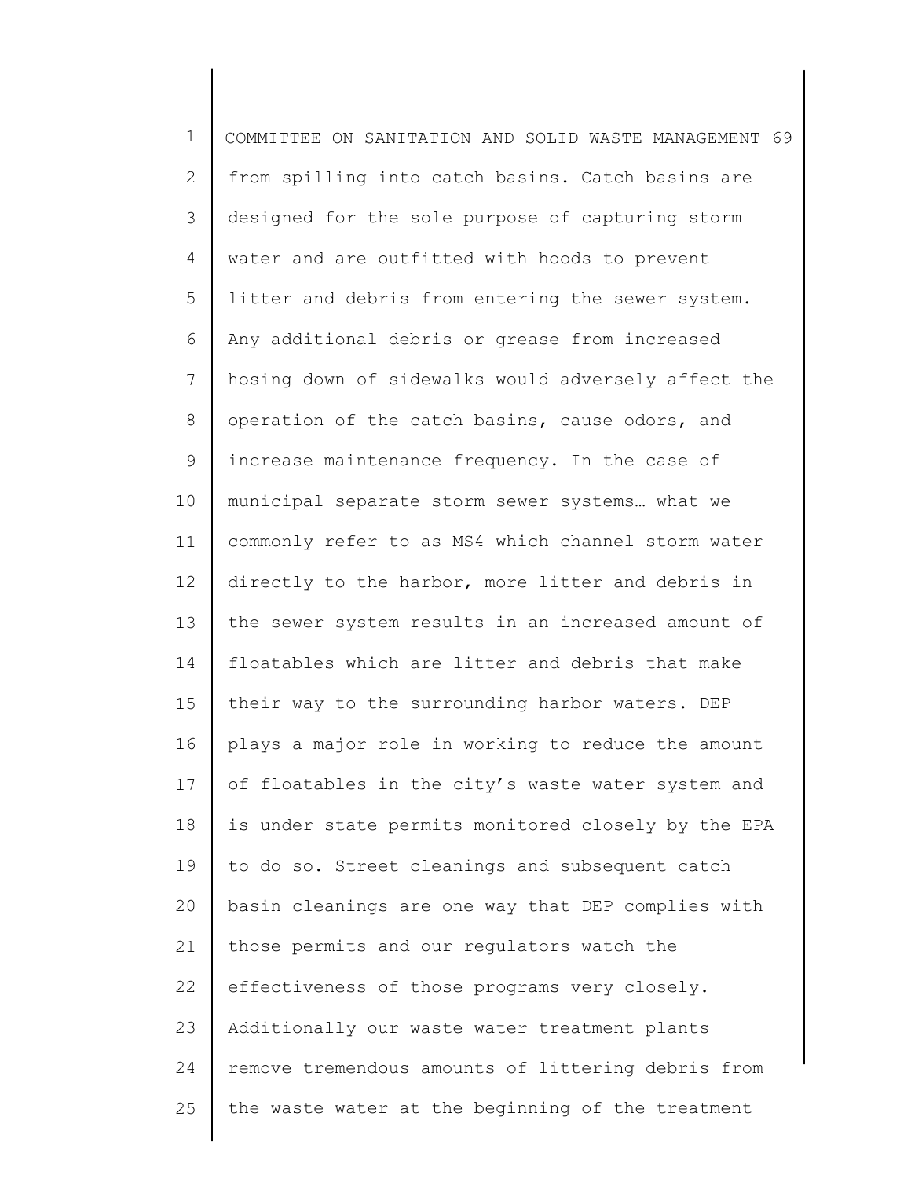from spilling into catch basins. Catch basins are designed for the sole purpose of capturing storm water and are outfitted with hoods to prevent litter and debris from entering the sewer system. Any additional debris or grease from increased hosing down of sidewalks would adversely affect the operation of the catch basins, cause odors, and increase maintenance frequency. In the case of municipal separate storm sewer systems… what we commonly refer to as MS4 which channel storm water directly to the harbor, more litter and debris in the sewer system results in an increased amount of floatables which are litter and debris that make their way to the surrounding harbor waters. DEP plays a major role in working to reduce the amount of floatables in the city's waste water system and is under state permits monitored closely by the EPA to do so. Street cleanings and subsequent catch basin cleanings are one way that DEP complies with those permits and our regulators watch the effectiveness of those programs very closely. Additionally our waste water treatment plants remove tremendous amounts of littering debris from the waste water at the beginning of the treatment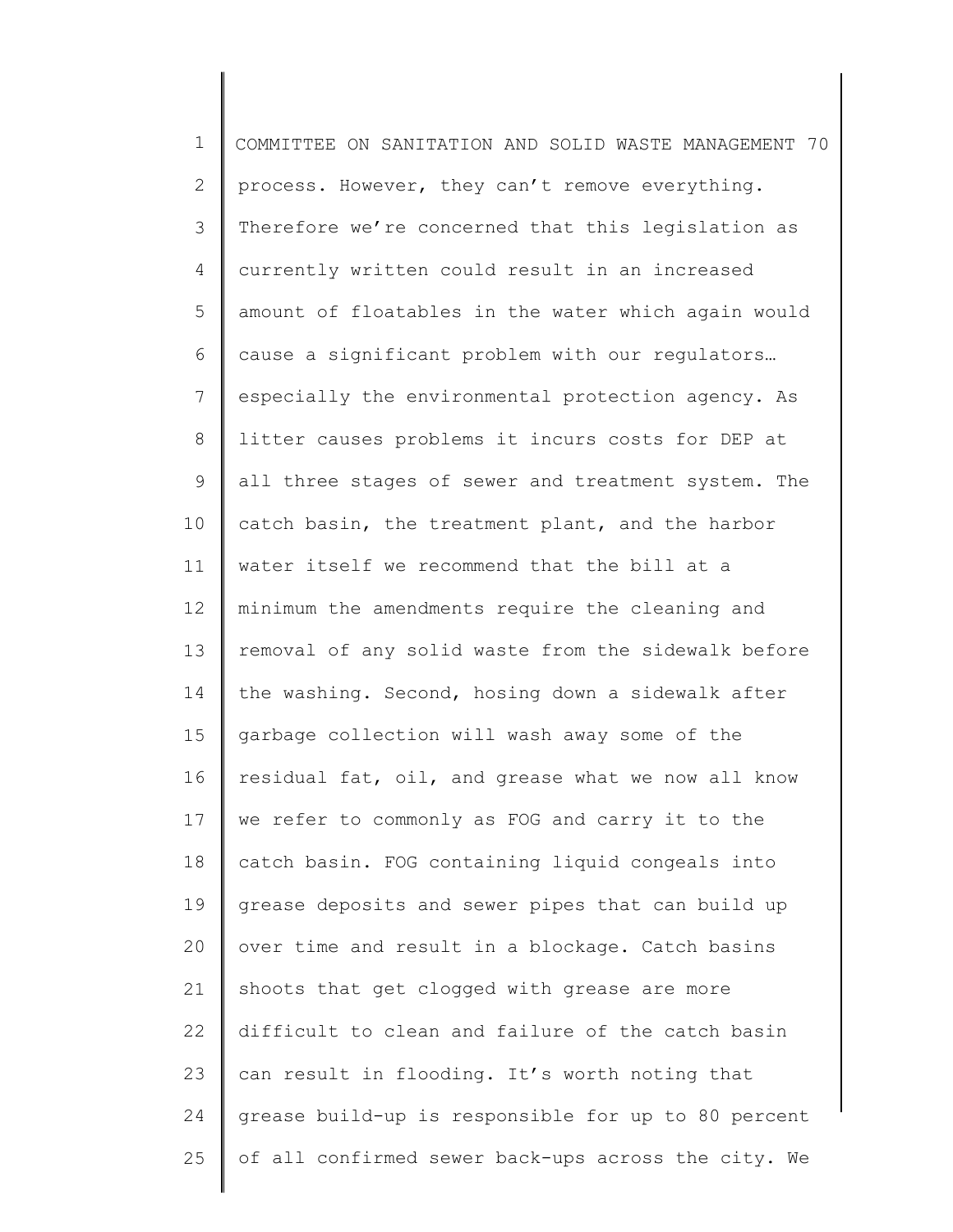process. However, they can't remove everything. Therefore we're concerned that this legislation as currently written could result in an increased amount of floatables in the water which again would cause a significant problem with our regulators… especially the environmental protection agency. As litter causes problems it incurs costs for DEP at all three stages of sewer and treatment system. The catch basin, the treatment plant, and the harbor water itself we recommend that the bill at a minimum the amendments require the cleaning and removal of any solid waste from the sidewalk before the washing. Second, hosing down a sidewalk after garbage collection will wash away some of the residual fat, oil, and grease what we now all know we refer to commonly as FOG and carry it to the catch basin. FOG containing liquid congeals into grease deposits and sewer pipes that can build up over time and result in a blockage. Catch basins shoots that get clogged with grease are more difficult to clean and failure of the catch basin can result in flooding. It's worth noting that grease build-up is responsible for up to 80 percent of all confirmed sewer back-ups across the city. We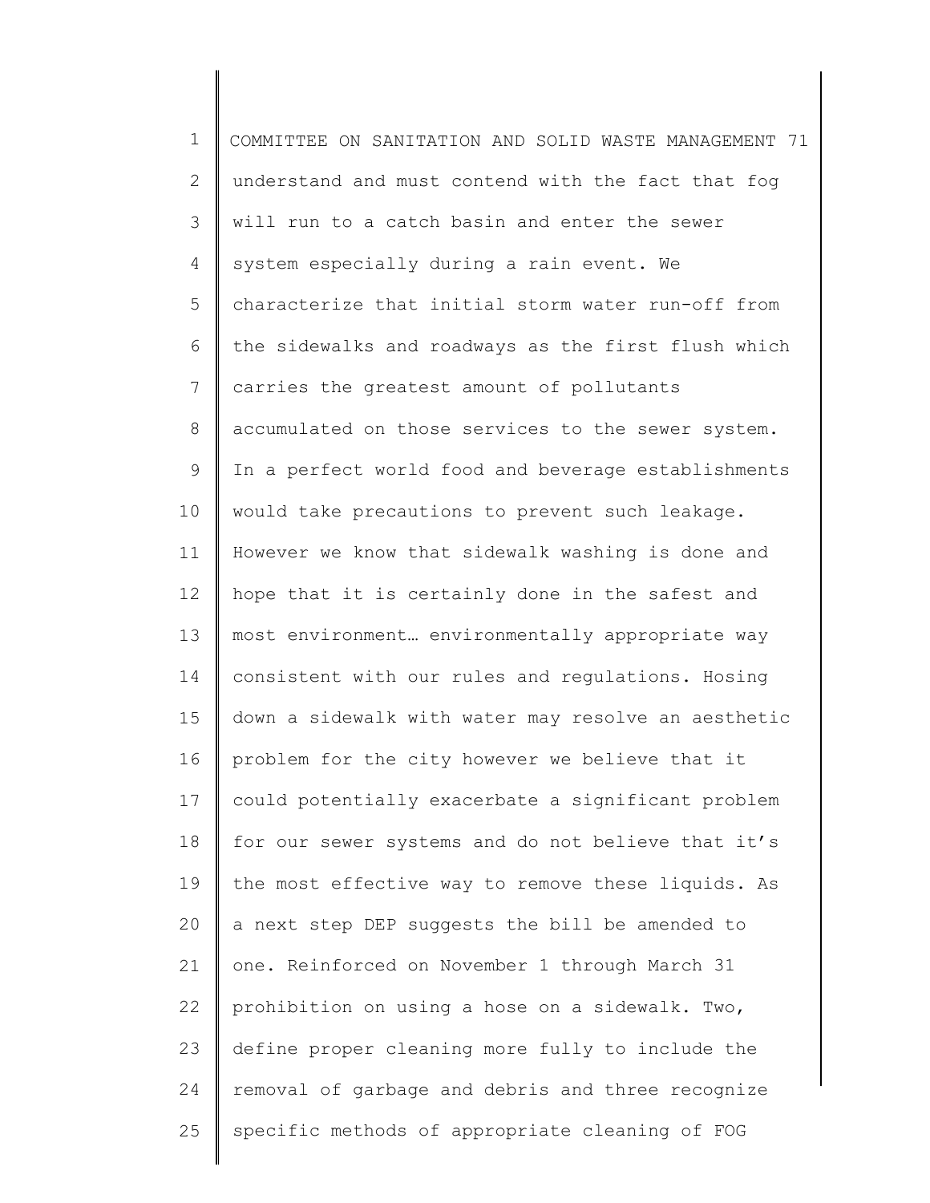understand and must contend with the fact that fog will run to a catch basin and enter the sewer system especially during a rain event. We characterize that initial storm water run-off from the sidewalks and roadways as the first flush which carries the greatest amount of pollutants accumulated on those services to the sewer system. In a perfect world food and beverage establishments would take precautions to prevent such leakage. However we know that sidewalk washing is done and hope that it is certainly done in the safest and most environment… environmentally appropriate way consistent with our rules and regulations. Hosing down a sidewalk with water may resolve an aesthetic problem for the city however we believe that it could potentially exacerbate a significant problem for our sewer systems and do not believe that it's the most effective way to remove these liquids. As a next step DEP suggests the bill be amended to one. Reinforced on November 1 through March 31 prohibition on using a hose on a sidewalk. Two, define proper cleaning more fully to include the removal of garbage and debris and three recognize specific methods of appropriate cleaning of FOG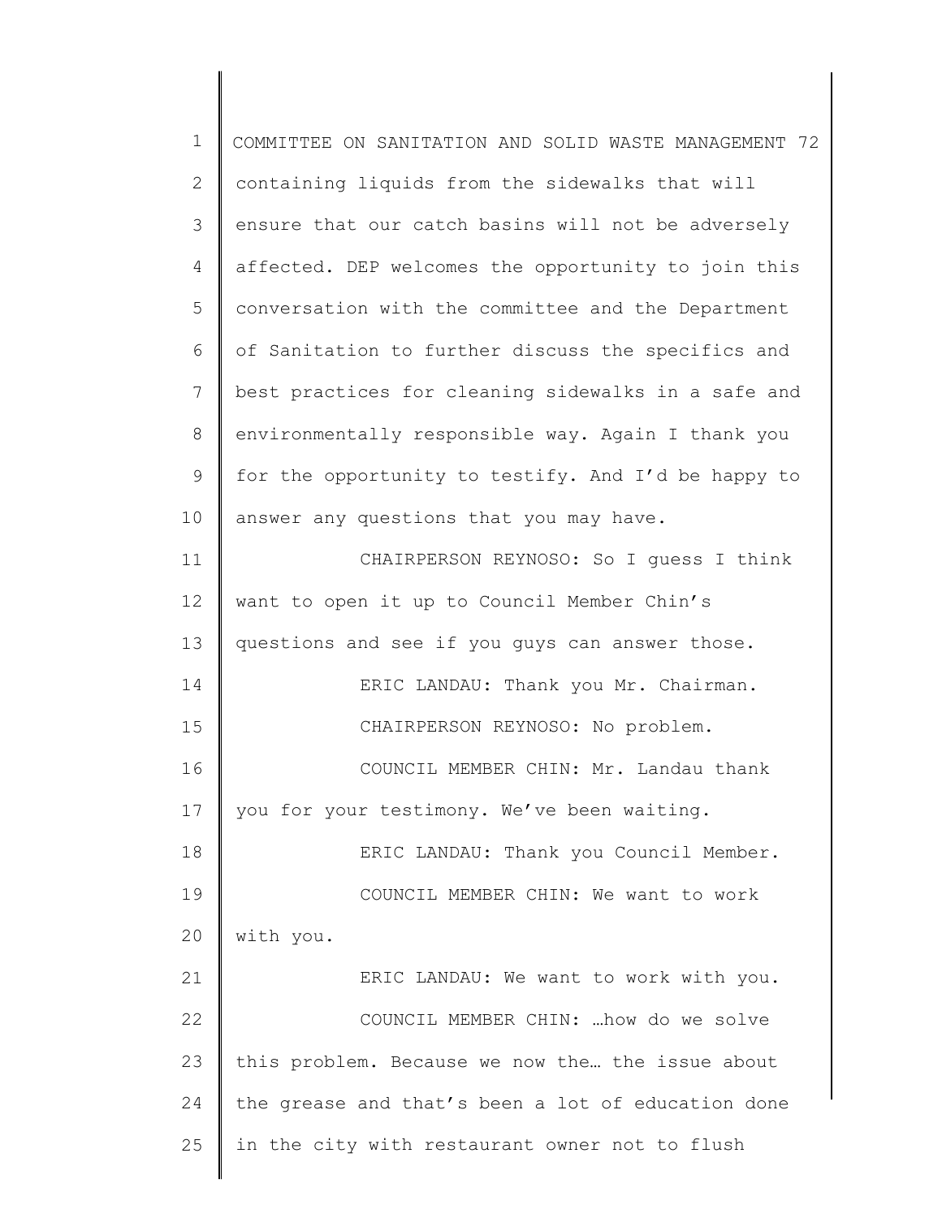containing liquids from the sidewalks that will ensure that our catch basins will not be adversely affected. DEP welcomes the opportunity to join this conversation with the committee and the Department of Sanitation to further discuss the specifics and best practices for cleaning sidewalks in a safe and environmentally responsible way. Again I thank you for the opportunity to testify. And I'd be happy to answer any questions that you may have.

CHAIRPERSON REYNOSO: So I guess I think want to open it up to Council Member Chin's questions and see if you guys can answer those.

ERIC LANDAU: Thank you Mr. Chairman.

CHAIRPERSON REYNOSO: No problem.

COUNCIL MEMBER CHIN: Mr. Landau thank you for your testimony. We've been waiting.

ERIC LANDAU: Thank you Council Member.

COUNCIL MEMBER CHIN: We want to work with you.

ERIC LANDAU: We want to work with you.

COUNCIL MEMBER CHIN: …how do we solve this problem. Because we now the… the issue about the grease and that's been a lot of education done in the city with restaurant owner not to flush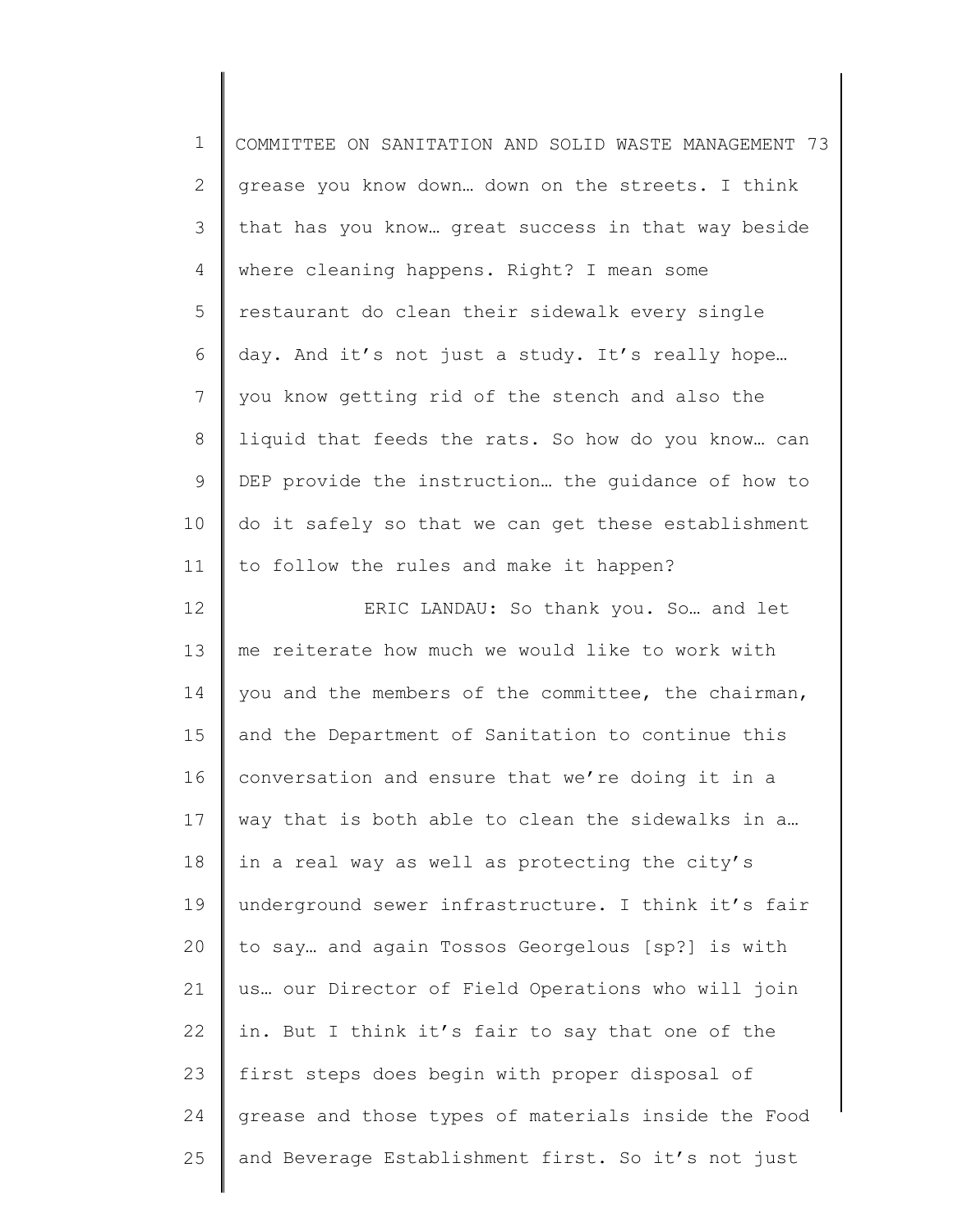grease you know down… down on the streets. I think that has you know… great success in that way beside where cleaning happens. Right? I mean some restaurant do clean their sidewalk every single day. And it's not just a study. It's really hope… you know getting rid of the stench and also the liquid that feeds the rats. So how do you know… can DEP provide the instruction… the guidance of how to do it safely so that we can get these establishment to follow the rules and make it happen?

ERIC LANDAU: So thank you. So… and let me reiterate how much we would like to work with you and the members of the committee, the chairman, and the Department of Sanitation to continue this conversation and ensure that we're doing it in a way that is both able to clean the sidewalks in a… in a real way as well as protecting the city's underground sewer infrastructure. I think it's fair to say… and again Tossos Georgelous [sp?] is with us… our Director of Field Operations who will join in. But I think it's fair to say that one of the first steps does begin with proper disposal of grease and those types of materials inside the Food and Beverage Establishment first. So it's not just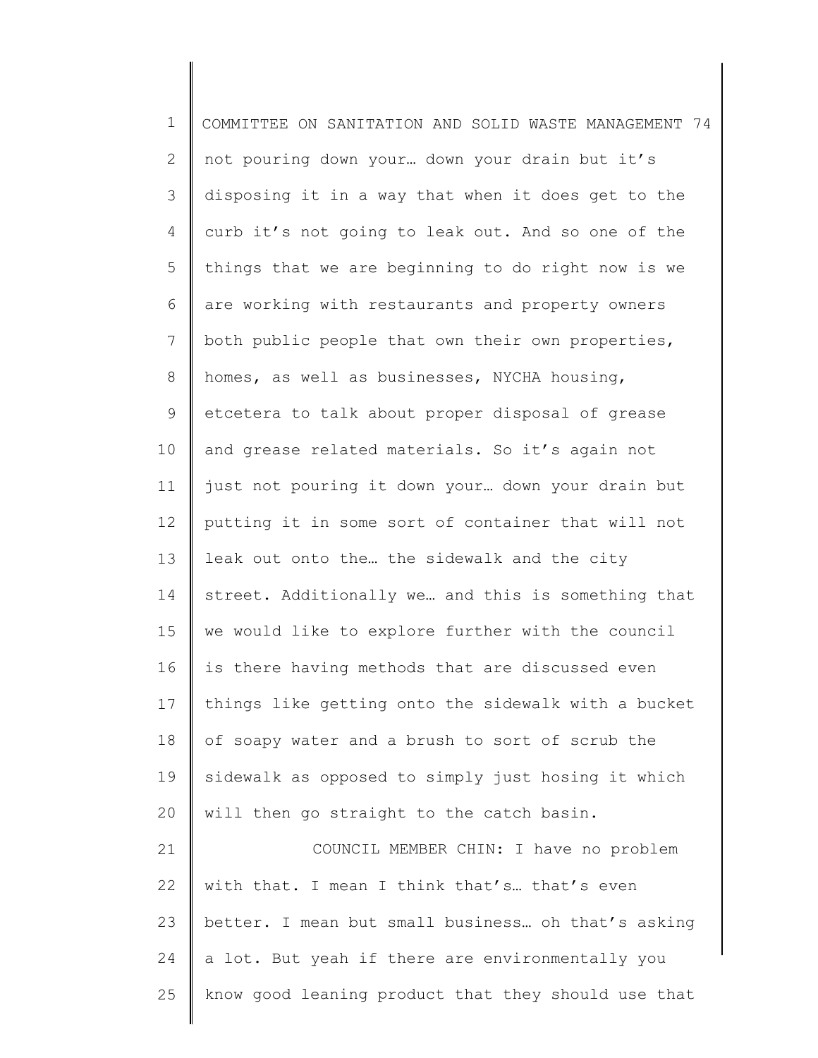not pouring down your… down your drain but it's disposing it in a way that when it does get to the curb it's not going to leak out. And so one of the things that we are beginning to do right now is we are working with restaurants and property owners both public people that own their own properties, homes, as well as businesses, NYCHA housing, etcetera to talk about proper disposal of grease and grease related materials. So it's again not just not pouring it down your… down your drain but putting it in some sort of container that will not leak out onto the… the sidewalk and the city street. Additionally we… and this is something that we would like to explore further with the council is there having methods that are discussed even things like getting onto the sidewalk with a bucket of soapy water and a brush to sort of scrub the sidewalk as opposed to simply just hosing it which will then go straight to the catch basin.

COUNCIL MEMBER CHIN: I have no problem with that. I mean I think that's… that's even better. I mean but small business… oh that's asking a lot. But yeah if there are environmentally you know good leaning product that they should use that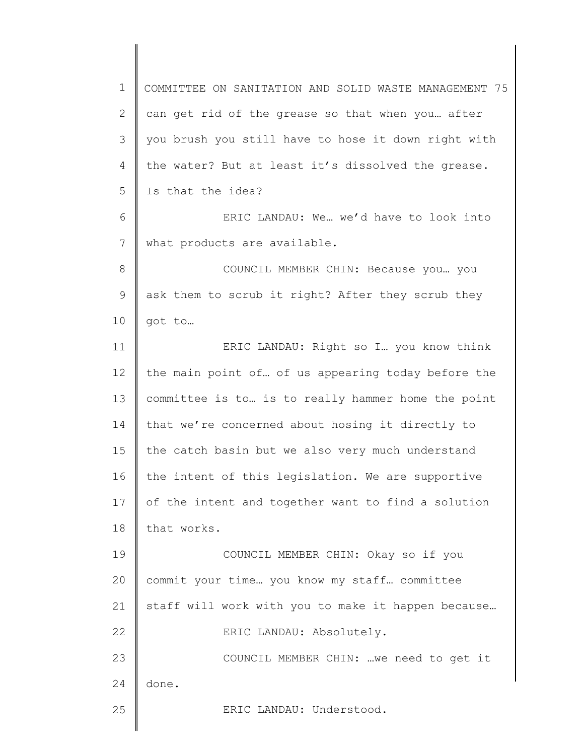can get rid of the grease so that when you… after you brush you still have to hose it down right with the water? But at least it's dissolved the grease. Is that the idea?

ERIC LANDAU: We… we'd have to look into what products are available.

COUNCIL MEMBER CHIN: Because you… you ask them to scrub it right? After they scrub they got to…

ERIC LANDAU: Right so I… you know think the main point of… of us appearing today before the committee is to… is to really hammer home the point that we're concerned about hosing it directly to the catch basin but we also very much understand the intent of this legislation. We are supportive of the intent and together want to find a solution that works.

COUNCIL MEMBER CHIN: Okay so if you commit your time… you know my staff… committee staff will work with you to make it happen because…

ERIC LANDAU: Absolutely.

COUNCIL MEMBER CHIN: …we need to get it done.

ERIC LANDAU: Understood.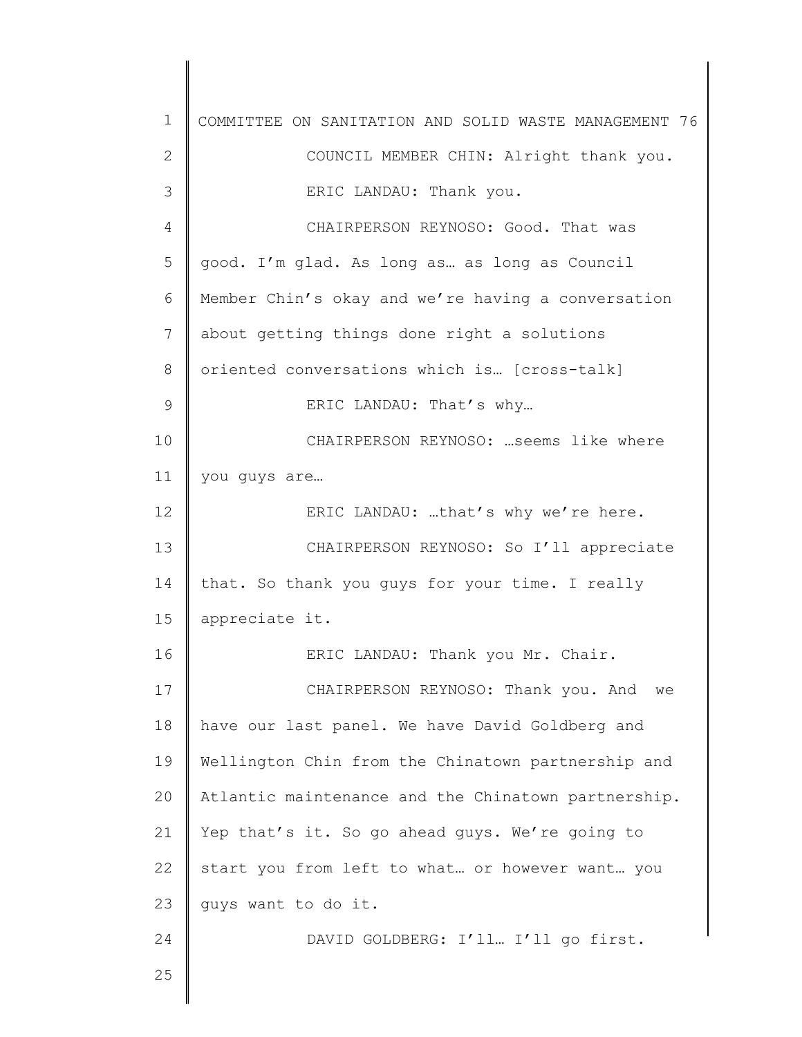COUNCIL MEMBER CHIN: Alright thank you.

ERIC LANDAU: Thank you.

CHAIRPERSON REYNOSO: Good. That was good. I'm glad. As long as… as long as Council Member Chin's okay and we're having a conversation about getting things done right a solutions oriented conversations which is… [cross-talk]

ERIC LANDAU: That's why…

CHAIRPERSON REYNOSO: …seems like where you guys are…

ERIC LANDAU: …that's why we're here.

CHAIRPERSON REYNOSO: So I'll appreciate that. So thank you guys for your time. I really appreciate it.

ERIC LANDAU: Thank you Mr. Chair.

CHAIRPERSON REYNOSO: Thank you. And we have our last panel. We have David Goldberg and Wellington Chin from the Chinatown partnership and Atlantic maintenance and the Chinatown partnership. Yep that's it. So go ahead guys. We're going to start you from left to what… or however want… you guys want to do it.

DAVID GOLDBERG: I'll… I'll go first.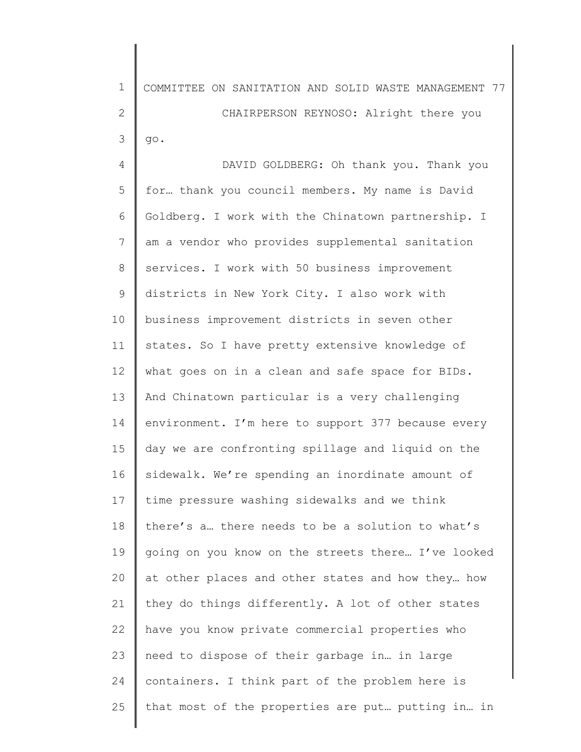CHAIRPERSON REYNOSO: Alright there you go.

DAVID GOLDBERG: Oh thank you. Thank you for… thank you council members. My name is David Goldberg. I work with the Chinatown partnership. I am a vendor who provides supplemental sanitation services. I work with 50 business improvement districts in New York City. I also work with business improvement districts in seven other states. So I have pretty extensive knowledge of what goes on in a clean and safe space for BIDs. And Chinatown particular is a very challenging environment. I'm here to support 377 because every day we are confronting spillage and liquid on the sidewalk. We're spending an inordinate amount of time pressure washing sidewalks and we think there's a… there needs to be a solution to what's going on you know on the streets there… I've looked at other places and other states and how they… how they do things differently. A lot of other states have you know private commercial properties who need to dispose of their garbage in… in large containers. I think part of the problem here is that most of the properties are put… putting in… in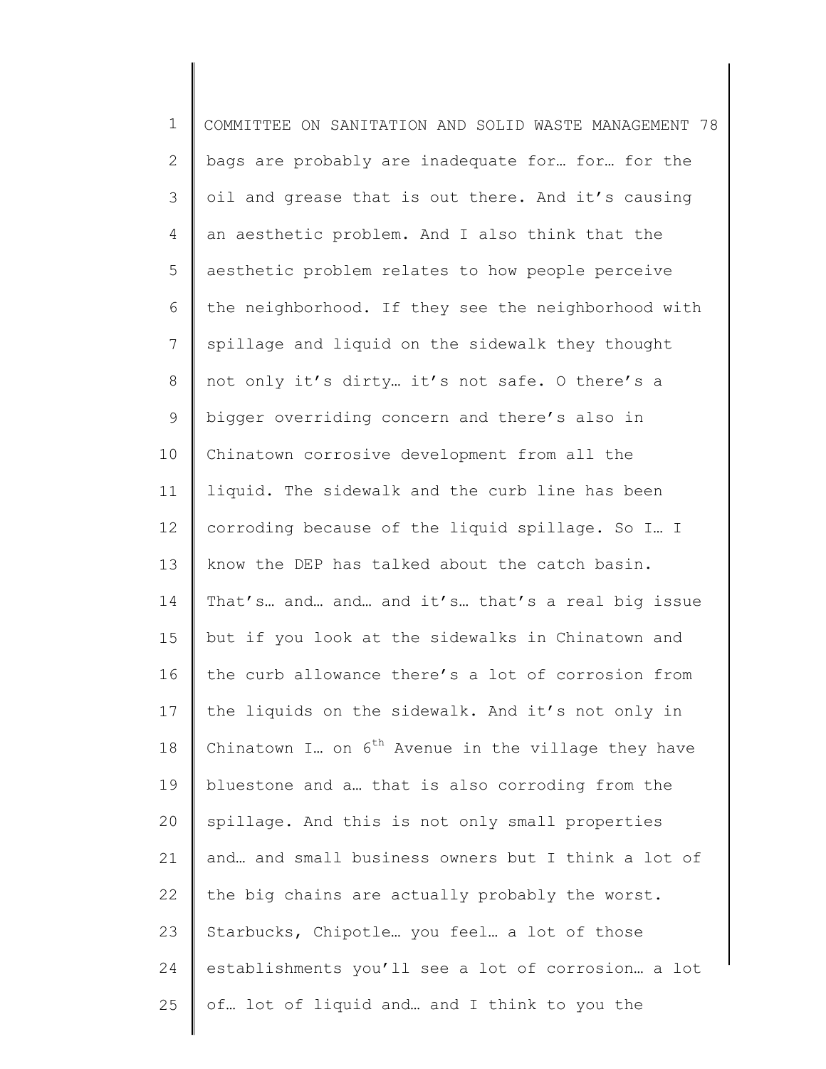bags are probably are inadequate for… for… for the oil and grease that is out there. And it's causing an aesthetic problem. And I also think that the aesthetic problem relates to how people perceive the neighborhood. If they see the neighborhood with spillage and liquid on the sidewalk they thought not only it's dirty… it's not safe. O there's a bigger overriding concern and there's also in Chinatown corrosive development from all the liquid. The sidewalk and the curb line has been corroding because of the liquid spillage. So I… I know the DEP has talked about the catch basin. That's… and… and… and it's… that's a real big issue but if you look at the sidewalks in Chinatown and the curb allowance there's a lot of corrosion from the liquids on the sidewalk. And it's not only in Chinatown I… on 6th Avenue in the village they have bluestone and a… that is also corroding from the spillage. And this is not only small properties and… and small business owners but I think a lot of the big chains are actually probably the worst. Starbucks, Chipotle… you feel… a lot of those establishments you'll see a lot of corrosion… a lot of… lot of liquid and… and I think to you the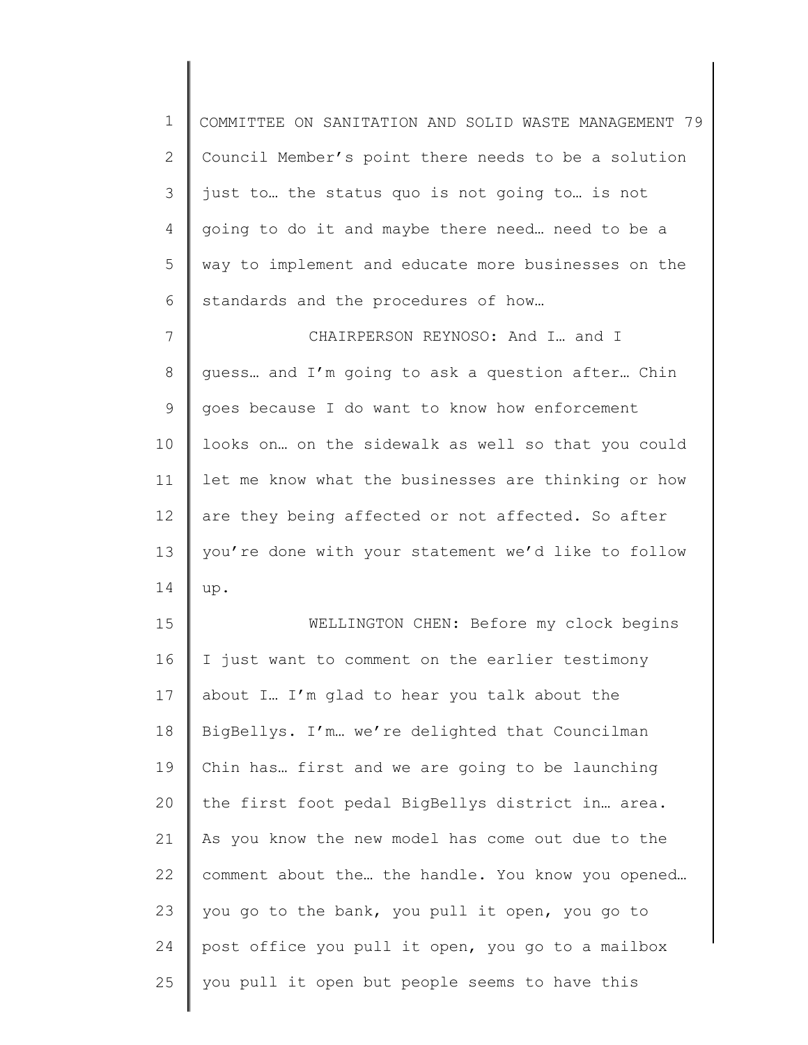Council Member's point there needs to be a solution just to… the status quo is not going to… is not going to do it and maybe there need… need to be a way to implement and educate more businesses on the standards and the procedures of how…

CHAIRPERSON REYNOSO: And I… and I guess… and I'm going to ask a question after… Chin goes because I do want to know how enforcement looks on… on the sidewalk as well so that you could let me know what the businesses are thinking or how are they being affected or not affected. So after you're done with your statement we'd like to follow up.

WELLINGTON CHEN: Before my clock begins I just want to comment on the earlier testimony about I… I'm glad to hear you talk about the BigBellys. I'm… we're delighted that Councilman Chin has… first and we are going to be launching the first foot pedal BigBellys district in… area. As you know the new model has come out due to the comment about the… the handle. You know you opened… you go to the bank, you pull it open, you go to post office you pull it open, you go to a mailbox you pull it open but people seems to have this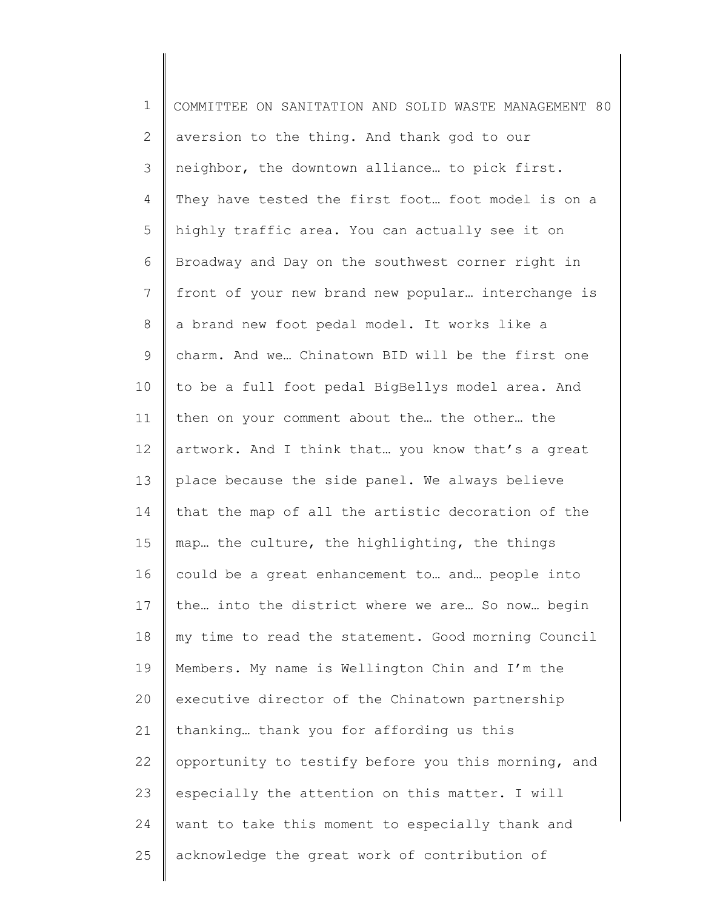aversion to the thing. And thank god to our neighbor, the downtown alliance… to pick first. They have tested the first foot… foot model is on a highly traffic area. You can actually see it on Broadway and Day on the southwest corner right in front of your new brand new popular… interchange is a brand new foot pedal model. It works like a charm. And we… Chinatown BID will be the first one to be a full foot pedal BigBellys model area. And then on your comment about the… the other… the artwork. And I think that… you know that's a great place because the side panel. We always believe that the map of all the artistic decoration of the map… the culture, the highlighting, the things could be a great enhancement to… and… people into the… into the district where we are… So now… begin my time to read the statement. Good morning Council Members. My name is Wellington Chin and I'm the executive director of the Chinatown partnership thanking… thank you for affording us this opportunity to testify before you this morning, and especially the attention on this matter. I will want to take this moment to especially thank and acknowledge the great work of contribution of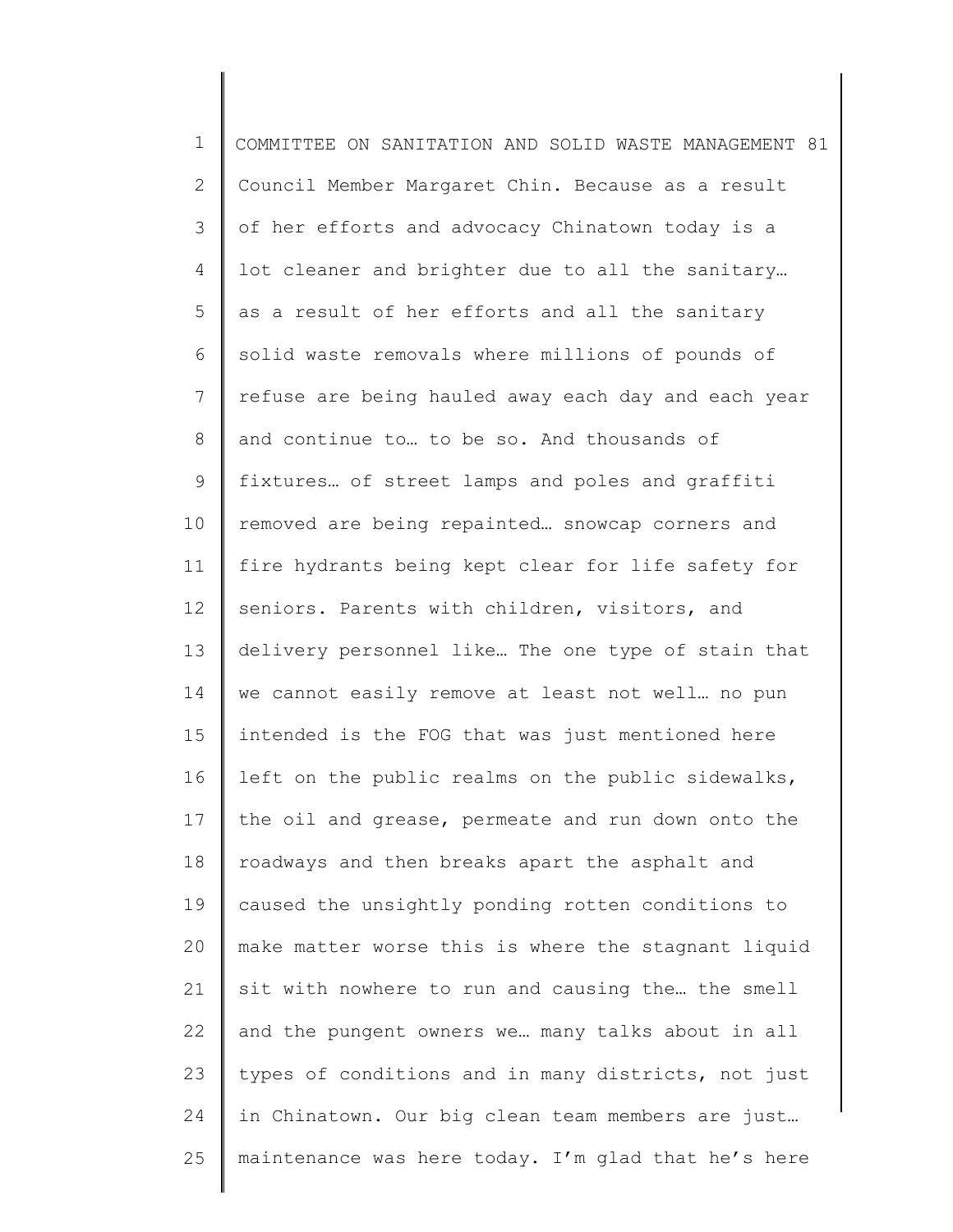Council Member Margaret Chin. Because as a result of her efforts and advocacy Chinatown today is a lot cleaner and brighter due to all the sanitary… as a result of her efforts and all the sanitary solid waste removals where millions of pounds of refuse are being hauled away each day and each year and continue to… to be so. And thousands of fixtures… of street lamps and poles and graffiti removed are being repainted… snowcap corners and fire hydrants being kept clear for life safety for seniors. Parents with children, visitors, and delivery personnel like… The one type of stain that we cannot easily remove at least not well… no pun intended is the FOG that was just mentioned here left on the public realms on the public sidewalks, the oil and grease, permeate and run down onto the roadways and then breaks apart the asphalt and caused the unsightly ponding rotten conditions to make matter worse this is where the stagnant liquid sit with nowhere to run and causing the… the smell and the pungent owners we… many talks about in all types of conditions and in many districts, not just in Chinatown. Our big clean team members are just… maintenance was here today. I'm glad that he's here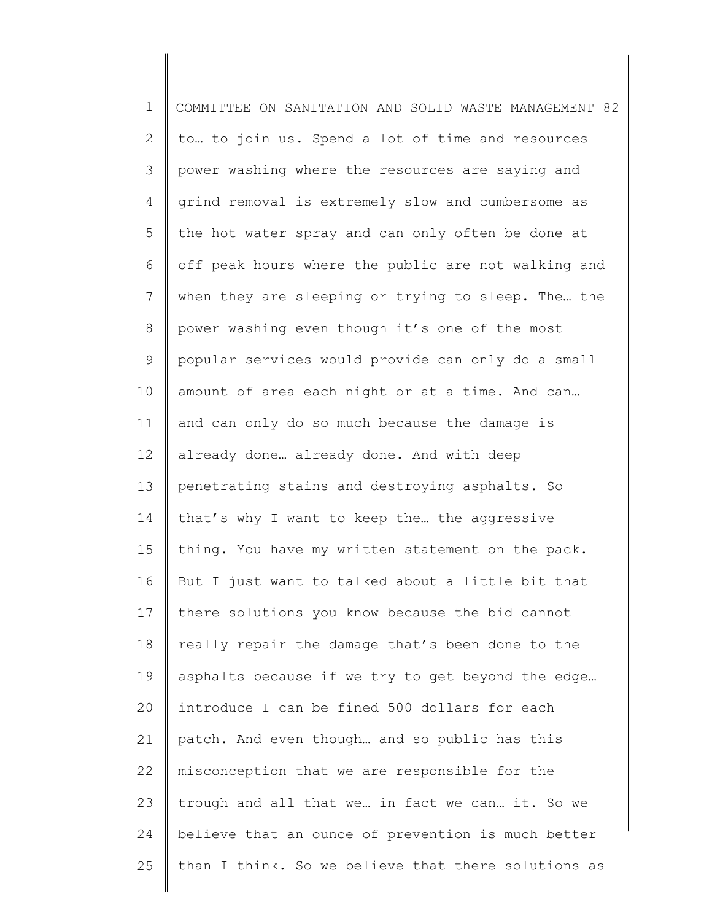to… to join us. Spend a lot of time and resources power washing where the resources are saying and grind removal is extremely slow and cumbersome as the hot water spray and can only often be done at off peak hours where the public are not walking and when they are sleeping or trying to sleep. The… the power washing even though it's one of the most popular services would provide can only do a small amount of area each night or at a time. And can… and can only do so much because the damage is already done… already done. And with deep penetrating stains and destroying asphalts. So that's why I want to keep the… the aggressive thing. You have my written statement on the pack. But I just want to talked about a little bit that there solutions you know because the bid cannot really repair the damage that's been done to the asphalts because if we try to get beyond the edge… introduce I can be fined 500 dollars for each patch. And even though… and so public has this misconception that we are responsible for the trough and all that we… in fact we can… it. So we believe that an ounce of prevention is much better than I think. So we believe that there solutions as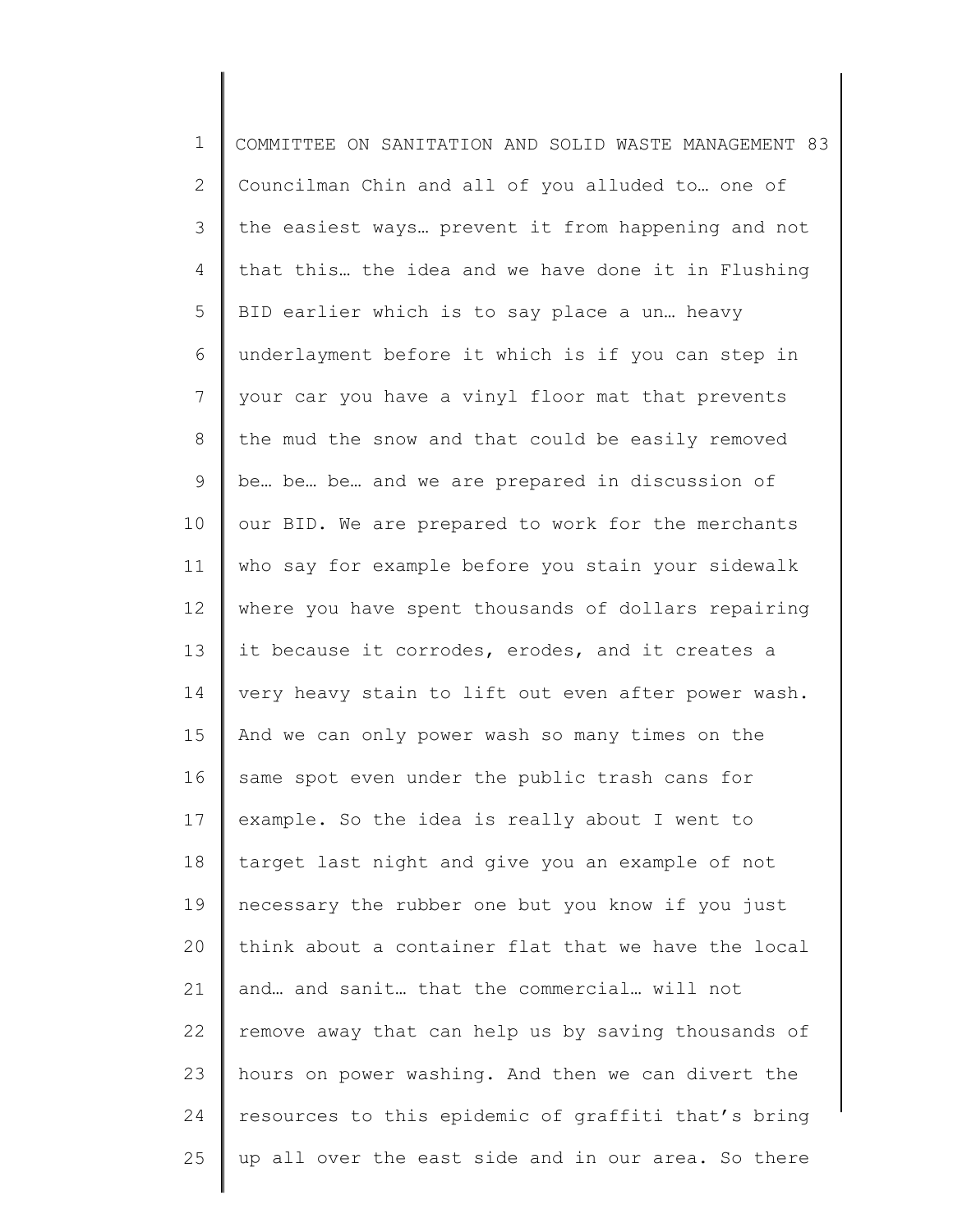Councilman Chin and all of you alluded to… one of the easiest ways… prevent it from happening and not that this… the idea and we have done it in Flushing BID earlier which is to say place a un… heavy underlayment before it which is if you can step in your car you have a vinyl floor mat that prevents the mud the snow and that could be easily removed be… be… be… and we are prepared in discussion of our BID. We are prepared to work for the merchants who say for example before you stain your sidewalk where you have spent thousands of dollars repairing it because it corrodes, erodes, and it creates a very heavy stain to lift out even after power wash. And we can only power wash so many times on the same spot even under the public trash cans for example. So the idea is really about I went to target last night and give you an example of not necessary the rubber one but you know if you just think about a container flat that we have the local and… and sanit… that the commercial… will not remove away that can help us by saving thousands of hours on power washing. And then we can divert the resources to this epidemic of graffiti that's bring up all over the east side and in our area. So there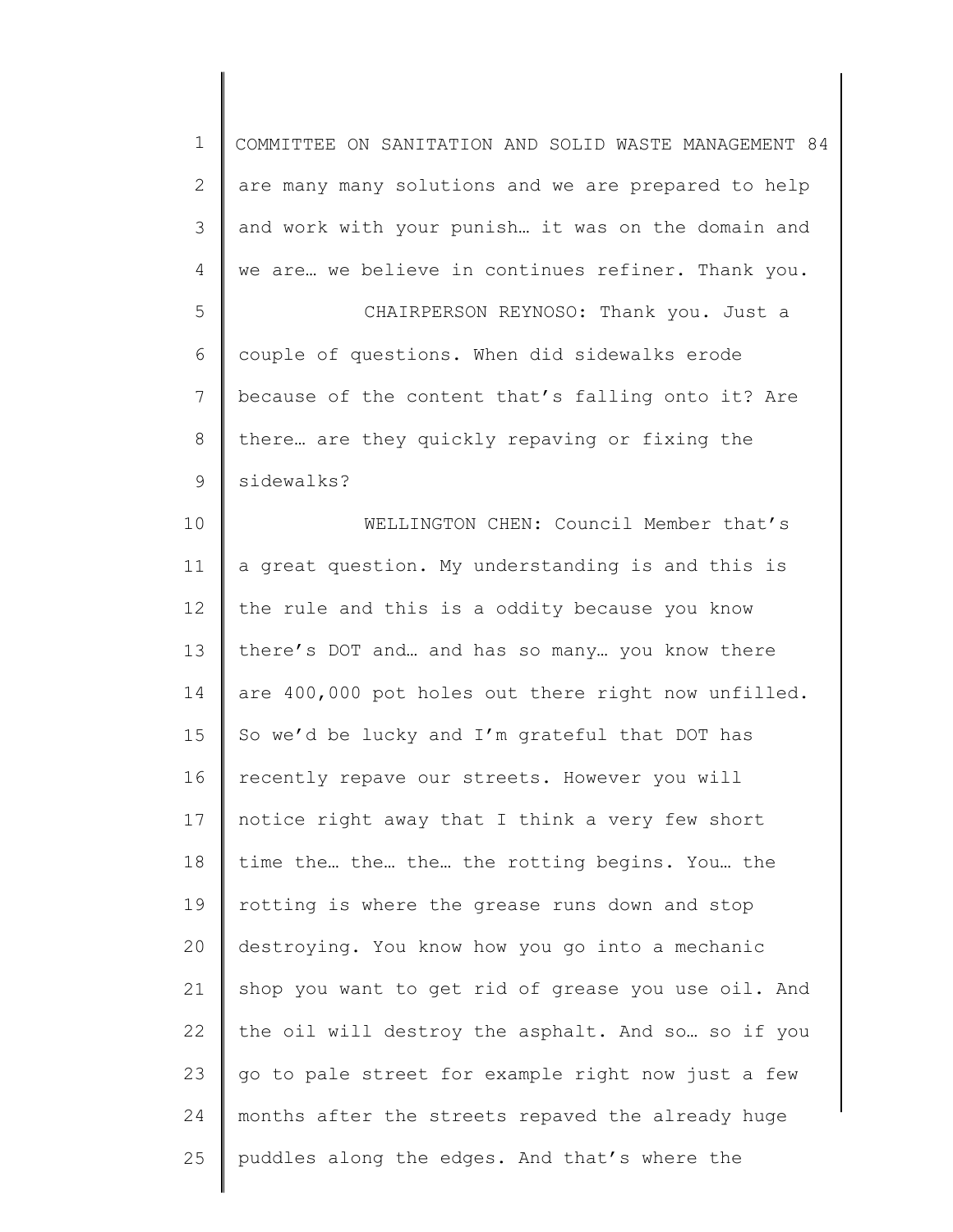are many many solutions and we are prepared to help and work with your punish… it was on the domain and we are… we believe in continues refiner. Thank you.

CHAIRPERSON REYNOSO: Thank you. Just a couple of questions. When did sidewalks erode because of the content that's falling onto it? Are there… are they quickly repaving or fixing the sidewalks?

WELLINGTON CHEN: Council Member that's a great question. My understanding is and this is the rule and this is a oddity because you know there's DOT and… and has so many… you know there are 400,000 pot holes out there right now unfilled. So we'd be lucky and I'm grateful that DOT has recently repave our streets. However you will notice right away that I think a very few short time the… the… the… the rotting begins. You… the rotting is where the grease runs down and stop destroying. You know how you go into a mechanic shop you want to get rid of grease you use oil. And the oil will destroy the asphalt. And so… so if you go to pale street for example right now just a few months after the streets repaved the already huge puddles along the edges. And that's where the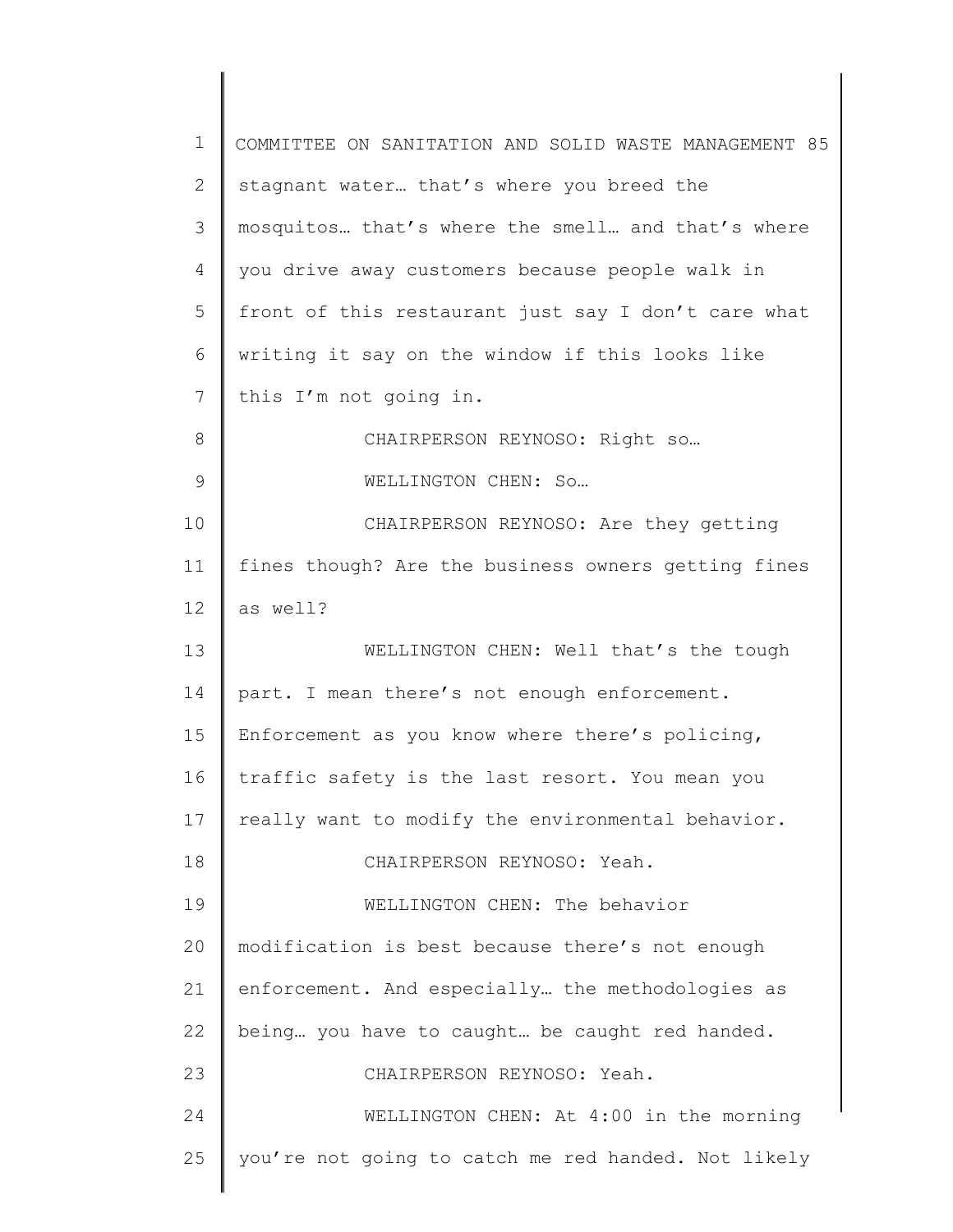stagnant water… that's where you breed the mosquitos… that's where the smell… and that's where you drive away customers because people walk in front of this restaurant just say I don't care what writing it say on the window if this looks like this I'm not going in.

CHAIRPERSON REYNOSO: Right so…

WELLINGTON CHEN: So…

CHAIRPERSON REYNOSO: Are they getting fines though? Are the business owners getting fines as well?

WELLINGTON CHEN: Well that's the tough part. I mean there's not enough enforcement. Enforcement as you know where there's policing, traffic safety is the last resort. You mean you really want to modify the environmental behavior.

CHAIRPERSON REYNOSO: Yeah.

WELLINGTON CHEN: The behavior modification is best because there's not enough enforcement. And especially… the methodologies as being… you have to caught… be caught red handed.

CHAIRPERSON REYNOSO: Yeah.

WELLINGTON CHEN: At 4:00 in the morning you're not going to catch me red handed. Not likely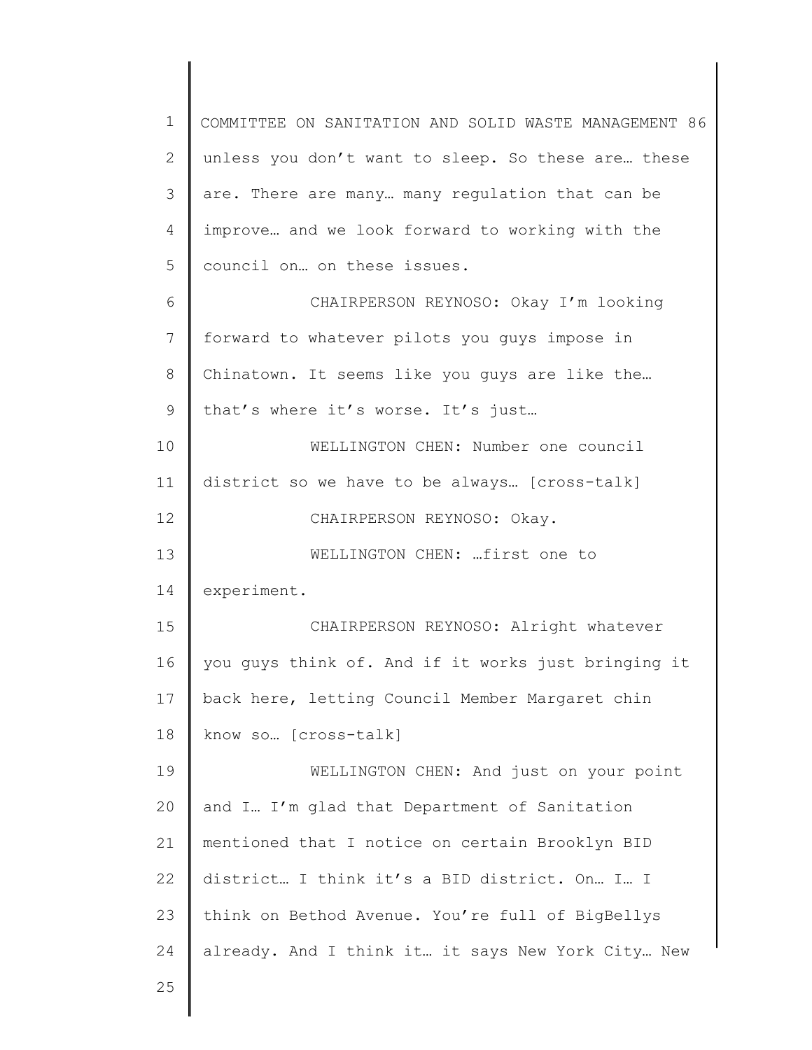unless you don't want to sleep. So these are… these are. There are many… many regulation that can be improve… and we look forward to working with the council on… on these issues.

CHAIRPERSON REYNOSO: Okay I'm looking forward to whatever pilots you guys impose in Chinatown. It seems like you guys are like the… that's where it's worse. It's just…

WELLINGTON CHEN: Number one council district so we have to be always… [cross-talk]

CHAIRPERSON REYNOSO: Okay.

WELLINGTON CHEN: …first one to experiment.

CHAIRPERSON REYNOSO: Alright whatever you guys think of. And if it works just bringing it back here, letting Council Member Margaret chin know so… [cross-talk]

WELLINGTON CHEN: And just on your point and I… I'm glad that Department of Sanitation mentioned that I notice on certain Brooklyn BID district… I think it's a BID district. On… I… I think on Bethod Avenue. You're full of BigBellys already. And I think it… it says New York City… New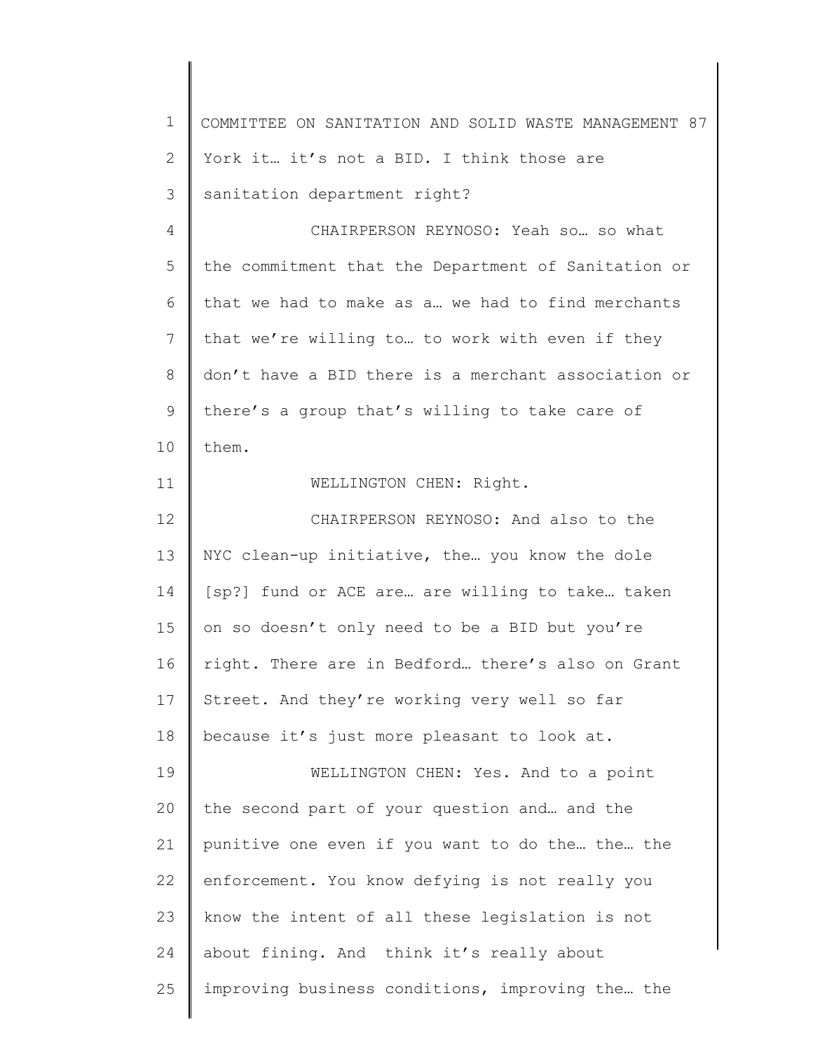York it… it's not a BID. I think those are sanitation department right?

CHAIRPERSON REYNOSO: Yeah so… so what the commitment that the Department of Sanitation or that we had to make as a… we had to find merchants that we're willing to… to work with even if they don't have a BID there is a merchant association or there's a group that's willing to take care of them.

WELLINGTON CHEN: Right.

CHAIRPERSON REYNOSO: And also to the NYC clean-up initiative, the… you know the dole [sp?] fund or ACE are… are willing to take… taken on so doesn't only need to be a BID but you're right. There are in Bedford… there's also on Grant Street. And they're working very well so far because it's just more pleasant to look at.

WELLINGTON CHEN: Yes. And to a point the second part of your question and… and the punitive one even if you want to do the… the… the enforcement. You know defying is not really you know the intent of all these legislation is not about fining. And think it's really about improving business conditions, improving the… the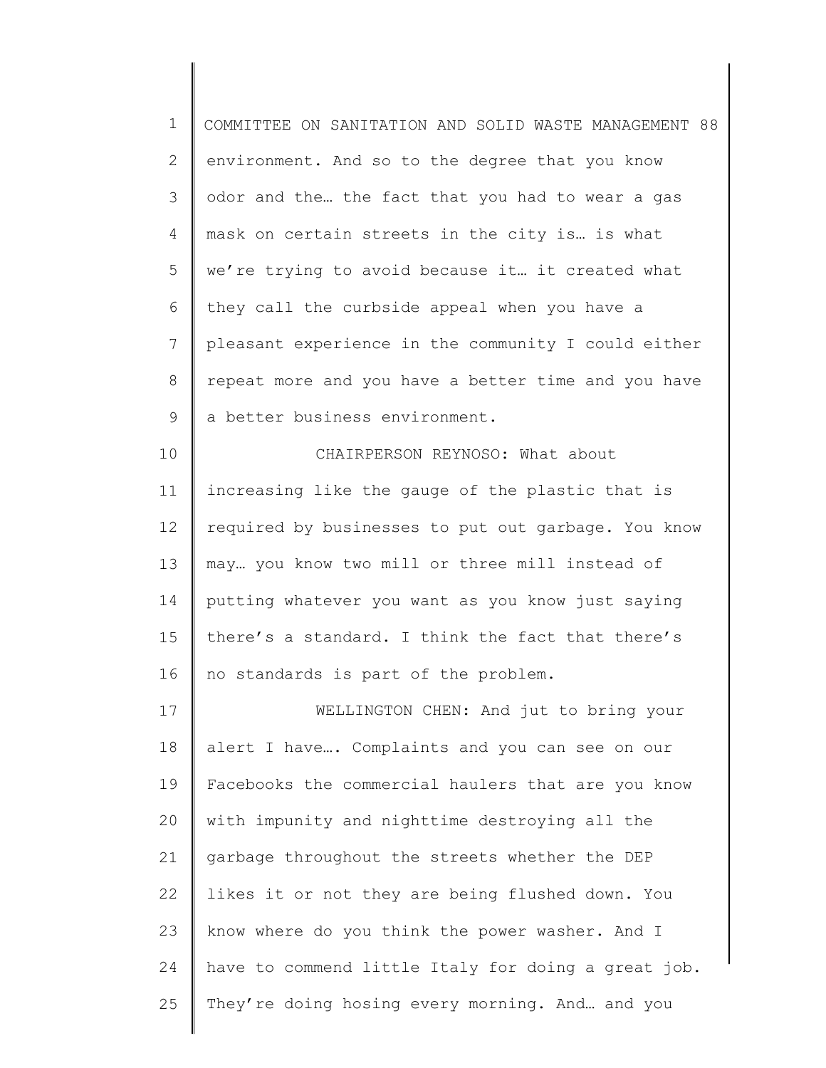environment. And so to the degree that you know odor and the… the fact that you had to wear a gas mask on certain streets in the city is… is what we're trying to avoid because it… it created what they call the curbside appeal when you have a pleasant experience in the community I could either repeat more and you have a better time and you have a better business environment.

CHAIRPERSON REYNOSO: What about increasing like the gauge of the plastic that is required by businesses to put out garbage. You know may… you know two mill or three mill instead of putting whatever you want as you know just saying there's a standard. I think the fact that there's no standards is part of the problem.

WELLINGTON CHEN: And jut to bring your alert I have…. Complaints and you can see on our Facebooks the commercial haulers that are you know with impunity and nighttime destroying all the garbage throughout the streets whether the DEP likes it or not they are being flushed down. You know where do you think the power washer. And I have to commend little Italy for doing a great job. They're doing hosing every morning. And… and you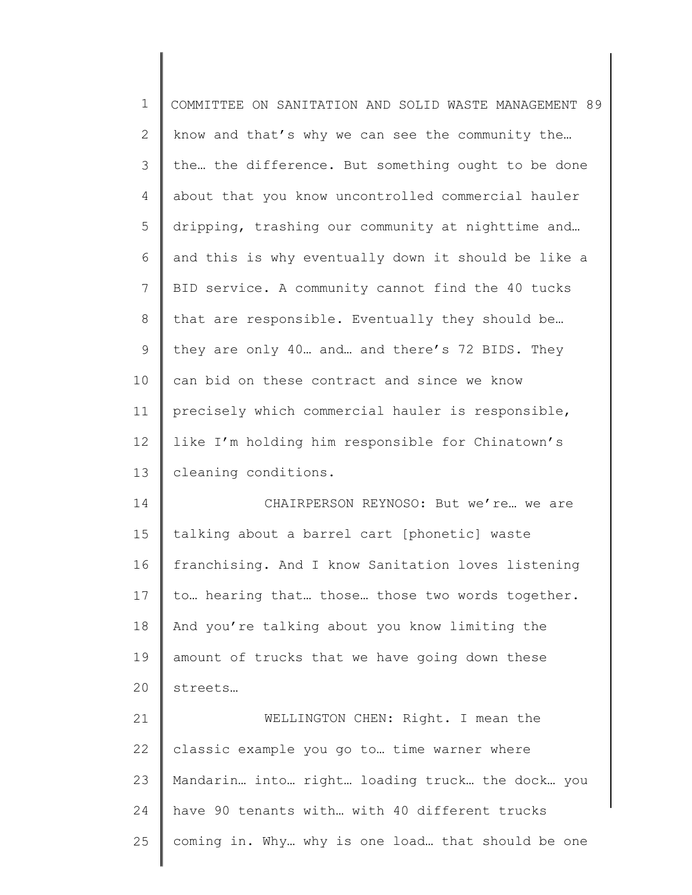know and that's why we can see the community the… the… the difference. But something ought to be done about that you know uncontrolled commercial hauler dripping, trashing our community at nighttime and… and this is why eventually down it should be like a BID service. A community cannot find the 40 tucks that are responsible. Eventually they should be… they are only 40… and… and there's 72 BIDS. They can bid on these contract and since we know precisely which commercial hauler is responsible, like I'm holding him responsible for Chinatown's cleaning conditions.

CHAIRPERSON REYNOSO: But we're… we are talking about a barrel cart [phonetic] waste franchising. And I know Sanitation loves listening to… hearing that… those… those two words together. And you're talking about you know limiting the amount of trucks that we have going down these streets…

WELLINGTON CHEN: Right. I mean the classic example you go to… time warner where Mandarin… into… right… loading truck… the dock… you have 90 tenants with… with 40 different trucks coming in. Why… why is one load… that should be one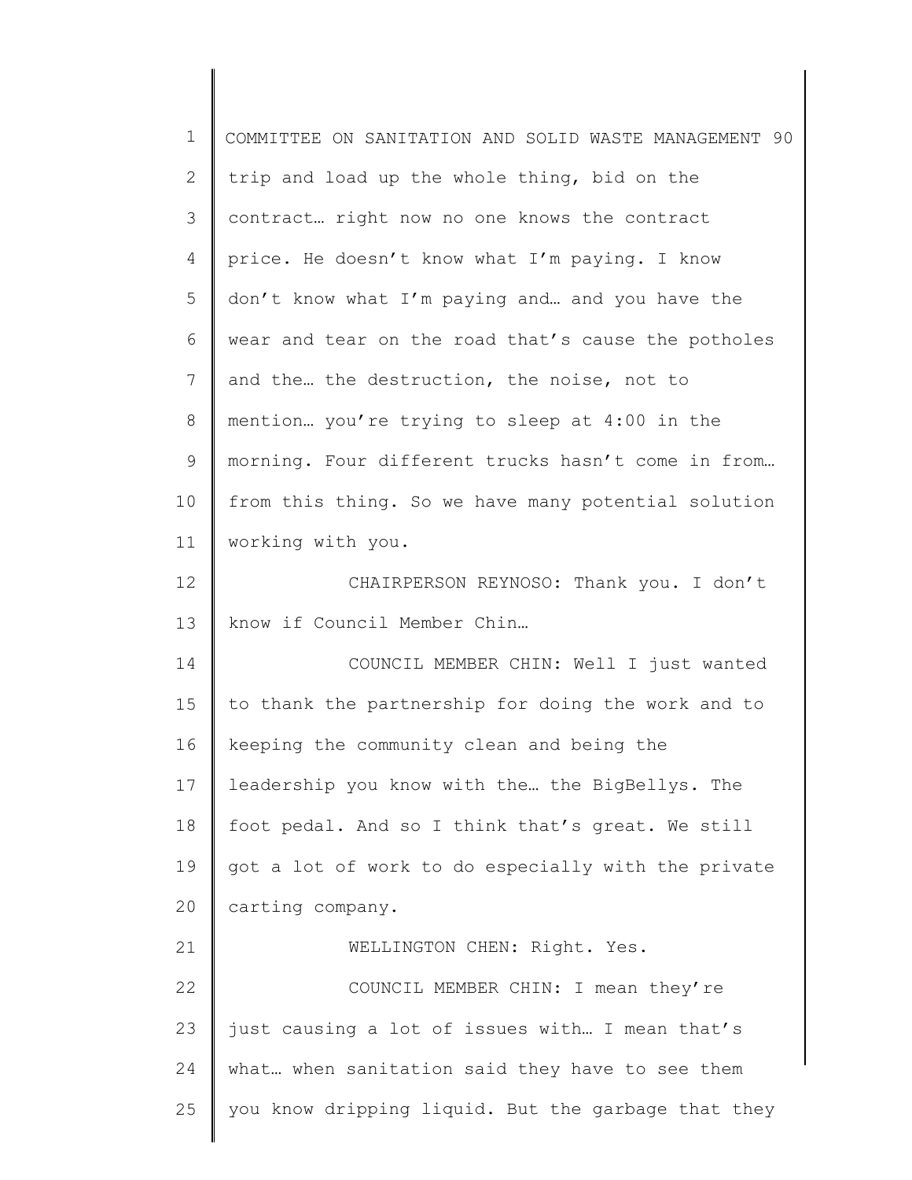trip and load up the whole thing, bid on the contract… right now no one knows the contract price. He doesn't know what I'm paying. I know don't know what I'm paying and… and you have the wear and tear on the road that's cause the potholes and the… the destruction, the noise, not to mention… you're trying to sleep at 4:00 in the morning. Four different trucks hasn't come in from… from this thing. So we have many potential solution working with you.

CHAIRPERSON REYNOSO: Thank you. I don't know if Council Member Chin…

COUNCIL MEMBER CHIN: Well I just wanted to thank the partnership for doing the work and to keeping the community clean and being the leadership you know with the… the BigBellys. The foot pedal. And so I think that's great. We still got a lot of work to do especially with the private carting company.

WELLINGTON CHEN: Right. Yes.

COUNCIL MEMBER CHIN: I mean they're just causing a lot of issues with… I mean that's what… when sanitation said they have to see them you know dripping liquid. But the garbage that they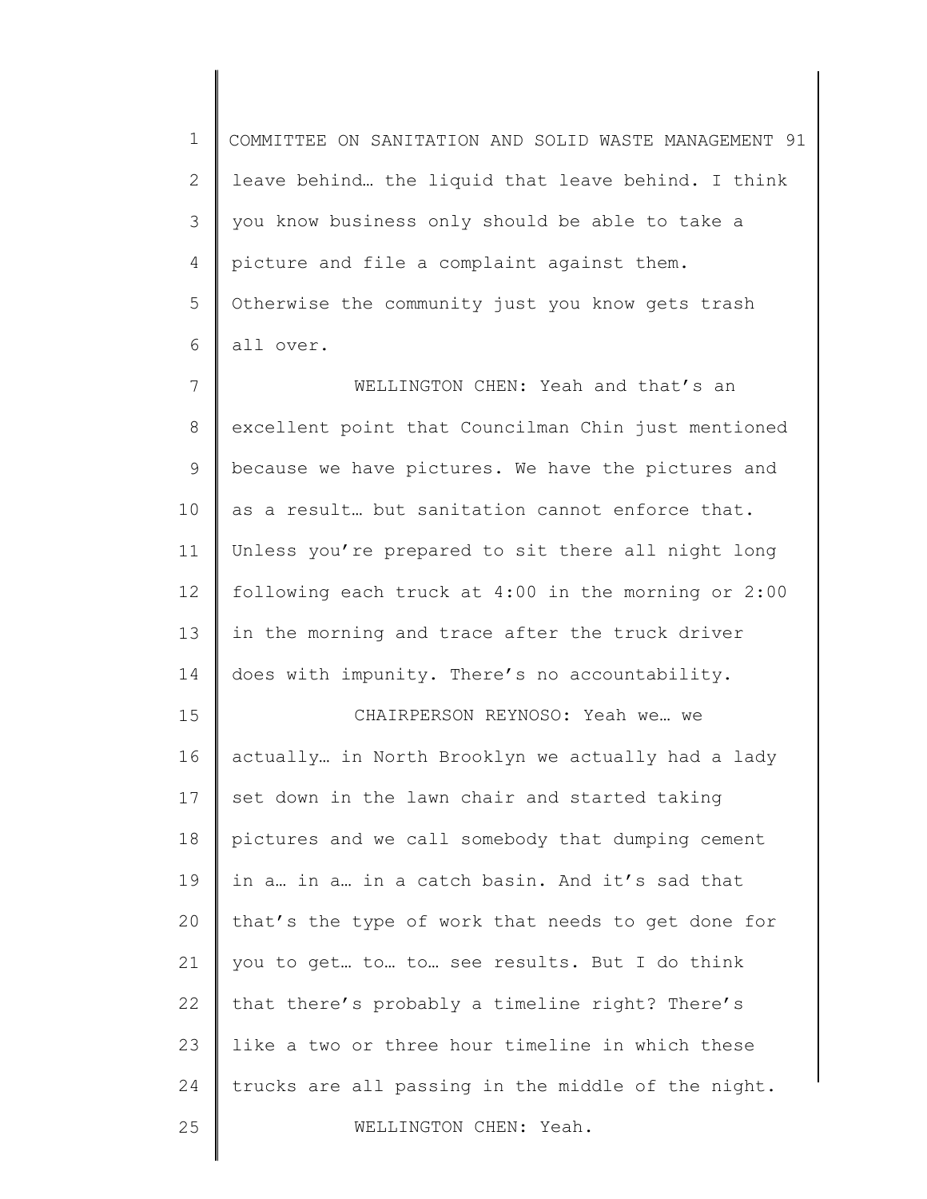leave behind… the liquid that leave behind. I think you know business only should be able to take a picture and file a complaint against them. Otherwise the community just you know gets trash all over.

WELLINGTON CHEN: Yeah and that's an excellent point that Councilman Chin just mentioned because we have pictures. We have the pictures and as a result… but sanitation cannot enforce that. Unless you're prepared to sit there all night long following each truck at 4:00 in the morning or 2:00 in the morning and trace after the truck driver does with impunity. There's no accountability.

CHAIRPERSON REYNOSO: Yeah we… we actually… in North Brooklyn we actually had a lady set down in the lawn chair and started taking pictures and we call somebody that dumping cement in a… in a… in a catch basin. And it's sad that that's the type of work that needs to get done for you to get… to… to… see results. But I do think that there's probably a timeline right? There's like a two or three hour timeline in which these trucks are all passing in the middle of the night.

WELLINGTON CHEN: Yeah.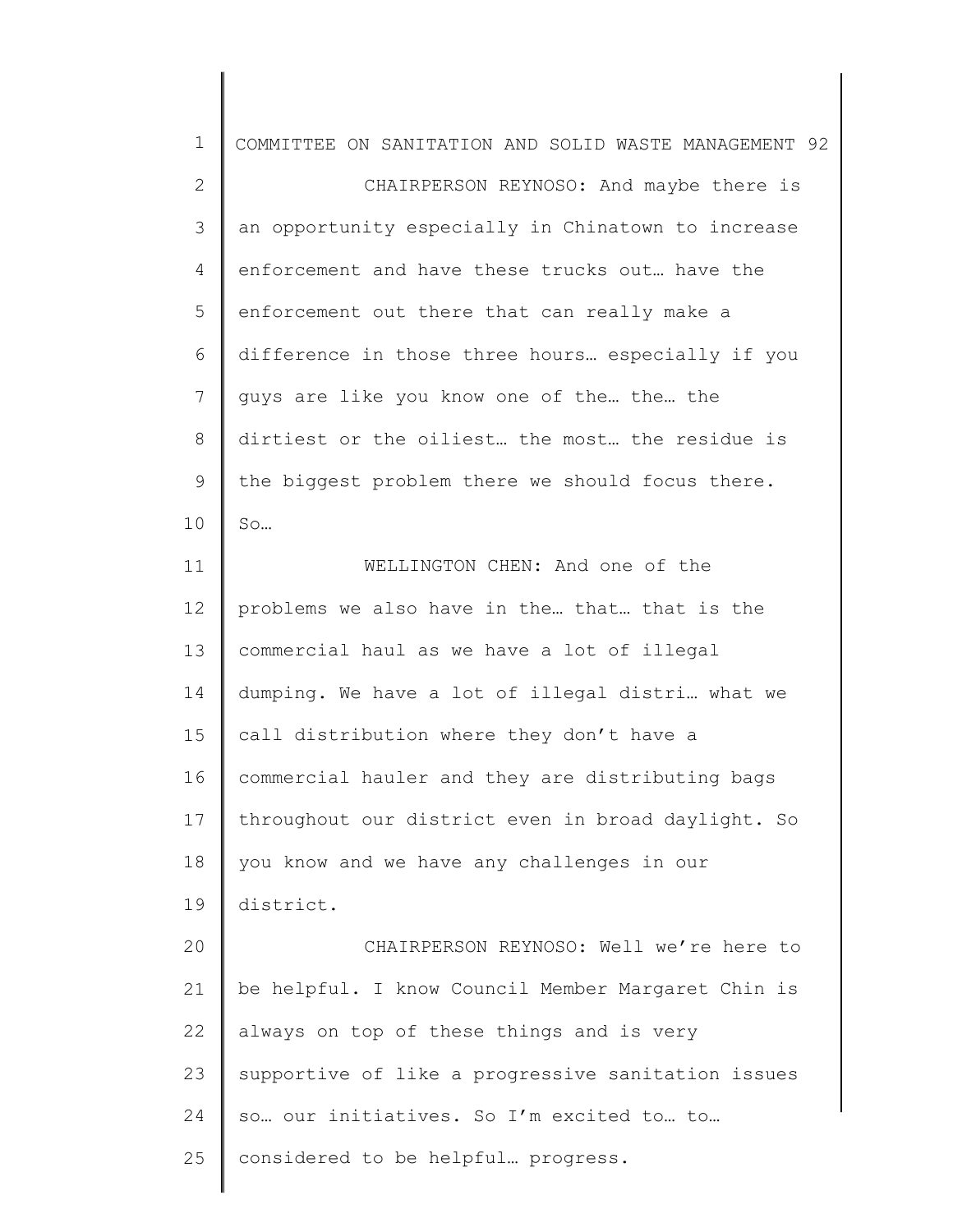CHAIRPERSON REYNOSO: And maybe there is an opportunity especially in Chinatown to increase enforcement and have these trucks out… have the enforcement out there that can really make a difference in those three hours… especially if you guys are like you know one of the… the… the dirtiest or the oiliest… the most… the residue is the biggest problem there we should focus there. So…

WELLINGTON CHEN: And one of the problems we also have in the… that… that is the commercial haul as we have a lot of illegal dumping. We have a lot of illegal distri… what we call distribution where they don't have a commercial hauler and they are distributing bags throughout our district even in broad daylight. So you know and we have any challenges in our district.

CHAIRPERSON REYNOSO: Well we're here to be helpful. I know Council Member Margaret Chin is always on top of these things and is very supportive of like a progressive sanitation issues so… our initiatives. So I'm excited to… to… considered to be helpful… progress.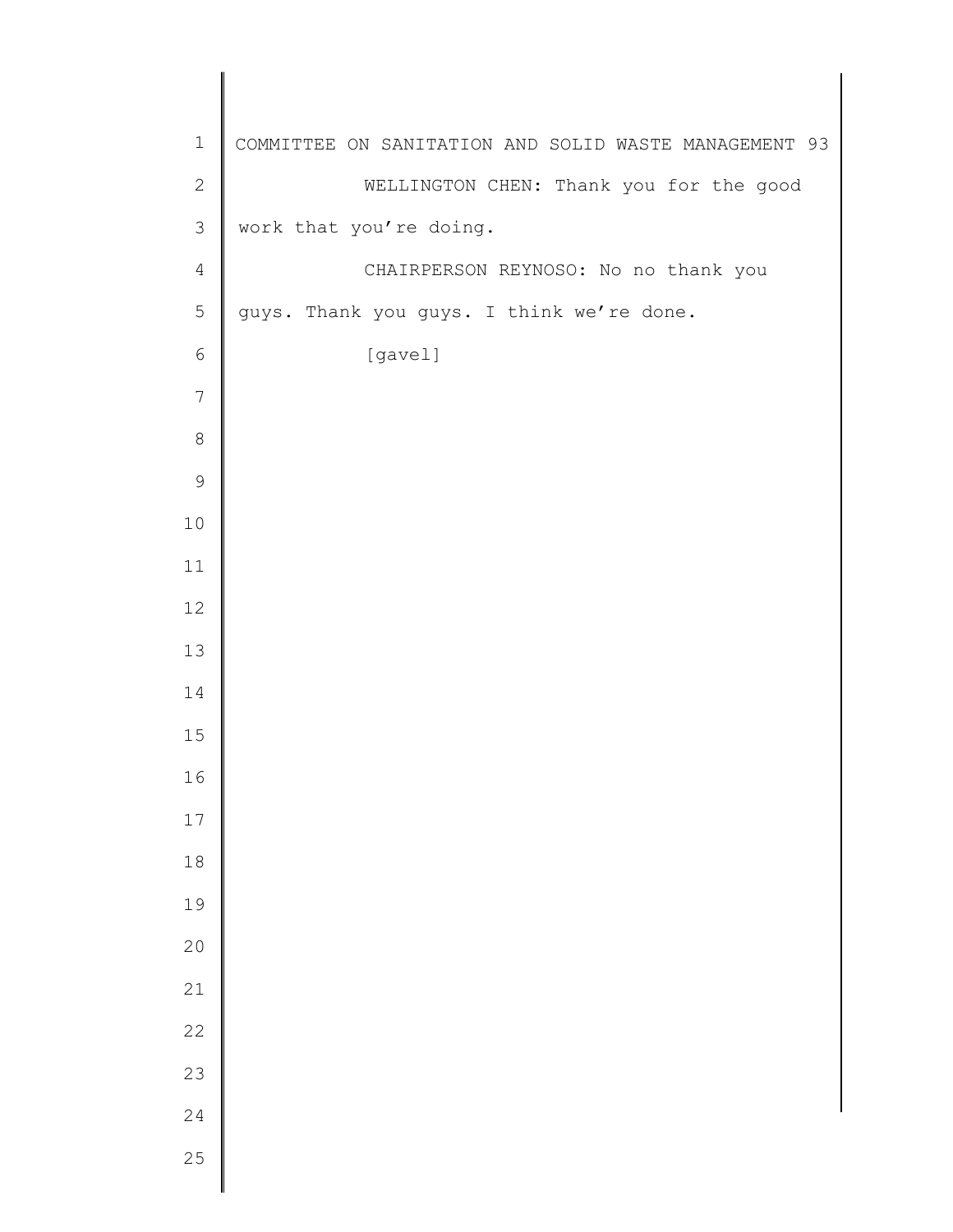WELLINGTON CHEN: Thank you for the good work that you're doing.

CHAIRPERSON REYNOSO: No no thank you guys. Thank you guys. I think we're done.

[gavel]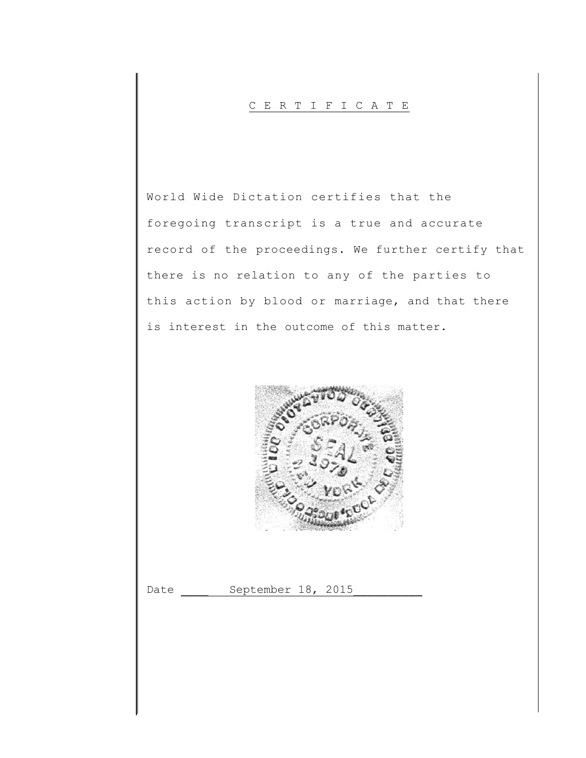# C E R T I F I C A T E

World Wide Dictation certifies that the foregoing transcript is a true and accurate record of the proceedings. We further certify that there is no relation to any of the parties to this action by blood or marriage, and that there is interest in the outcome of this matter.

Date \_\_\_\_ September 18, 2015\_\_\_\_\_\_\_\_\_\_